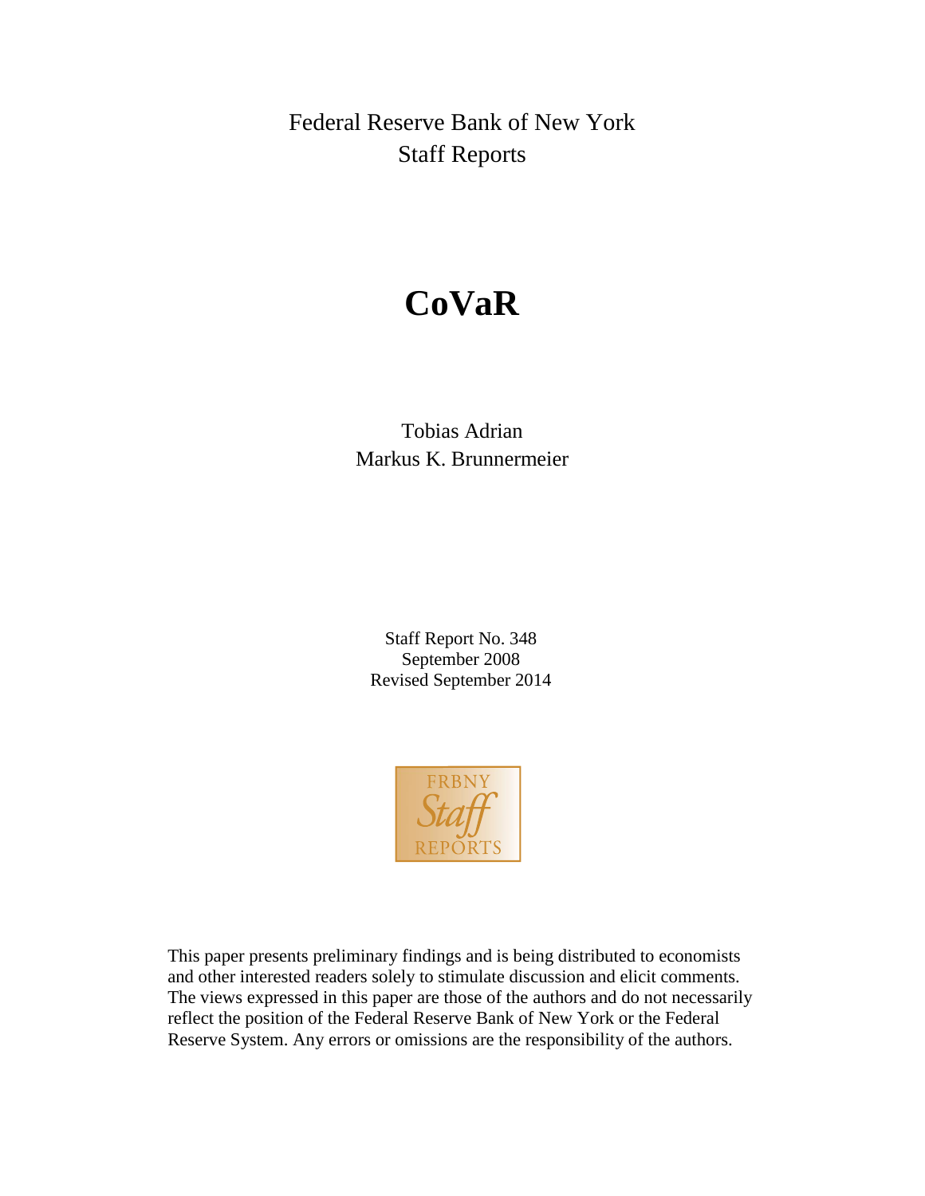Federal Reserve Bank of New York
Staff Reports

# CoVaR

Tobias Adrian
Markus K. Brunnermeier

Staff Report No. 348
September 2008
Revised September 2014

This paper presents preliminary findings and is being distributed to economists and other interested readers solely to stimulate discussion and elicit comments. The views expressed in this paper are those of the authors and do not necessarily reflect the position of the Federal Reserve Bank of New York or the Federal Reserve System. Any errors or omissions are the responsibility of the authors.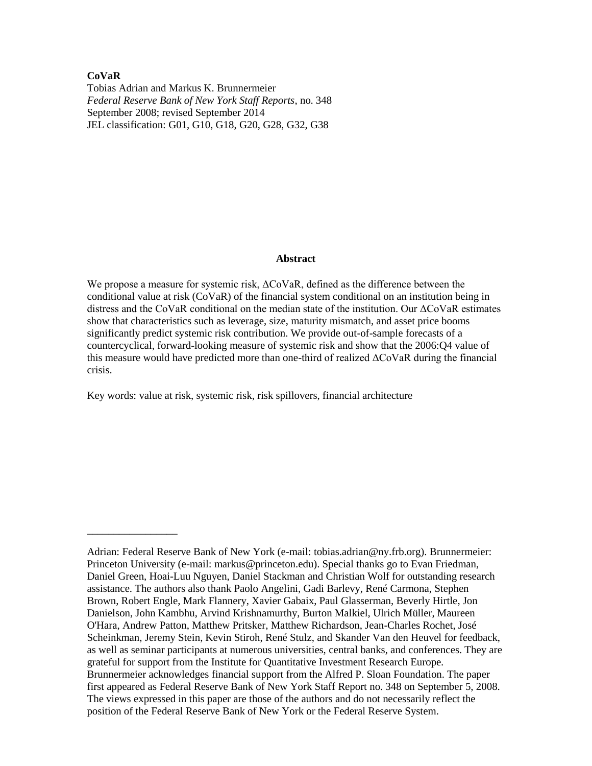**CoVaR**
Tobias Adrian and Markus K. Brunnermeier
*Federal Reserve Bank of New York Staff Reports*, no. 348
September 2008; revised September 2014
JEL classification: G01, G10, G18, G20, G28, G32, G38

## Abstract

We propose a measure for systemic risk, ΔCoVaR, defined as the difference between the conditional value at risk (CoVaR) of the financial system conditional on an institution being in distress and the CoVaR conditional on the median state of the institution. Our ΔCoVaR estimates show that characteristics such as leverage, size, maturity mismatch, and asset price booms significantly predict systemic risk contribution. We provide out-of-sample forecasts of a countercyclical, forward-looking measure of systemic risk and show that the 2006:Q4 value of this measure would have predicted more than one-third of realized ΔCoVaR during the financial crisis.

Key words: value at risk, systemic risk, risk spillovers, financial architecture

---

Adrian: Federal Reserve Bank of New York (e-mail: tobias.adrian@ny.frb.org). Brunnermeier: Princeton University (e-mail: markus@princeton.edu). Special thanks go to Evan Friedman, Daniel Green, Hoai-Luu Nguyen, Daniel Stackman and Christian Wolf for outstanding research assistance. The authors also thank Paolo Angelini, Gadi Barlevy, René Carmona, Stephen Brown, Robert Engle, Mark Flannery, Xavier Gabaix, Paul Glasserman, Beverly Hirtle, Jon Danielson, John Kambhu, Arvind Krishnamurthy, Burton Malkiel, Ulrich Müller, Maureen O'Hara, Andrew Patton, Matthew Pritsker, Matthew Richardson, Jean-Charles Rochet, José Scheinkman, Jeremy Stein, Kevin Stiroh, René Stulz, and Skander Van den Heuvel for feedback, as well as seminar participants at numerous universities, central banks, and conferences. They are grateful for support from the Institute for Quantitative Investment Research Europe. Brunnermeier acknowledges financial support from the Alfred P. Sloan Foundation. The paper first appeared as Federal Reserve Bank of New York Staff Report no. 348 on September 5, 2008. The views expressed in this paper are those of the authors and do not necessarily reflect the position of the Federal Reserve Bank of New York or the Federal Reserve System.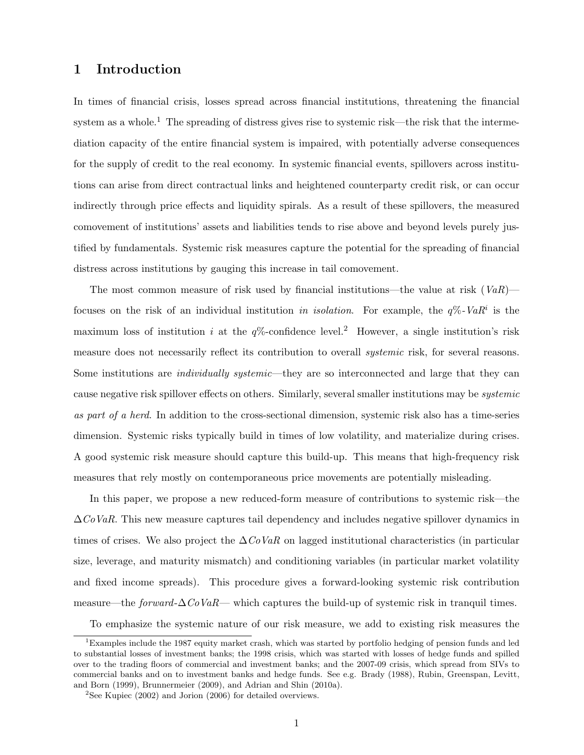# 1 Introduction

In times of financial crisis, losses spread across financial institutions, threatening the financial system as a whole.[1] The spreading of distress gives rise to systemic risk—the risk that the intermediation capacity of the entire financial system is impaired, with potentially adverse consequences for the supply of credit to the real economy. In systemic financial events, spillovers across institutions can arise from direct contractual links and heightened counterparty credit risk, or can occur indirectly through price effects and liquidity spirals. As a result of these spillovers, the measured comovement of institutions' assets and liabilities tends to rise above and beyond levels purely justified by fundamentals. Systemic risk measures capture the potential for the spreading of financial distress across institutions by gauging this increase in tail comovement.

The most common measure of risk used by financial institutions—the value at risk ($VaR$)—focuses on the risk of an individual institution *in isolation*. For example, the $q\%$-$VaR^i$ is the maximum loss of institution $i$ at the $q\%$-confidence level.[2] However, a single institution's risk measure does not necessarily reflect its contribution to overall *systemic* risk, for several reasons. Some institutions are *individually systemic*—they are so interconnected and large that they can cause negative risk spillover effects on others. Similarly, several smaller institutions may be *systemic as part of a herd*. In addition to the cross-sectional dimension, systemic risk also has a time-series dimension. Systemic risks typically build in times of low volatility, and materialize during crises. A good systemic risk measure should capture this build-up. This means that high-frequency risk measures that rely mostly on contemporaneous price movements are potentially misleading.

In this paper, we propose a new reduced-form measure of contributions to systemic risk—the $\Delta CoVaR$. This new measure captures tail dependency and includes negative spillover dynamics in times of crises. We also project the $\Delta CoVaR$ on lagged institutional characteristics (in particular size, leverage, and maturity mismatch) and conditioning variables (in particular market volatility and fixed income spreads). This procedure gives a forward-looking systemic risk contribution measure—the *forward*-$\Delta CoVaR$— which captures the build-up of systemic risk in tranquil times.

To emphasize the systemic nature of our risk measure, we add to existing risk measures the

[1] Examples include the 1987 equity market crash, which was started by portfolio hedging of pension funds and led to substantial losses of investment banks; the 1998 crisis, which was started with losses of hedge funds and spilled over to the trading floors of commercial and investment banks; and the 2007-09 crisis, which spread from SIVs to commercial banks and on to investment banks and hedge funds. See e.g. Brady (1988), Rubin, Greenspan, Levitt, and Born (1999), Brunnermeier (2009), and Adrian and Shin (2010a).

[2] See Kupiec (2002) and Jorion (2006) for detailed overviews.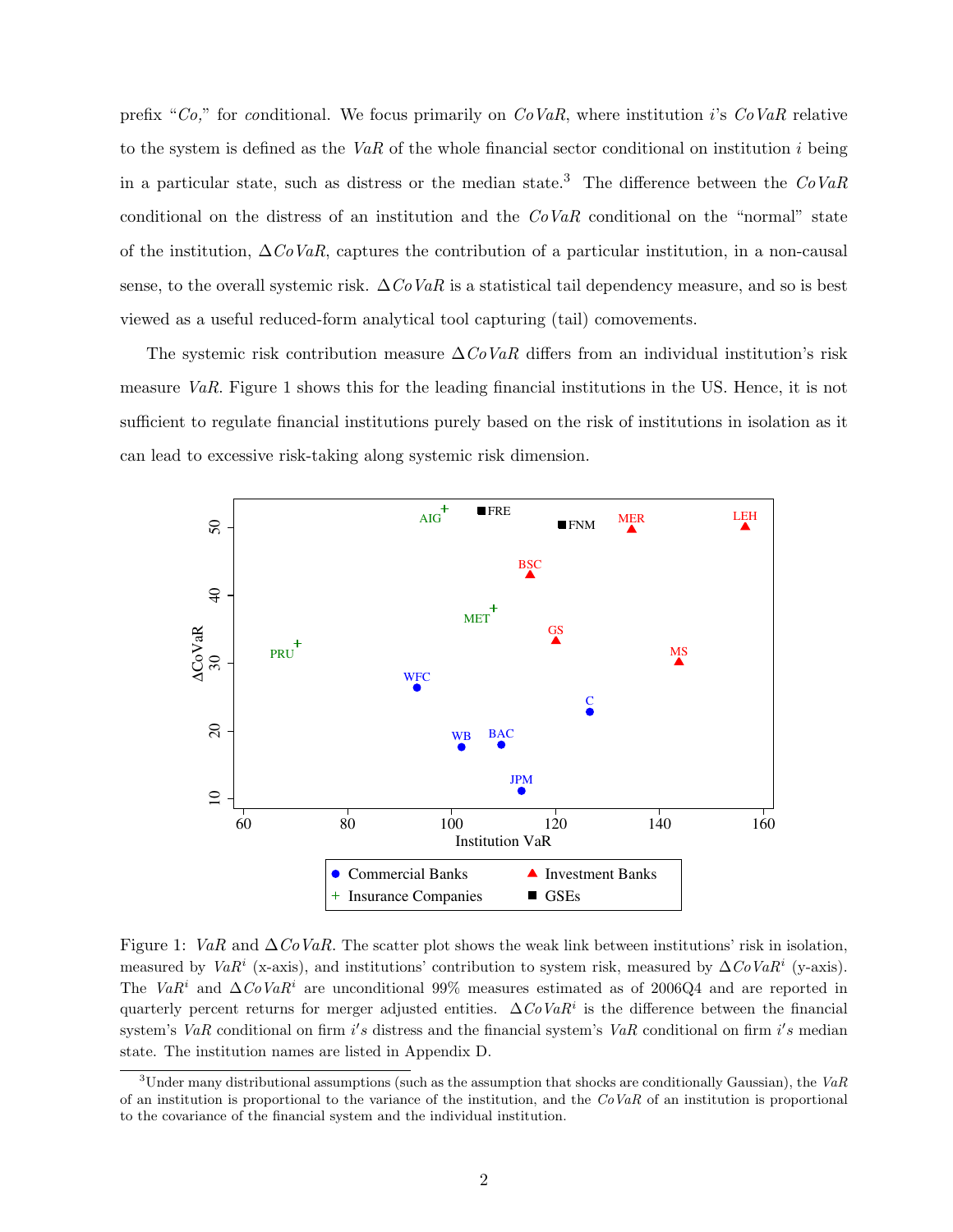prefix "*Co,*" for *co*nditional. We focus primarily on $CoVaR$, where institution $i$'s $CoVaR$ relative to the system is defined as the $VaR$ of the whole financial sector conditional on institution $i$ being in a particular state, such as distress or the median state.[3] The difference between the $CoVaR$ conditional on the distress of an institution and the $CoVaR$ conditional on the "normal" state of the institution, $\Delta CoVaR$, captures the contribution of a particular institution, in a non-causal sense, to the overall systemic risk. $\Delta CoVaR$ is a statistical tail dependency measure, and so is best viewed as a useful reduced-form analytical tool capturing (tail) comovements.

The systemic risk contribution measure $\Delta CoVaR$ differs from an individual institution's risk measure $VaR$. Figure 1 shows this for the leading financial institutions in the US. Hence, it is not sufficient to regulate financial institutions purely based on the risk of institutions in isolation as it can lead to excessive risk-taking along systemic risk dimension.

Figure 1: $VaR$ and $\Delta CoVaR$. The scatter plot shows the weak link between institutions' risk in isolation, measured by $VaR^i$ (x-axis), and institutions' contribution to system risk, measured by $\Delta CoVaR^i$ (y-axis). The $VaR^i$ and $\Delta CoVaR^i$ are unconditional 99% measures estimated as of 2006Q4 and are reported in quarterly percent returns for merger adjusted entities. $\Delta CoVaR^i$ is the difference between the financial system's $VaR$ conditional on firm $i's$ distress and the financial system's $VaR$ conditional on firm $i's$ median state. The institution names are listed in Appendix D.

[3] Under many distributional assumptions (such as the assumption that shocks are conditionally Gaussian), the $VaR$ of an institution is proportional to the variance of the institution, and the $CoVaR$ of an institution is proportional to the covariance of the financial system and the individual institution.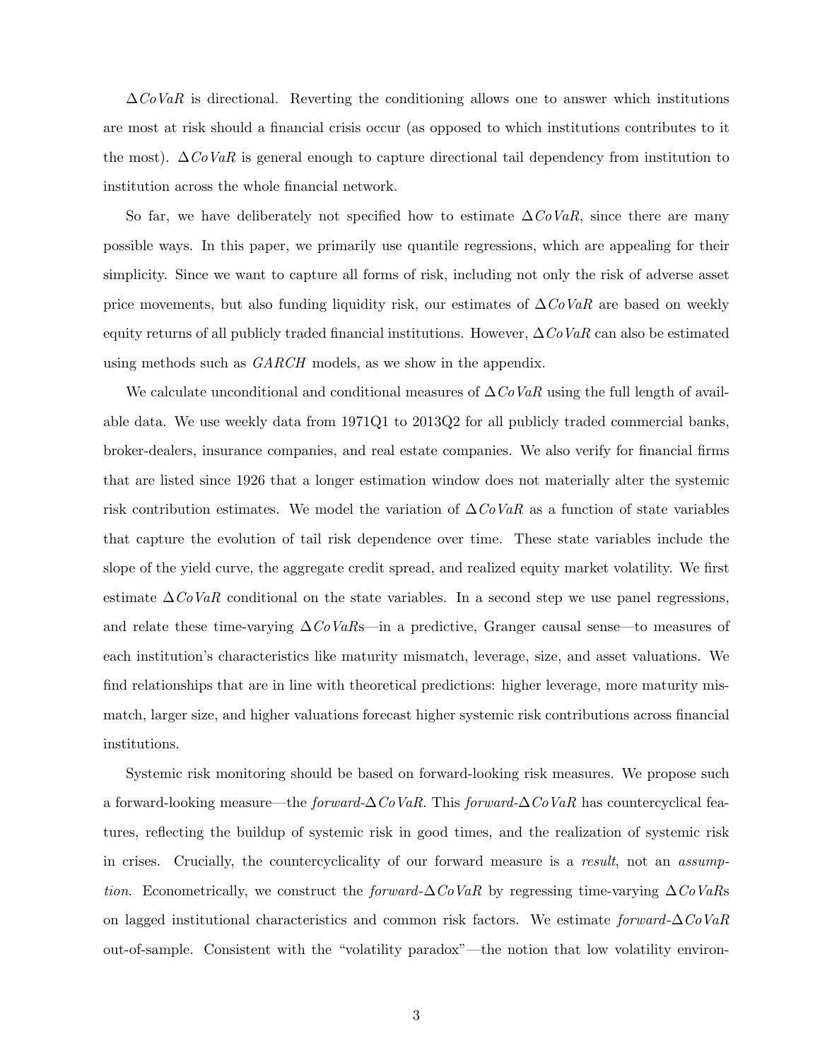$\Delta CoVaR$ is directional. Reverting the conditioning allows one to answer which institutions are most at risk should a financial crisis occur (as opposed to which institutions contributes to it the most). $\Delta CoVaR$ is general enough to capture directional tail dependency from institution to institution across the whole financial network.

So far, we have deliberately not specified how to estimate $\Delta CoVaR$, since there are many possible ways. In this paper, we primarily use quantile regressions, which are appealing for their simplicity. Since we want to capture all forms of risk, including not only the risk of adverse asset price movements, but also funding liquidity risk, our estimates of $\Delta CoVaR$ are based on weekly equity returns of all publicly traded financial institutions. However, $\Delta CoVaR$ can also be estimated using methods such as $GARCH$ models, as we show in the appendix.

We calculate unconditional and conditional measures of $\Delta CoVaR$ using the full length of available data. We use weekly data from 1971Q1 to 2013Q2 for all publicly traded commercial banks, broker-dealers, insurance companies, and real estate companies. We also verify for financial firms that are listed since 1926 that a longer estimation window does not materially alter the systemic risk contribution estimates. We model the variation of $\Delta CoVaR$ as a function of state variables that capture the evolution of tail risk dependence over time. These state variables include the slope of the yield curve, the aggregate credit spread, and realized equity market volatility. We first estimate $\Delta CoVaR$ conditional on the state variables. In a second step we use panel regressions, and relate these time-varying $\Delta CoVaR$s—in a predictive, Granger causal sense—to measures of each institution's characteristics like maturity mismatch, leverage, size, and asset valuations. We find relationships that are in line with theoretical predictions: higher leverage, more maturity mismatch, larger size, and higher valuations forecast higher systemic risk contributions across financial institutions.

Systemic risk monitoring should be based on forward-looking risk measures. We propose such a forward-looking measure—the *forward*-$\Delta CoVaR$. This *forward*-$\Delta CoVaR$ has countercyclical features, reflecting the buildup of systemic risk in good times, and the realization of systemic risk in crises. Crucially, the countercyclicality of our forward measure is a *result*, not an *assumption*. Econometrically, we construct the *forward*-$\Delta CoVaR$ by regressing time-varying $\Delta CoVaR$s on lagged institutional characteristics and common risk factors. We estimate *forward*-$\Delta CoVaR$ out-of-sample. Consistent with the "volatility paradox"—the notion that low volatility environ-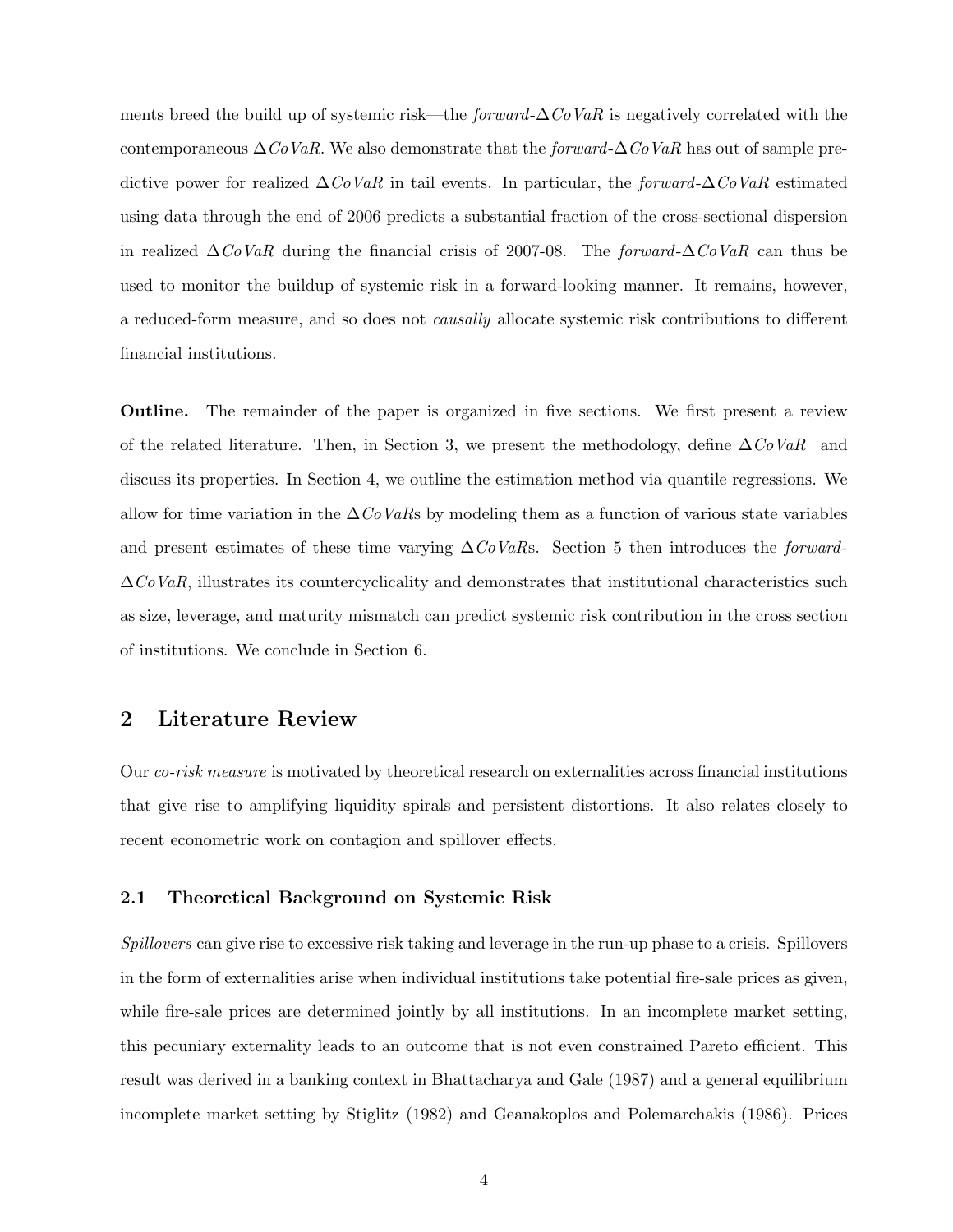ments breed the build up of systemic risk—the *forward*-$\Delta CoVaR$ is negatively correlated with the contemporaneous $\Delta CoVaR$. We also demonstrate that the *forward*-$\Delta CoVaR$ has out of sample predictive power for realized $\Delta CoVaR$ in tail events. In particular, the *forward*-$\Delta CoVaR$ estimated using data through the end of 2006 predicts a substantial fraction of the cross-sectional dispersion in realized $\Delta CoVaR$ during the financial crisis of 2007-08. The *forward*-$\Delta CoVaR$ can thus be used to monitor the buildup of systemic risk in a forward-looking manner. It remains, however, a reduced-form measure, and so does not *causally* allocate systemic risk contributions to different financial institutions.

**Outline.** The remainder of the paper is organized in five sections. We first present a review of the related literature. Then, in Section 3, we present the methodology, define $\Delta CoVaR$ and discuss its properties. In Section 4, we outline the estimation method via quantile regressions. We allow for time variation in the $\Delta CoVaR$s by modeling them as a function of various state variables and present estimates of these time varying $\Delta CoVaR$s. Section 5 then introduces the *forward*-$\Delta CoVaR$, illustrates its countercyclicality and demonstrates that institutional characteristics such as size, leverage, and maturity mismatch can predict systemic risk contribution in the cross section of institutions. We conclude in Section 6.

## 2 Literature Review

Our *co-risk measure* is motivated by theoretical research on externalities across financial institutions that give rise to amplifying liquidity spirals and persistent distortions. It also relates closely to recent econometric work on contagion and spillover effects.

### 2.1 Theoretical Background on Systemic Risk

*Spillovers* can give rise to excessive risk taking and leverage in the run-up phase to a crisis. Spillovers in the form of externalities arise when individual institutions take potential fire-sale prices as given, while fire-sale prices are determined jointly by all institutions. In an incomplete market setting, this pecuniary externality leads to an outcome that is not even constrained Pareto efficient. This result was derived in a banking context in Bhattacharya and Gale (1987) and a general equilibrium incomplete market setting by Stiglitz (1982) and Geanakoplos and Polemarchakis (1986). Prices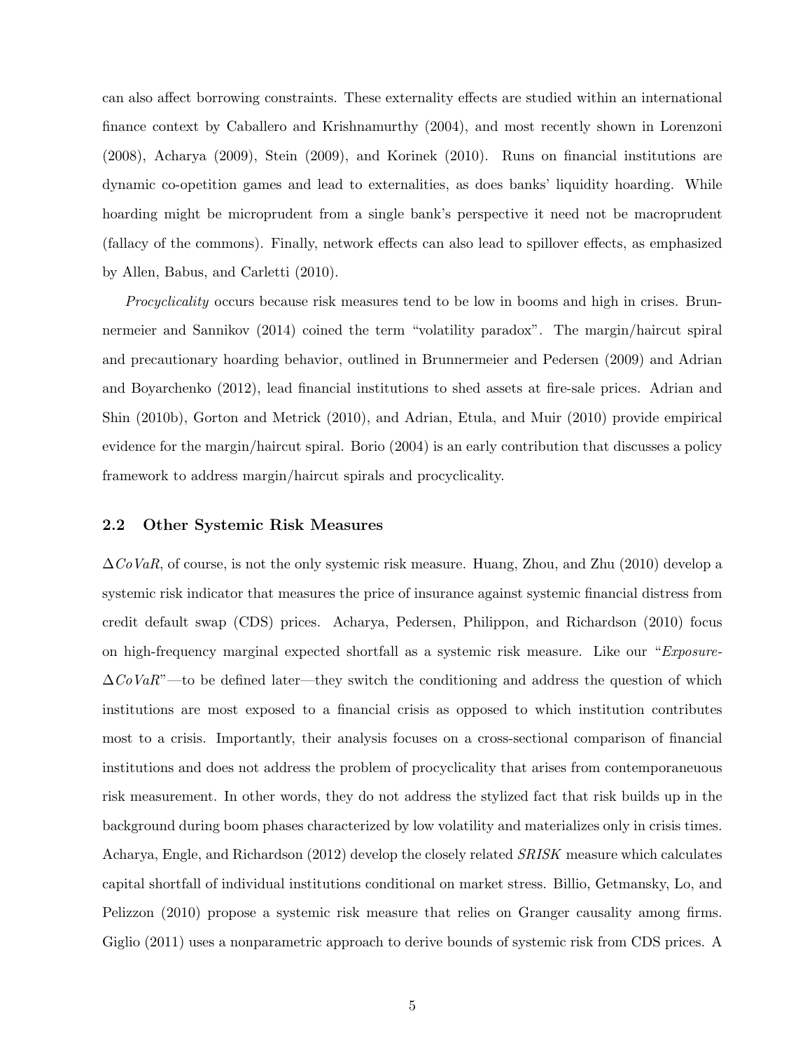can also affect borrowing constraints. These externality effects are studied within an international finance context by Caballero and Krishnamurthy (2004), and most recently shown in Lorenzoni (2008), Acharya (2009), Stein (2009), and Korinek (2010). Runs on financial institutions are dynamic co-opetition games and lead to externalities, as does banks' liquidity hoarding. While hoarding might be microprudent from a single bank's perspective it need not be macroprudent (fallacy of the commons). Finally, network effects can also lead to spillover effects, as emphasized by Allen, Babus, and Carletti (2010).

*Procyclicality* occurs because risk measures tend to be low in booms and high in crises. Brunnermeier and Sannikov (2014) coined the term "volatility paradox". The margin/haircut spiral and precautionary hoarding behavior, outlined in Brunnermeier and Pedersen (2009) and Adrian and Boyarchenko (2012), lead financial institutions to shed assets at fire-sale prices. Adrian and Shin (2010b), Gorton and Metrick (2010), and Adrian, Etula, and Muir (2010) provide empirical evidence for the margin/haircut spiral. Borio (2004) is an early contribution that discusses a policy framework to address margin/haircut spirals and procyclicality.

### 2.2 Other Systemic Risk Measures

$\Delta CoVaR$, of course, is not the only systemic risk measure. Huang, Zhou, and Zhu (2010) develop a systemic risk indicator that measures the price of insurance against systemic financial distress from credit default swap (CDS) prices. Acharya, Pedersen, Philippon, and Richardson (2010) focus on high-frequency marginal expected shortfall as a systemic risk measure. Like our "*Exposure-*$\Delta CoVaR$"—to be defined later—they switch the conditioning and address the question of which institutions are most exposed to a financial crisis as opposed to which institution contributes most to a crisis. Importantly, their analysis focuses on a cross-sectional comparison of financial institutions and does not address the problem of procyclicality that arises from contemporaneous risk measurement. In other words, they do not address the stylized fact that risk builds up in the background during boom phases characterized by low volatility and materializes only in crisis times. Acharya, Engle, and Richardson (2012) develop the closely related *SRISK* measure which calculates capital shortfall of individual institutions conditional on market stress. Billio, Getmansky, Lo, and Pelizzon (2010) propose a systemic risk measure that relies on Granger causality among firms. Giglio (2011) uses a nonparametric approach to derive bounds of systemic risk from CDS prices. A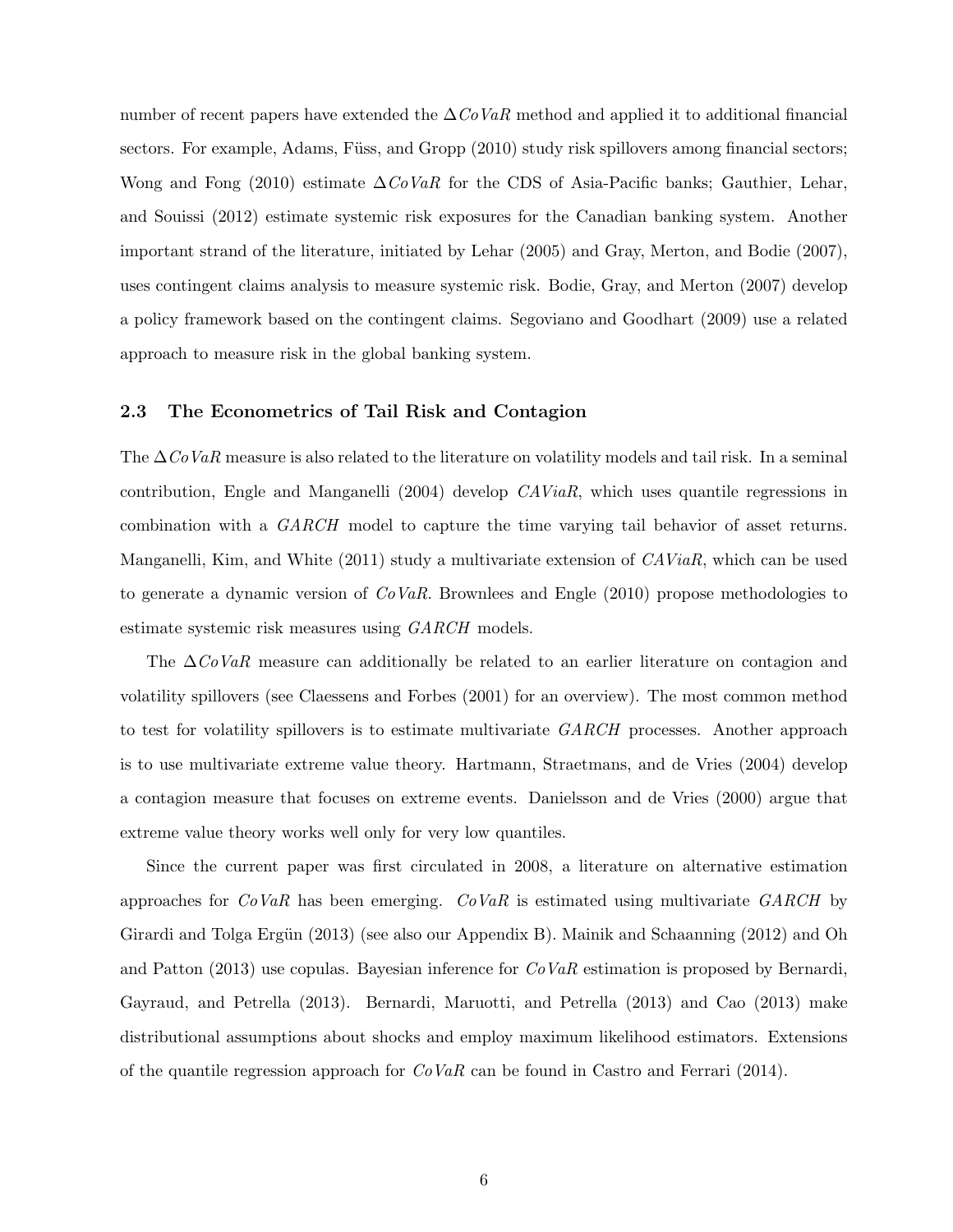number of recent papers have extended the $\Delta CoVaR$ method and applied it to additional financial sectors. For example, Adams, Füss, and Gropp (2010) study risk spillovers among financial sectors; Wong and Fong (2010) estimate $\Delta CoVaR$ for the CDS of Asia-Pacific banks; Gauthier, Lehar, and Souissi (2012) estimate systemic risk exposures for the Canadian banking system. Another important strand of the literature, initiated by Lehar (2005) and Gray, Merton, and Bodie (2007), uses contingent claims analysis to measure systemic risk. Bodie, Gray, and Merton (2007) develop a policy framework based on the contingent claims. Segoviano and Goodhart (2009) use a related approach to measure risk in the global banking system.

### 2.3 The Econometrics of Tail Risk and Contagion

The $\Delta CoVaR$ measure is also related to the literature on volatility models and tail risk. In a seminal contribution, Engle and Manganelli (2004) develop *CAViaR*, which uses quantile regressions in combination with a *GARCH* model to capture the time varying tail behavior of asset returns. Manganelli, Kim, and White (2011) study a multivariate extension of *CAViaR*, which can be used to generate a dynamic version of *CoVaR*. Brownlees and Engle (2010) propose methodologies to estimate systemic risk measures using *GARCH* models.

The $\Delta CoVaR$ measure can additionally be related to an earlier literature on contagion and volatility spillovers (see Claessens and Forbes (2001) for an overview). The most common method to test for volatility spillovers is to estimate multivariate *GARCH* processes. Another approach is to use multivariate extreme value theory. Hartmann, Straetmans, and de Vries (2004) develop a contagion measure that focuses on extreme events. Danielsson and de Vries (2000) argue that extreme value theory works well only for very low quantiles.

Since the current paper was first circulated in 2008, a literature on alternative estimation approaches for *CoVaR* has been emerging. *CoVaR* is estimated using multivariate *GARCH* by Girardi and Tolga Ergün (2013) (see also our Appendix B). Mainik and Schaanning (2012) and Oh and Patton (2013) use copulas. Bayesian inference for *CoVaR* estimation is proposed by Bernardi, Gayraud, and Petrella (2013). Bernardi, Maruotti, and Petrella (2013) and Cao (2013) make distributional assumptions about shocks and employ maximum likelihood estimators. Extensions of the quantile regression approach for *CoVaR* can be found in Castro and Ferrari (2014).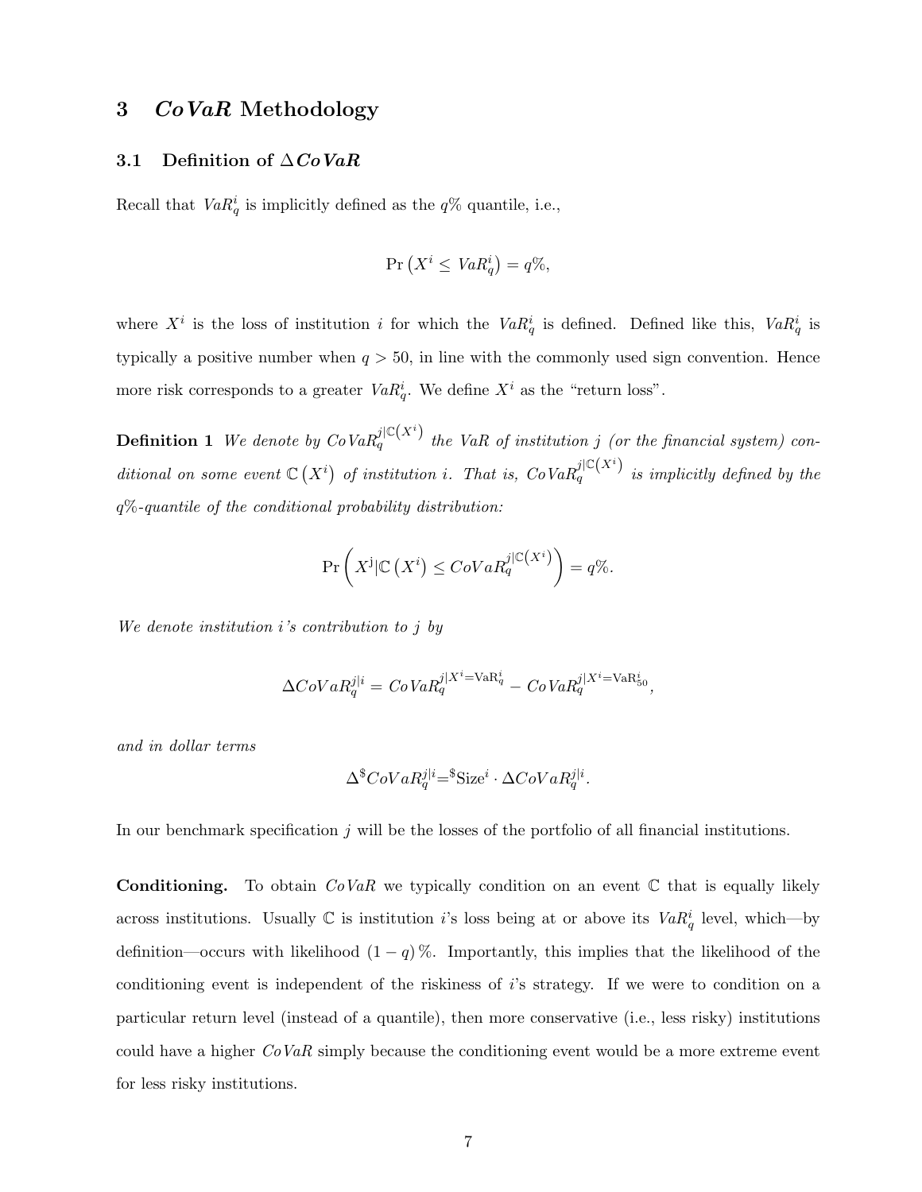## 3 *CoVaR* Methodology

### 3.1 Definition of $\Delta CoVaR$

Recall that $VaR_q^i$ is implicitly defined as the $q\%$ quantile, i.e.,

$$\Pr\left(X^i \leq VaR_q^i\right) = q\%,$$

where $X^i$ is the loss of institution $i$ for which the $VaR_q^i$ is defined. Defined like this, $VaR_q^i$ is typically a positive number when $q > 50$, in line with the commonly used sign convention. Hence more risk corresponds to a greater $VaR_q^i$. We define $X^i$ as the "return loss".

**Definition 1** *We denote by $CoVaR_q^{j|\mathbb{C}(X^i)}$ the VaR of institution $j$ (or the financial system) conditional on some event $\mathbb{C}\left(X^i\right)$ of institution $i$. That is, $CoVaR_q^{j|\mathbb{C}(X^i)}$ is implicitly defined by the $q\%$-quantile of the conditional probability distribution:*

$$\Pr\left(X^{\mathrm{j}}|\mathbb{C}\left(X^i\right) \leq CoVaR_q^{j|\mathbb{C}(X^i)}\right) = q\%.$$

*We denote institution $i$'s contribution to $j$ by*

$$\Delta CoVaR_q^{j|i} = CoVaR_q^{j|X^i=\mathrm{VaR}_q^i} - CoVaR_q^{j|X^i=\mathrm{VaR}_{50}^i},$$

*and in dollar terms*

$$\Delta^{\$}CoVaR_q^{j|i} = {}^{\$}\mathrm{Size}^i \cdot \Delta CoVaR_q^{j|i}.$$

In our benchmark specification $j$ will be the losses of the portfolio of all financial institutions.

**Conditioning.** To obtain *CoVaR* we typically condition on an event $\mathbb{C}$ that is equally likely across institutions. Usually $\mathbb{C}$ is institution $i$'s loss being at or above its $VaR_q^i$ level, which—by definition—occurs with likelihood $(1-q)\%$. Importantly, this implies that the likelihood of the conditioning event is independent of the riskiness of $i$'s strategy. If we were to condition on a particular return level (instead of a quantile), then more conservative (i.e., less risky) institutions could have a higher *CoVaR* simply because the conditioning event would be a more extreme event for less risky institutions.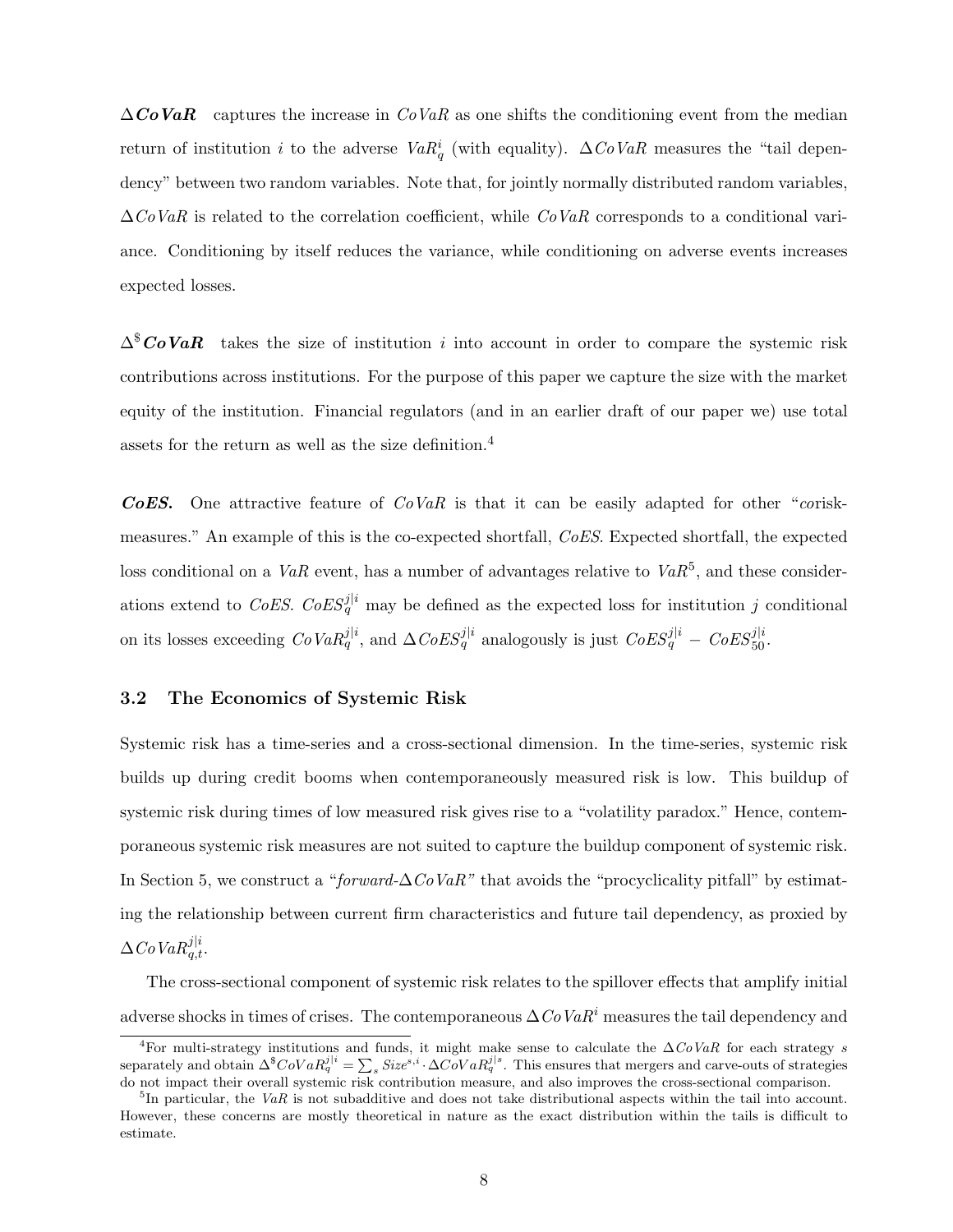**$\Delta$*CoVaR*** captures the increase in $CoVaR$ as one shifts the conditioning event from the median return of institution $i$ to the adverse $VaR_q^i$ (with equality). $\Delta CoVaR$ measures the "tail dependency" between two random variables. Note that, for jointly normally distributed random variables, $\Delta CoVaR$ is related to the correlation coefficient, while $CoVaR$ corresponds to a conditional variance. Conditioning by itself reduces the variance, while conditioning on adverse events increases expected losses.

**$\Delta^{\$}$*CoVaR*** takes the size of institution $i$ into account in order to compare the systemic risk contributions across institutions. For the purpose of this paper we capture the size with the market equity of the institution. Financial regulators (and in an earlier draft of our paper we) use total assets for the return as well as the size definition.[4]

***CoES.*** One attractive feature of $CoVaR$ is that it can be easily adapted for other "*co*risk-measures." An example of this is the co-expected shortfall, *CoES*. Expected shortfall, the expected loss conditional on a *VaR* event, has a number of advantages relative to *VaR*[5], and these considerations extend to *CoES*. $CoES_q^{j|i}$ may be defined as the expected loss for institution $j$ conditional on its losses exceeding $CoVaR_q^{j|i}$, and $\Delta CoES_q^{j|i}$ analogously is just $CoES_q^{j|i} - CoES_{50}^{j|i}$.

### 3.2 The Economics of Systemic Risk

Systemic risk has a time-series and a cross-sectional dimension. In the time-series, systemic risk builds up during credit booms when contemporaneously measured risk is low. This buildup of systemic risk during times of low measured risk gives rise to a "volatility paradox." Hence, contemporaneous systemic risk measures are not suited to capture the buildup component of systemic risk. In Section 5, we construct a "*forward-$\Delta CoVaR$*" that avoids the "procyclicality pitfall" by estimating the relationship between current firm characteristics and future tail dependency, as proxied by $\Delta CoVaR_{q,t}^{j|i}$.

The cross-sectional component of systemic risk relates to the spillover effects that amplify initial adverse shocks in times of crises. The contemporaneous $\Delta CoVaR^i$ measures the tail dependency and

---

[4] For multi-strategy institutions and funds, it might make sense to calculate the $\Delta CoVaR$ for each strategy $s$ separately and obtain $\Delta^{\$}CoVaR_q^{j|i} = \sum_s Size^{s,i} \cdot \Delta CoVaR_q^{j|s}$. This ensures that mergers and carve-outs of strategies do not impact their overall systemic risk contribution measure, and also improves the cross-sectional comparison.

[5] In particular, the *VaR* is not subadditive and does not take distributional aspects within the tail into account. However, these concerns are mostly theoretical in nature as the exact distribution within the tails is difficult to estimate.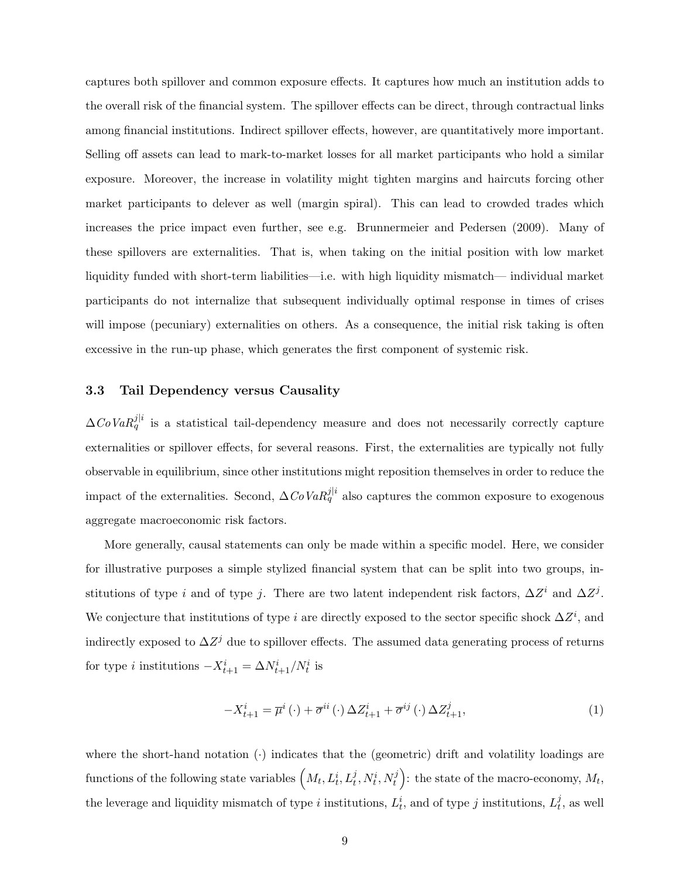captures both spillover and common exposure effects. It captures how much an institution adds to the overall risk of the financial system. The spillover effects can be direct, through contractual links among financial institutions. Indirect spillover effects, however, are quantitatively more important. Selling off assets can lead to mark-to-market losses for all market participants who hold a similar exposure. Moreover, the increase in volatility might tighten margins and haircuts forcing other market participants to delever as well (margin spiral). This can lead to crowded trades which increases the price impact even further, see e.g. Brunnermeier and Pedersen (2009). Many of these spillovers are externalities. That is, when taking on the initial position with low market liquidity funded with short-term liabilities—i.e. with high liquidity mismatch— individual market participants do not internalize that subsequent individually optimal response in times of crises will impose (pecuniary) externalities on others. As a consequence, the initial risk taking is often excessive in the run-up phase, which generates the first component of systemic risk.

### 3.3 Tail Dependency versus Causality

$\Delta CoVaR_q^{j|i}$ is a statistical tail-dependency measure and does not necessarily correctly capture externalities or spillover effects, for several reasons. First, the externalities are typically not fully observable in equilibrium, since other institutions might reposition themselves in order to reduce the impact of the externalities. Second, $\Delta CoVaR_q^{j|i}$ also captures the common exposure to exogenous aggregate macroeconomic risk factors.

More generally, causal statements can only be made within a specific model. Here, we consider for illustrative purposes a simple stylized financial system that can be split into two groups, institutions of type $i$ and of type $j$. There are two latent independent risk factors, $\Delta Z^i$ and $\Delta Z^j$. We conjecture that institutions of type $i$ are directly exposed to the sector specific shock $\Delta Z^i$, and indirectly exposed to $\Delta Z^j$ due to spillover effects. The assumed data generating process of returns for type $i$ institutions $-X_{t+1}^i = \Delta N_{t+1}^i / N_t^i$ is

$$-X_{t+1}^i = \overline{\mu}^i(\cdot) + \overline{\sigma}^{ii}(\cdot)\,\Delta Z_{t+1}^i + \overline{\sigma}^{ij}(\cdot)\,\Delta Z_{t+1}^j, \tag{1}$$

where the short-hand notation $(\cdot)$ indicates that the (geometric) drift and volatility loadings are functions of the following state variables $\left(M_t, L_t^i, L_t^j, N_t^i, N_t^j\right)$: the state of the macro-economy, $M_t$, the leverage and liquidity mismatch of type $i$ institutions, $L_t^i$, and of type $j$ institutions, $L_t^j$, as well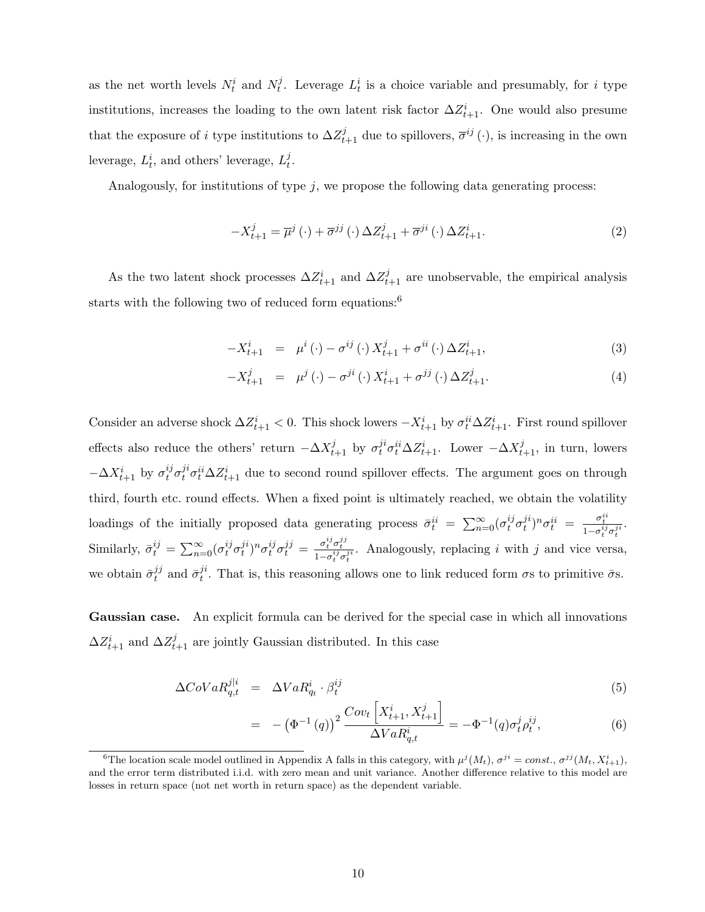as the net worth levels $N_t^i$ and $N_t^j$. Leverage $L_t^i$ is a choice variable and presumably, for $i$ type institutions, increases the loading to the own latent risk factor $\Delta Z_{t+1}^i$. One would also presume that the exposure of $i$ type institutions to $\Delta Z_{t+1}^j$ due to spillovers, $\overline{\sigma}^{ij}(\cdot)$, is increasing in the own leverage, $L_t^i$, and others' leverage, $L_t^j$.

Analogously, for institutions of type $j$, we propose the following data generating process:

$$-X_{t+1}^j = \overline{\mu}^j(\cdot) + \overline{\sigma}^{jj}(\cdot)\,\Delta Z_{t+1}^j + \overline{\sigma}^{ji}(\cdot)\,\Delta Z_{t+1}^i. \tag{2}$$

As the two latent shock processes $\Delta Z_{t+1}^i$ and $\Delta Z_{t+1}^j$ are unobservable, the empirical analysis starts with the following two of reduced form equations:[6]

$$-X_{t+1}^i = \mu^i(\cdot) - \sigma^{ij}(\cdot)\,X_{t+1}^j + \sigma^{ii}(\cdot)\,\Delta Z_{t+1}^i, \tag{3}$$

$$-X_{t+1}^j = \mu^j(\cdot) - \sigma^{ji}(\cdot)\,X_{t+1}^i + \sigma^{jj}(\cdot)\,\Delta Z_{t+1}^j. \tag{4}$$

Consider an adverse shock $\Delta Z_{t+1}^i < 0$. This shock lowers $-X_{t+1}^i$ by $\sigma_t^{ii}\Delta Z_{t+1}^i$. First round spillover effects also reduce the others' return $-\Delta X_{t+1}^j$ by $\sigma_t^{ji}\sigma_t^{ii}\Delta Z_{t+1}^i$. Lower $-\Delta X_{t+1}^j$, in turn, lowers $-\Delta X_{t+1}^i$ by $\sigma_t^{ij}\sigma_t^{ji}\sigma_t^{ii}\Delta Z_{t+1}^i$ due to second round spillover effects. The argument goes on through third, fourth etc. round effects. When a fixed point is ultimately reached, we obtain the volatility loadings of the initially proposed data generating process $\bar{\sigma}_t^{ii} = \sum_{n=0}^{\infty}(\sigma_t^{ij}\sigma_t^{ji})^n\sigma_t^{ii} = \frac{\sigma_t^{ii}}{1-\sigma_t^{ij}\sigma_t^{ji}}$. Similarly, $\bar{\sigma}_t^{ij} = \sum_{n=0}^{\infty}(\sigma_t^{ij}\sigma_t^{ji})^n\sigma_t^{ij}\sigma_t^{jj} = \frac{\sigma_t^{ij}\sigma_t^{jj}}{1-\sigma_t^{ij}\sigma_t^{ji}}$. Analogously, replacing $i$ with $j$ and vice versa, we obtain $\bar{\sigma}_t^{jj}$ and $\bar{\sigma}_t^{ji}$. That is, this reasoning allows one to link reduced form $\sigma$s to primitive $\bar{\sigma}$s.

**Gaussian case.** An explicit formula can be derived for the special case in which all innovations $\Delta Z_{t+1}^i$ and $\Delta Z_{t+1}^j$ are jointly Gaussian distributed. In this case

$$\Delta CoVaR_{q,t}^{j|i} = \Delta VaR_{q_t}^i \cdot \beta_t^{ij} \tag{5}$$

$$= -\left(\Phi^{-1}(q)\right)^2 \frac{Cov_t\left[X_{t+1}^i, X_{t+1}^j\right]}{\Delta VaR_{q,t}^i} = -\Phi^{-1}(q)\sigma_t^j\rho_t^{ij}, \tag{6}$$

[6] The location scale model outlined in Appendix A falls in this category, with $\mu^j(M_t)$, $\sigma^{ji} = const.$, $\sigma^{jj}(M_t, X_{t+1}^i)$, and the error term distributed i.i.d. with zero mean and unit variance. Another difference relative to this model are losses in return space (not net worth in return space) as the dependent variable.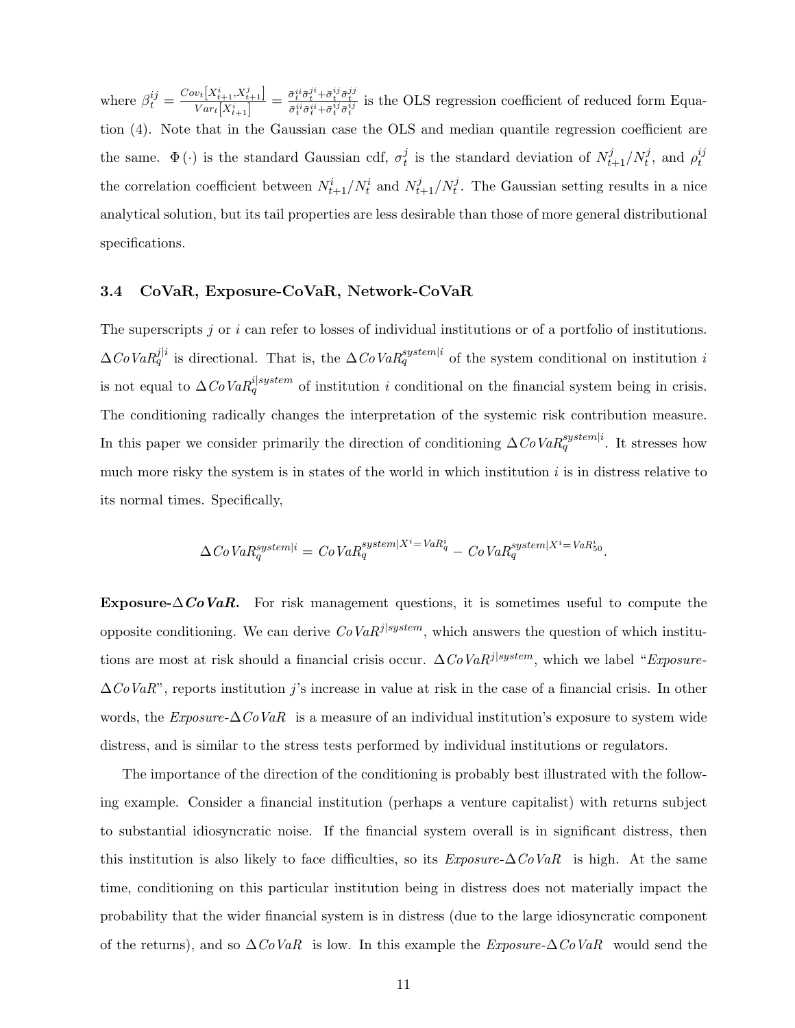where $\beta_t^{ij} = \frac{Cov_t\left[X_{t+1}^i, X_{t+1}^j\right]}{Var_t\left[X_{t+1}^i\right]} = \frac{\bar{\sigma}_t^{ii}\bar{\sigma}_t^{ji} + \bar{\sigma}_t^{ij}\bar{\sigma}_t^{jj}}{\bar{\sigma}_t^{ii}\bar{\sigma}_t^{ii} + \bar{\sigma}_t^{ij}\bar{\sigma}_t^{ij}}$ is the OLS regression coefficient of reduced form Equation (4). Note that in the Gaussian case the OLS and median quantile regression coefficient are the same. $\Phi(\cdot)$ is the standard Gaussian cdf, $\sigma_t^j$ is the standard deviation of $N_{t+1}^j/N_t^j$, and $\rho_t^{ij}$ the correlation coefficient between $N_{t+1}^i/N_t^i$ and $N_{t+1}^j/N_t^j$. The Gaussian setting results in a nice analytical solution, but its tail properties are less desirable than those of more general distributional specifications.

### 3.4 CoVaR, Exposure-CoVaR, Network-CoVaR

The superscripts $j$ or $i$ can refer to losses of individual institutions or of a portfolio of institutions. $\Delta CoVaR_q^{j|i}$ is directional. That is, the $\Delta CoVaR_q^{system|i}$ of the system conditional on institution $i$ is not equal to $\Delta CoVaR_q^{i|system}$ of institution $i$ conditional on the financial system being in crisis. The conditioning radically changes the interpretation of the systemic risk contribution measure. In this paper we consider primarily the direction of conditioning $\Delta CoVaR_q^{system|i}$. It stresses how much more risky the system is in states of the world in which institution $i$ is in distress relative to its normal times. Specifically,

$$\Delta CoVaR_q^{system|i} = CoVaR_q^{system|X^i = VaR_q^i} - CoVaR_q^{system|X^i = VaR_{50}^i}.$$

**Exposure-$\Delta$*CoVaR*.** For risk management questions, it is sometimes useful to compute the opposite conditioning. We can derive $CoVaR^{j|system}$, which answers the question of which institutions are most at risk should a financial crisis occur. $\Delta CoVaR^{j|system}$, which we label "*Exposure-$\Delta CoVaR$*", reports institution $j$'s increase in value at risk in the case of a financial crisis. In other words, the *Exposure-$\Delta CoVaR$* is a measure of an individual institution's exposure to system wide distress, and is similar to the stress tests performed by individual institutions or regulators.

The importance of the direction of the conditioning is probably best illustrated with the following example. Consider a financial institution (perhaps a venture capitalist) with returns subject to substantial idiosyncratic noise. If the financial system overall is in significant distress, then this institution is also likely to face difficulties, so its *Exposure-$\Delta CoVaR$* is high. At the same time, conditioning on this particular institution being in distress does not materially impact the probability that the wider financial system is in distress (due to the large idiosyncratic component of the returns), and so $\Delta CoVaR$ is low. In this example the *Exposure-$\Delta CoVaR$* would send the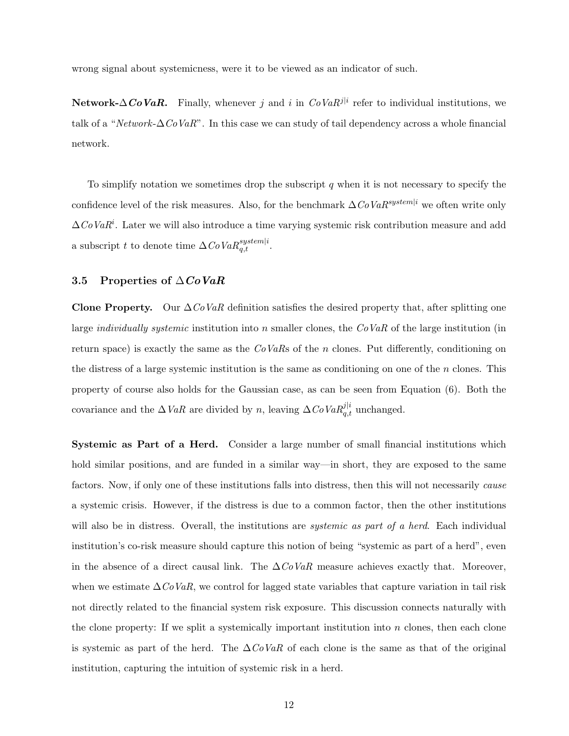wrong signal about systemicness, were it to be viewed as an indicator of such.

**Network-$\Delta CoVaR$.** Finally, whenever $j$ and $i$ in $CoVaR^{j|i}$ refer to individual institutions, we talk of a "*Network-$\Delta CoVaR$*". In this case we can study of tail dependency across a whole financial network.

To simplify notation we sometimes drop the subscript $q$ when it is not necessary to specify the confidence level of the risk measures. Also, for the benchmark $\Delta CoVaR^{system|i}$ we often write only $\Delta CoVaR^{i}$. Later we will also introduce a time varying systemic risk contribution measure and add a subscript $t$ to denote time $\Delta CoVaR_{q,t}^{system|i}$.

### 3.5 Properties of $\Delta CoVaR$

**Clone Property.** Our $\Delta CoVaR$ definition satisfies the desired property that, after splitting one large *individually systemic* institution into $n$ smaller clones, the $CoVaR$ of the large institution (in return space) is exactly the same as the $CoVaR$s of the $n$ clones. Put differently, conditioning on the distress of a large systemic institution is the same as conditioning on one of the $n$ clones. This property of course also holds for the Gaussian case, as can be seen from Equation (6). Both the covariance and the $\Delta VaR$ are divided by $n$, leaving $\Delta CoVaR_{q,t}^{j|i}$ unchanged.

**Systemic as Part of a Herd.** Consider a large number of small financial institutions which hold similar positions, and are funded in a similar way—in short, they are exposed to the same factors. Now, if only one of these institutions falls into distress, then this will not necessarily *cause* a systemic crisis. However, if the distress is due to a common factor, then the other institutions will also be in distress. Overall, the institutions are *systemic as part of a herd*. Each individual institution's co-risk measure should capture this notion of being "systemic as part of a herd", even in the absence of a direct causal link. The $\Delta CoVaR$ measure achieves exactly that. Moreover, when we estimate $\Delta CoVaR$, we control for lagged state variables that capture variation in tail risk not directly related to the financial system risk exposure. This discussion connects naturally with the clone property: If we split a systemically important institution into $n$ clones, then each clone is systemic as part of the herd. The $\Delta CoVaR$ of each clone is the same as that of the original institution, capturing the intuition of systemic risk in a herd.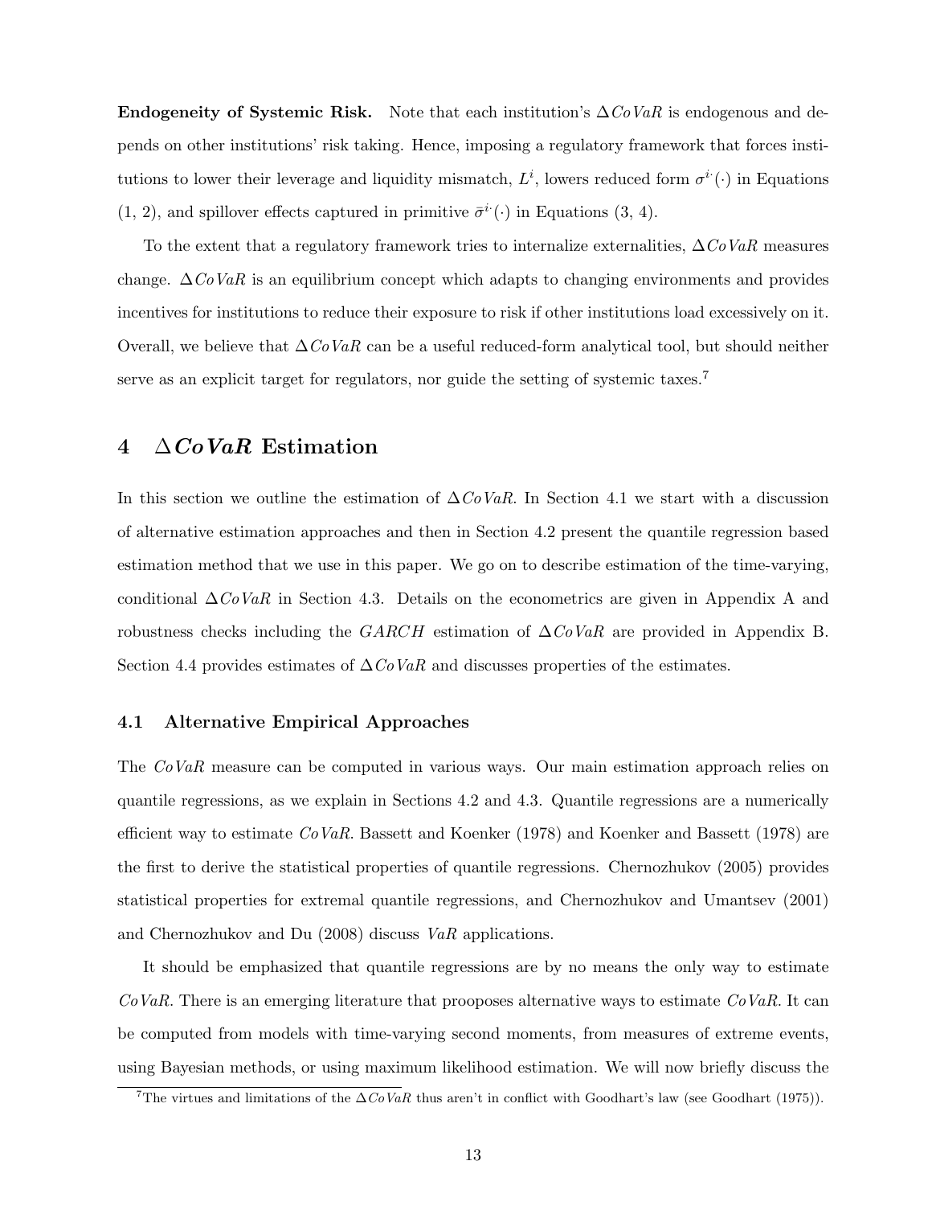**Endogeneity of Systemic Risk.** Note that each institution's $\Delta CoVaR$ is endogenous and depends on other institutions' risk taking. Hence, imposing a regulatory framework that forces institutions to lower their leverage and liquidity mismatch, $L^i$, lowers reduced form $\sigma^{i\cdot}(\cdot)$ in Equations (1, 2), and spillover effects captured in primitive $\bar{\sigma}^{i\cdot}(\cdot)$ in Equations (3, 4).

To the extent that a regulatory framework tries to internalize externalities, $\Delta CoVaR$ measures change. $\Delta CoVaR$ is an equilibrium concept which adapts to changing environments and provides incentives for institutions to reduce their exposure to risk if other institutions load excessively on it. Overall, we believe that $\Delta CoVaR$ can be a useful reduced-form analytical tool, but should neither serve as an explicit target for regulators, nor guide the setting of systemic taxes.[7]

## 4 $\Delta CoVaR$ Estimation

In this section we outline the estimation of $\Delta CoVaR$. In Section 4.1 we start with a discussion of alternative estimation approaches and then in Section 4.2 present the quantile regression based estimation method that we use in this paper. We go on to describe estimation of the time-varying, conditional $\Delta CoVaR$ in Section 4.3. Details on the econometrics are given in Appendix A and robustness checks including the $GARCH$ estimation of $\Delta CoVaR$ are provided in Appendix B. Section 4.4 provides estimates of $\Delta CoVaR$ and discusses properties of the estimates.

### 4.1 Alternative Empirical Approaches

The *CoVaR* measure can be computed in various ways. Our main estimation approach relies on quantile regressions, as we explain in Sections 4.2 and 4.3. Quantile regressions are a numerically efficient way to estimate *CoVaR*. Bassett and Koenker (1978) and Koenker and Bassett (1978) are the first to derive the statistical properties of quantile regressions. Chernozhukov (2005) provides statistical properties for extremal quantile regressions, and Chernozhukov and Umantsev (2001) and Chernozhukov and Du (2008) discuss *VaR* applications.

It should be emphasized that quantile regressions are by no means the only way to estimate *CoVaR*. There is an emerging literature that prooposes alternative ways to estimate *CoVaR*. It can be computed from models with time-varying second moments, from measures of extreme events, using Bayesian methods, or using maximum likelihood estimation. We will now briefly discuss the

[7] The virtues and limitations of the $\Delta CoVaR$ thus aren't in conflict with Goodhart's law (see Goodhart (1975)).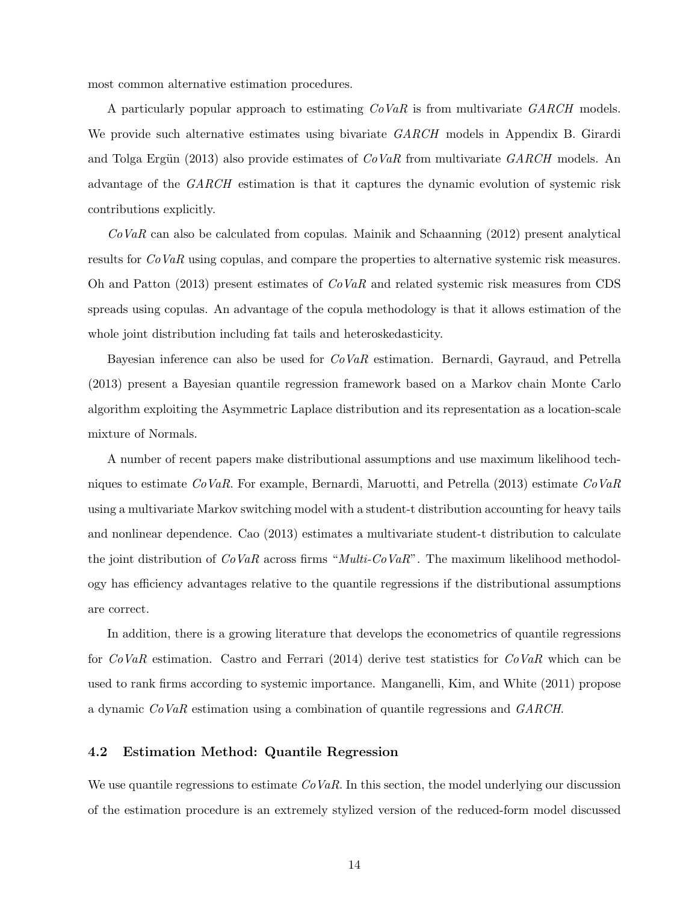most common alternative estimation procedures.

A particularly popular approach to estimating *CoVaR* is from multivariate *GARCH* models. We provide such alternative estimates using bivariate *GARCH* models in Appendix B. Girardi and Tolga Ergün (2013) also provide estimates of *CoVaR* from multivariate *GARCH* models. An advantage of the *GARCH* estimation is that it captures the dynamic evolution of systemic risk contributions explicitly.

*CoVaR* can also be calculated from copulas. Mainik and Schaanning (2012) present analytical results for *CoVaR* using copulas, and compare the properties to alternative systemic risk measures. Oh and Patton (2013) present estimates of *CoVaR* and related systemic risk measures from CDS spreads using copulas. An advantage of the copula methodology is that it allows estimation of the whole joint distribution including fat tails and heteroskedasticity.

Bayesian inference can also be used for *CoVaR* estimation. Bernardi, Gayraud, and Petrella (2013) present a Bayesian quantile regression framework based on a Markov chain Monte Carlo algorithm exploiting the Asymmetric Laplace distribution and its representation as a location-scale mixture of Normals.

A number of recent papers make distributional assumptions and use maximum likelihood techniques to estimate *CoVaR*. For example, Bernardi, Maruotti, and Petrella (2013) estimate *CoVaR* using a multivariate Markov switching model with a student-t distribution accounting for heavy tails and nonlinear dependence. Cao (2013) estimates a multivariate student-t distribution to calculate the joint distribution of *CoVaR* across firms "*Multi-CoVaR*". The maximum likelihood methodology has efficiency advantages relative to the quantile regressions if the distributional assumptions are correct.

In addition, there is a growing literature that develops the econometrics of quantile regressions for *CoVaR* estimation. Castro and Ferrari (2014) derive test statistics for *CoVaR* which can be used to rank firms according to systemic importance. Manganelli, Kim, and White (2011) propose a dynamic *CoVaR* estimation using a combination of quantile regressions and *GARCH*.

### 4.2 Estimation Method: Quantile Regression

We use quantile regressions to estimate *CoVaR*. In this section, the model underlying our discussion of the estimation procedure is an extremely stylized version of the reduced-form model discussed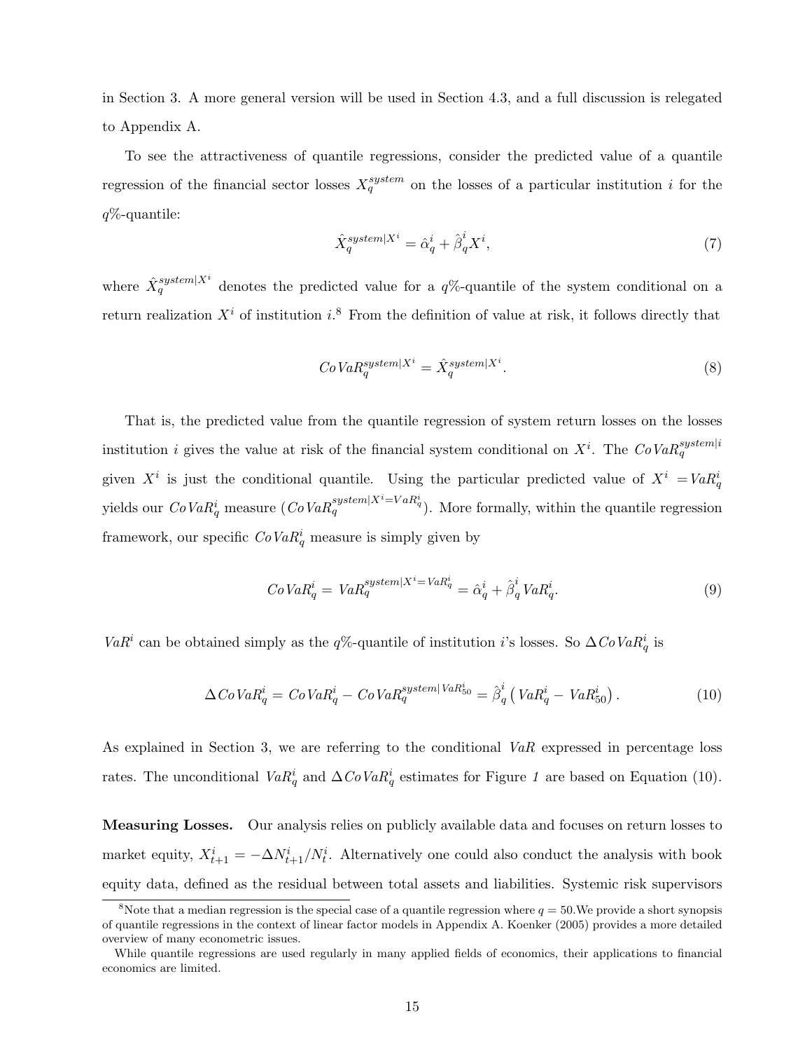in Section 3. A more general version will be used in Section 4.3, and a full discussion is relegated to Appendix A.

To see the attractiveness of quantile regressions, consider the predicted value of a quantile regression of the financial sector losses $X_q^{system}$ on the losses of a particular institution $i$ for the $q$%-quantile:

$$\hat{X}_q^{system|X^i} = \hat{\alpha}_q^i + \hat{\beta}_q^i X^i, \tag{7}$$

where $\hat{X}_q^{system|X^i}$ denotes the predicted value for a $q$%-quantile of the system conditional on a return realization $X^i$ of institution $i$.[8] From the definition of value at risk, it follows directly that

$$CoVaR_q^{system|X^i} = \hat{X}_q^{system|X^i}. \tag{8}$$

That is, the predicted value from the quantile regression of system return losses on the losses institution $i$ gives the value at risk of the financial system conditional on $X^i$. The $CoVaR_q^{system|i}$ given $X^i$ is just the conditional quantile. Using the particular predicted value of $X^i = VaR_q^i$ yields our $CoVaR_q^i$ measure ($CoVaR_q^{system|X^i=VaR_q^i}$). More formally, within the quantile regression framework, our specific $CoVaR_q^i$ measure is simply given by

$$CoVaR_q^i = VaR_q^{system|X^i=VaR_q^i} = \hat{\alpha}_q^i + \hat{\beta}_q^i VaR_q^i. \tag{9}$$

$VaR^i$ can be obtained simply as the $q$%-quantile of institution $i$'s losses. So $\Delta CoVaR_q^i$ is

$$\Delta CoVaR_q^i = CoVaR_q^i - CoVaR_q^{system|VaR_{50}^i} = \hat{\beta}_q^i \left( VaR_q^i - VaR_{50}^i \right). \tag{10}$$

As explained in Section 3, we are referring to the conditional $VaR$ expressed in percentage loss rates. The unconditional $VaR_q^i$ and $\Delta CoVaR_q^i$ estimates for Figure *1* are based on Equation (10).

**Measuring Losses.** Our analysis relies on publicly available data and focuses on return losses to market equity, $X_{t+1}^i = -\Delta N_{t+1}^i / N_t^i$. Alternatively one could also conduct the analysis with book equity data, defined as the residual between total assets and liabilities. Systemic risk supervisors

[8]Note that a median regression is the special case of a quantile regression where $q = 50$.We provide a short synopsis of quantile regressions in the context of linear factor models in Appendix A. Koenker (2005) provides a more detailed overview of many econometric issues.

While quantile regressions are used regularly in many applied fields of economics, their applications to financial economics are limited.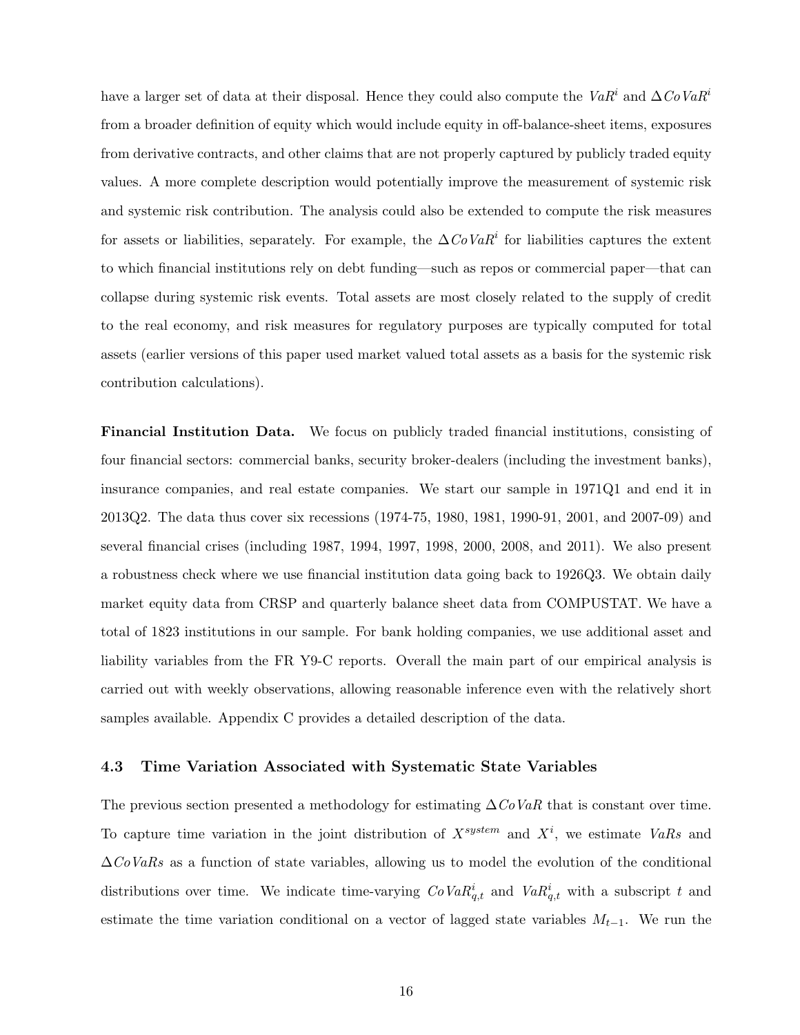have a larger set of data at their disposal. Hence they could also compute the $VaR^i$ and $\Delta CoVaR^i$ from a broader definition of equity which would include equity in off-balance-sheet items, exposures from derivative contracts, and other claims that are not properly captured by publicly traded equity values. A more complete description would potentially improve the measurement of systemic risk and systemic risk contribution. The analysis could also be extended to compute the risk measures for assets or liabilities, separately. For example, the $\Delta CoVaR^i$ for liabilities captures the extent to which financial institutions rely on debt funding—such as repos or commercial paper—that can collapse during systemic risk events. Total assets are most closely related to the supply of credit to the real economy, and risk measures for regulatory purposes are typically computed for total assets (earlier versions of this paper used market valued total assets as a basis for the systemic risk contribution calculations).

**Financial Institution Data.** We focus on publicly traded financial institutions, consisting of four financial sectors: commercial banks, security broker-dealers (including the investment banks), insurance companies, and real estate companies. We start our sample in 1971Q1 and end it in 2013Q2. The data thus cover six recessions (1974-75, 1980, 1981, 1990-91, 2001, and 2007-09) and several financial crises (including 1987, 1994, 1997, 1998, 2000, 2008, and 2011). We also present a robustness check where we use financial institution data going back to 1926Q3. We obtain daily market equity data from CRSP and quarterly balance sheet data from COMPUSTAT. We have a total of 1823 institutions in our sample. For bank holding companies, we use additional asset and liability variables from the FR Y9-C reports. Overall the main part of our empirical analysis is carried out with weekly observations, allowing reasonable inference even with the relatively short samples available. Appendix C provides a detailed description of the data.

### 4.3 Time Variation Associated with Systematic State Variables

The previous section presented a methodology for estimating $\Delta CoVaR$ that is constant over time. To capture time variation in the joint distribution of $X^{system}$ and $X^i$, we estimate *VaRs* and $\Delta$*CoVaRs* as a function of state variables, allowing us to model the evolution of the conditional distributions over time. We indicate time-varying $CoVaR^i_{q,t}$ and $VaR^i_{q,t}$ with a subscript $t$ and estimate the time variation conditional on a vector of lagged state variables $M_{t-1}$. We run the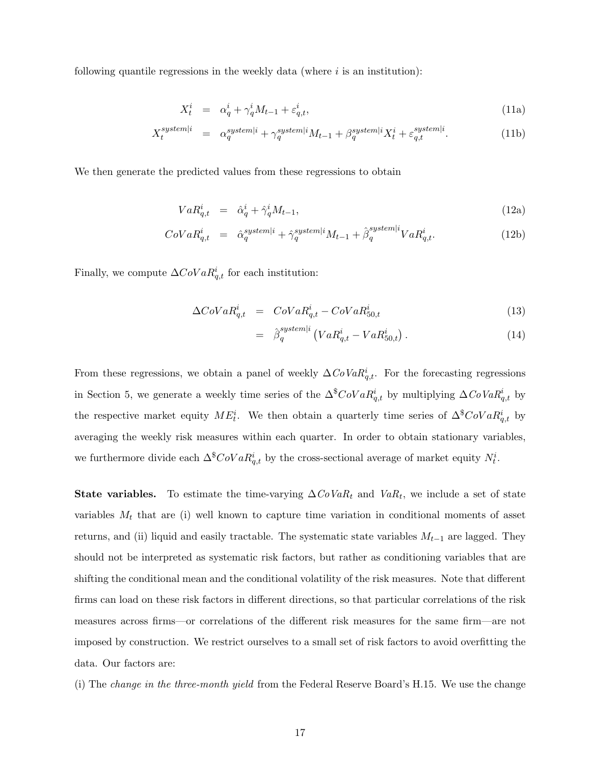following quantile regressions in the weekly data (where $i$ is an institution):

$$X_t^i = \alpha_q^i + \gamma_q^i M_{t-1} + \varepsilon_{q,t}^i, \tag{11a}$$

$$X_t^{system|i} = \alpha_q^{system|i} + \gamma_q^{system|i} M_{t-1} + \beta_q^{system|i} X_t^i + \varepsilon_{q,t}^{system|i}. \tag{11b}$$

We then generate the predicted values from these regressions to obtain

$$VaR_{q,t}^i = \hat{\alpha}_q^i + \hat{\gamma}_q^i M_{t-1}, \tag{12a}$$

$$CoVaR_{q,t}^i = \hat{\alpha}_q^{system|i} + \hat{\gamma}_q^{system|i} M_{t-1} + \hat{\beta}_q^{system|i} VaR_{q,t}^i. \tag{12b}$$

Finally, we compute $\Delta CoVaR_{q,t}^i$ for each institution:

$$\Delta CoVaR_{q,t}^i = CoVaR_{q,t}^i - CoVaR_{50,t}^i \tag{13}$$

$$= \hat{\beta}_q^{system|i} \left( VaR_{q,t}^i - VaR_{50,t)}^i \right). \tag{14}$$

From these regressions, we obtain a panel of weekly $\Delta CoVaR_{q,t}^i$. For the forecasting regressions in Section 5, we generate a weekly time series of the $\Delta^{\$}CoVaR_{q,t}^i$ by multiplying $\Delta CoVaR_{q,t}^i$ by the respective market equity $ME_t^i$. We then obtain a quarterly time series of $\Delta^{\$}CoVaR_{q,t}^i$ by averaging the weekly risk measures within each quarter. In order to obtain stationary variables, we furthermore divide each $\Delta^{\$}CoVaR_{q,t}^i$ by the cross-sectional average of market equity $N_t^i$.

**State variables.** To estimate the time-varying $\Delta CoVaR_t$ and $VaR_t$, we include a set of state variables $M_t$ that are (i) well known to capture time variation in conditional moments of asset returns, and (ii) liquid and easily tractable. The systematic state variables $M_{t-1}$ are lagged. They should not be interpreted as systematic risk factors, but rather as conditioning variables that are shifting the conditional mean and the conditional volatility of the risk measures. Note that different firms can load on these risk factors in different directions, so that particular correlations of the risk measures across firms—or correlations of the different risk measures for the same firm—are not imposed by construction. We restrict ourselves to a small set of risk factors to avoid overfitting the data. Our factors are:

(i) The *change in the three-month yield* from the Federal Reserve Board's H.15. We use the change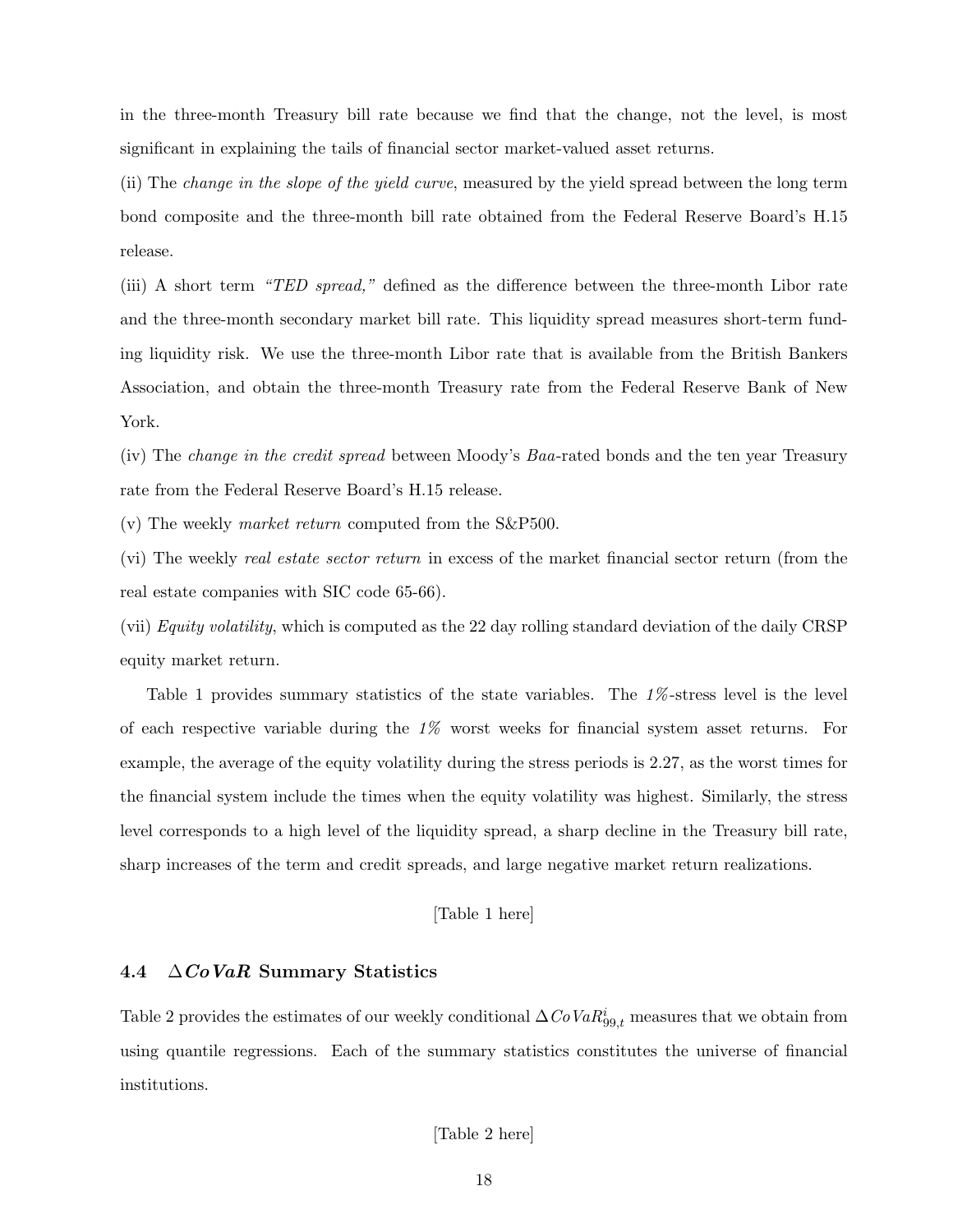in the three-month Treasury bill rate because we find that the change, not the level, is most significant in explaining the tails of financial sector market-valued asset returns.

(ii) The *change in the slope of the yield curve*, measured by the yield spread between the long term bond composite and the three-month bill rate obtained from the Federal Reserve Board's H.15 release.

(iii) A short term *"TED spread,"* defined as the difference between the three-month Libor rate and the three-month secondary market bill rate. This liquidity spread measures short-term funding liquidity risk. We use the three-month Libor rate that is available from the British Bankers Association, and obtain the three-month Treasury rate from the Federal Reserve Bank of New York.

(iv) The *change in the credit spread* between Moody's *Baa*-rated bonds and the ten year Treasury rate from the Federal Reserve Board's H.15 release.

(v) The weekly *market return* computed from the S&P500.

(vi) The weekly *real estate sector return* in excess of the market financial sector return (from the real estate companies with SIC code 65-66).

(vii) *Equity volatility*, which is computed as the 22 day rolling standard deviation of the daily CRSP equity market return.

Table 1 provides summary statistics of the state variables. The *1%*-stress level is the level of each respective variable during the *1%* worst weeks for financial system asset returns. For example, the average of the equity volatility during the stress periods is 2.27, as the worst times for the financial system include the times when the equity volatility was highest. Similarly, the stress level corresponds to a high level of the liquidity spread, a sharp decline in the Treasury bill rate, sharp increases of the term and credit spreads, and large negative market return realizations.

[Table 1 here]

### 4.4 $\Delta CoVaR$ Summary Statistics

Table 2 provides the estimates of our weekly conditional $\Delta CoVaR^{i}_{99,t}$ measures that we obtain from using quantile regressions. Each of the summary statistics constitutes the universe of financial institutions.

[Table 2 here]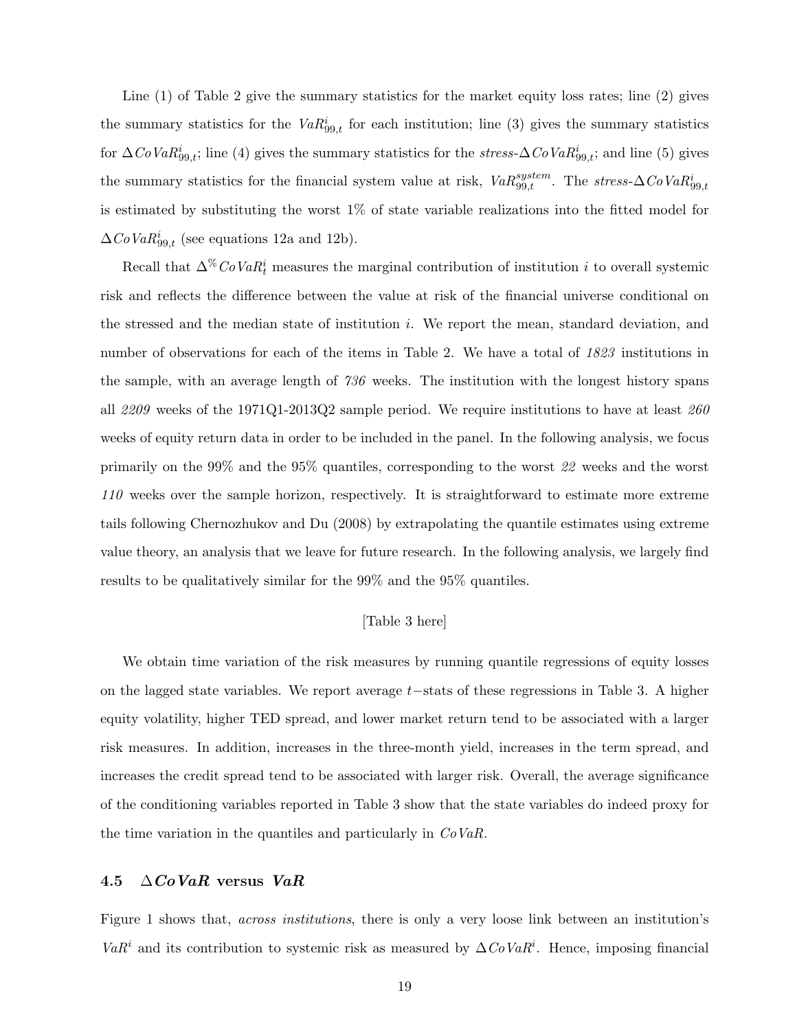Line (1) of Table 2 give the summary statistics for the market equity loss rates; line (2) gives the summary statistics for the $VaR^i_{99,t}$ for each institution; line (3) gives the summary statistics for $\Delta CoVaR^i_{99,t}$; line (4) gives the summary statistics for the *stress*-$\Delta CoVaR^i_{99,t}$; and line (5) gives the summary statistics for the financial system value at risk, $VaR^{system}_{99,t}$. The *stress*-$\Delta CoVaR^i_{99,t}$ is estimated by substituting the worst 1% of state variable realizations into the fitted model for $\Delta CoVaR^i_{99,t}$ (see equations 12a and 12b).

Recall that $\Delta^{\%} CoVaR^i_t$ measures the marginal contribution of institution $i$ to overall systemic risk and reflects the difference between the value at risk of the financial universe conditional on the stressed and the median state of institution $i$. We report the mean, standard deviation, and number of observations for each of the items in Table 2. We have a total of *1823* institutions in the sample, with an average length of *736* weeks. The institution with the longest history spans all *2209* weeks of the 1971Q1-2013Q2 sample period. We require institutions to have at least *260* weeks of equity return data in order to be included in the panel. In the following analysis, we focus primarily on the 99% and the 95% quantiles, corresponding to the worst *22* weeks and the worst *110* weeks over the sample horizon, respectively. It is straightforward to estimate more extreme tails following Chernozhukov and Du (2008) by extrapolating the quantile estimates using extreme value theory, an analysis that we leave for future research. In the following analysis, we largely find results to be qualitatively similar for the 99% and the 95% quantiles.

[Table 3 here]

We obtain time variation of the risk measures by running quantile regressions of equity losses on the lagged state variables. We report average $t-$stats of these regressions in Table 3. A higher equity volatility, higher TED spread, and lower market return tend to be associated with a larger risk measures. In addition, increases in the three-month yield, increases in the term spread, and increases the credit spread tend to be associated with larger risk. Overall, the average significance of the conditioning variables reported in Table 3 show that the state variables do indeed proxy for the time variation in the quantiles and particularly in $CoVaR$.

### 4.5 $\Delta CoVaR$ versus $VaR$

Figure 1 shows that, *across institutions*, there is only a very loose link between an institution's $VaR^i$ and its contribution to systemic risk as measured by $\Delta CoVaR^i$. Hence, imposing financial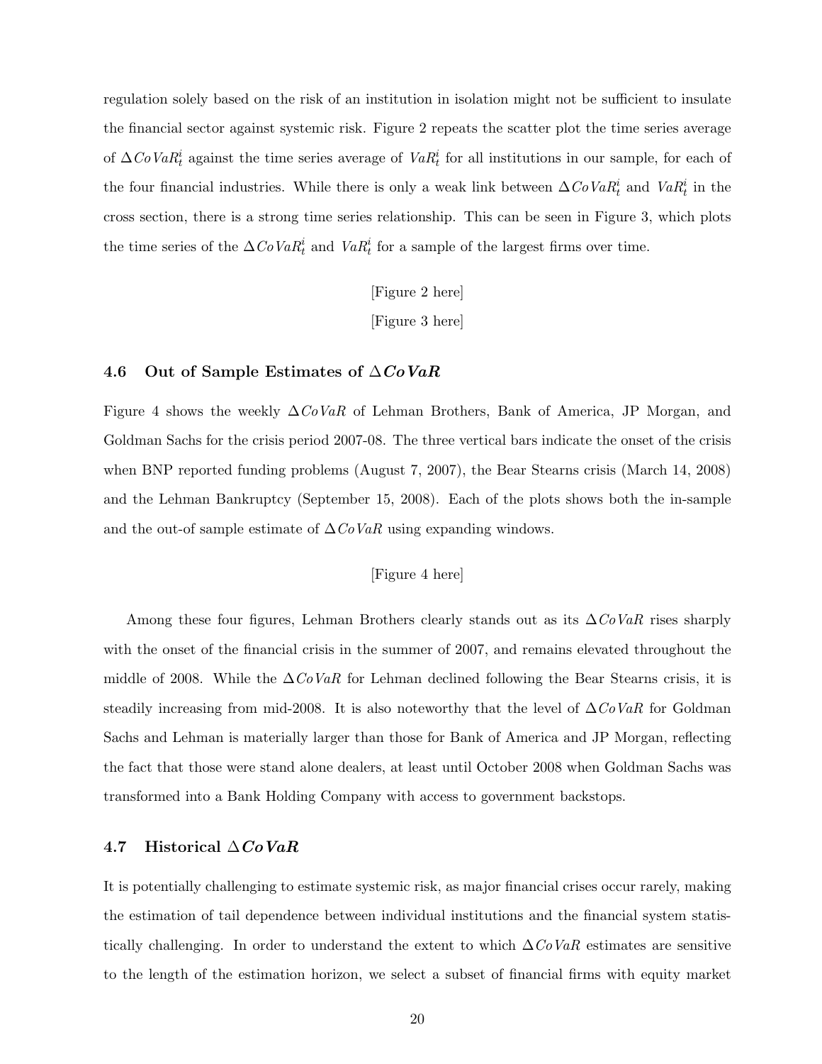regulation solely based on the risk of an institution in isolation might not be sufficient to insulate the financial sector against systemic risk. Figure 2 repeats the scatter plot the time series average of $\Delta CoVaR_t^i$ against the time series average of $VaR_t^i$ for all institutions in our sample, for each of the four financial industries. While there is only a weak link between $\Delta CoVaR_t^i$ and $VaR_t^i$ in the cross section, there is a strong time series relationship. This can be seen in Figure 3, which plots the time series of the $\Delta CoVaR_t^i$ and $VaR_t^i$ for a sample of the largest firms over time.

[Figure 2 here]

[Figure 3 here]

### 4.6 Out of Sample Estimates of $\Delta CoVaR$

Figure 4 shows the weekly $\Delta CoVaR$ of Lehman Brothers, Bank of America, JP Morgan, and Goldman Sachs for the crisis period 2007-08. The three vertical bars indicate the onset of the crisis when BNP reported funding problems (August 7, 2007), the Bear Stearns crisis (March 14, 2008) and the Lehman Bankruptcy (September 15, 2008). Each of the plots shows both the in-sample and the out-of sample estimate of $\Delta CoVaR$ using expanding windows.

[Figure 4 here]

Among these four figures, Lehman Brothers clearly stands out as its $\Delta CoVaR$ rises sharply with the onset of the financial crisis in the summer of 2007, and remains elevated throughout the middle of 2008. While the $\Delta CoVaR$ for Lehman declined following the Bear Stearns crisis, it is steadily increasing from mid-2008. It is also noteworthy that the level of $\Delta CoVaR$ for Goldman Sachs and Lehman is materially larger than those for Bank of America and JP Morgan, reflecting the fact that those were stand alone dealers, at least until October 2008 when Goldman Sachs was transformed into a Bank Holding Company with access to government backstops.

### 4.7 Historical $\Delta CoVaR$

It is potentially challenging to estimate systemic risk, as major financial crises occur rarely, making the estimation of tail dependence between individual institutions and the financial system statistically challenging. In order to understand the extent to which $\Delta CoVaR$ estimates are sensitive to the length of the estimation horizon, we select a subset of financial firms with equity market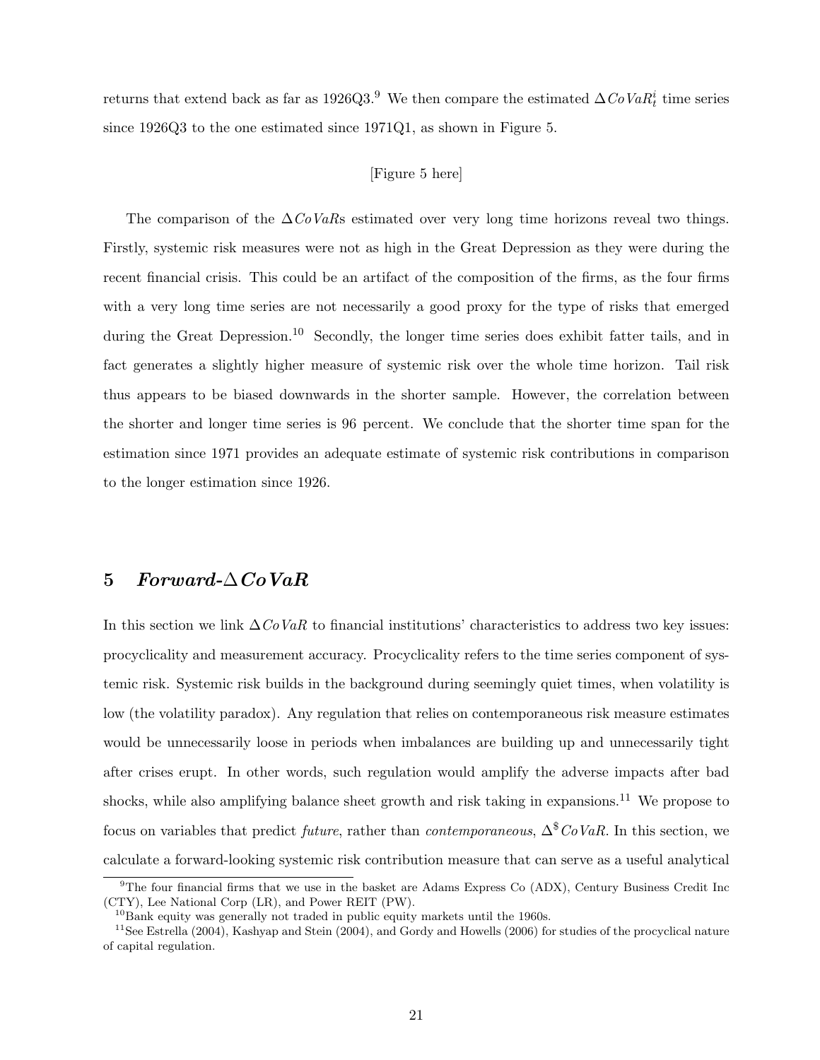returns that extend back as far as 1926Q3.[9] We then compare the estimated $\Delta CoVaR_t^i$ time series since 1926Q3 to the one estimated since 1971Q1, as shown in Figure 5.

[Figure 5 here]

The comparison of the $\Delta CoVaR$s estimated over very long time horizons reveal two things. Firstly, systemic risk measures were not as high in the Great Depression as they were during the recent financial crisis. This could be an artifact of the composition of the firms, as the four firms with a very long time series are not necessarily a good proxy for the type of risks that emerged during the Great Depression.[10] Secondly, the longer time series does exhibit fatter tails, and in fact generates a slightly higher measure of systemic risk over the whole time horizon. Tail risk thus appears to be biased downwards in the shorter sample. However, the correlation between the shorter and longer time series is 96 percent. We conclude that the shorter time span for the estimation since 1971 provides an adequate estimate of systemic risk contributions in comparison to the longer estimation since 1926.

## 5 *Forward-$\Delta CoVaR$*

In this section we link $\Delta CoVaR$ to financial institutions' characteristics to address two key issues: procyclicality and measurement accuracy. Procyclicality refers to the time series component of systemic risk. Systemic risk builds in the background during seemingly quiet times, when volatility is low (the volatility paradox). Any regulation that relies on contemporaneous risk measure estimates would be unnecessarily loose in periods when imbalances are building up and unnecessarily tight after crises erupt. In other words, such regulation would amplify the adverse impacts after bad shocks, while also amplifying balance sheet growth and risk taking in expansions.[11] We propose to focus on variables that predict *future*, rather than *contemporaneous*, $\Delta^{\$}CoVaR$. In this section, we calculate a forward-looking systemic risk contribution measure that can serve as a useful analytical

[9] The four financial firms that we use in the basket are Adams Express Co (ADX), Century Business Credit Inc (CTY), Lee National Corp (LR), and Power REIT (PW).

[10] Bank equity was generally not traded in public equity markets until the 1960s.

[11] See Estrella (2004), Kashyap and Stein (2004), and Gordy and Howells (2006) for studies of the procyclical nature of capital regulation.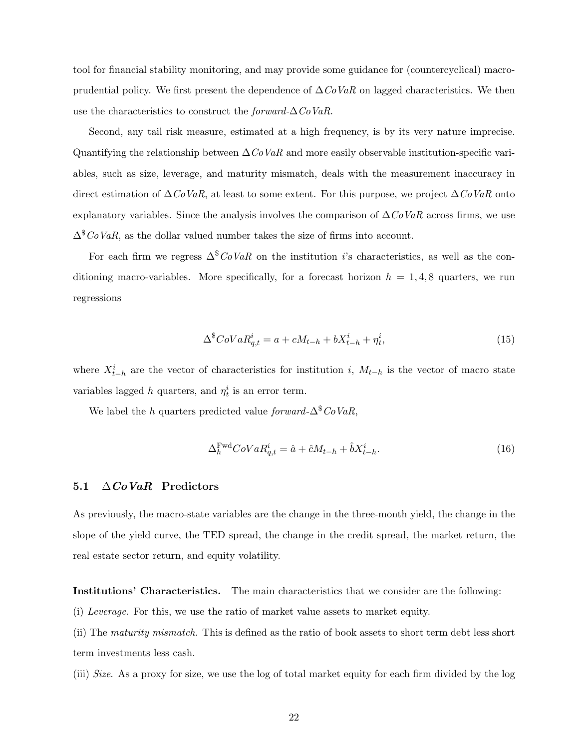tool for financial stability monitoring, and may provide some guidance for (countercyclical) macro-prudential policy. We first present the dependence of $\Delta CoVaR$ on lagged characteristics. We then use the characteristics to construct the *forward-*$\Delta CoVaR$.

Second, any tail risk measure, estimated at a high frequency, is by its very nature imprecise. Quantifying the relationship between $\Delta CoVaR$ and more easily observable institution-specific variables, such as size, leverage, and maturity mismatch, deals with the measurement inaccuracy in direct estimation of $\Delta CoVaR$, at least to some extent. For this purpose, we project $\Delta CoVaR$ onto explanatory variables. Since the analysis involves the comparison of $\Delta CoVaR$ across firms, we use $\Delta^{\$} CoVaR$, as the dollar valued number takes the size of firms into account.

For each firm we regress $\Delta^{\$} CoVaR$ on the institution $i$'s characteristics, as well as the conditioning macro-variables. More specifically, for a forecast horizon $h = 1, 4, 8$ quarters, we run regressions

$$\Delta^{\$} CoVaR^i_{q,t} = a + cM_{t-h} + bX^i_{t-h} + \eta^i_t, \tag{15}$$

where $X^i_{t-h}$ are the vector of characteristics for institution $i$, $M_{t-h}$ is the vector of macro state variables lagged $h$ quarters, and $\eta^i_t$ is an error term.

We label the $h$ quarters predicted value *forward-*$\Delta^{\$} CoVaR$,

$$\Delta^{\text{Fwd}}_h CoVaR^i_{q,t} = \hat{a} + \hat{c}M_{t-h} + \hat{b}X^i_{t-h}. \tag{16}$$

## 5.1 $\Delta CoVaR$ Predictors

As previously, the macro-state variables are the change in the three-month yield, the change in the slope of the yield curve, the TED spread, the change in the credit spread, the market return, the real estate sector return, and equity volatility.

**Institutions' Characteristics.** The main characteristics that we consider are the following:

(i) *Leverage*. For this, we use the ratio of market value assets to market equity.

(ii) The *maturity mismatch*. This is defined as the ratio of book assets to short term debt less short term investments less cash.

(iii) *Size*. As a proxy for size, we use the log of total market equity for each firm divided by the log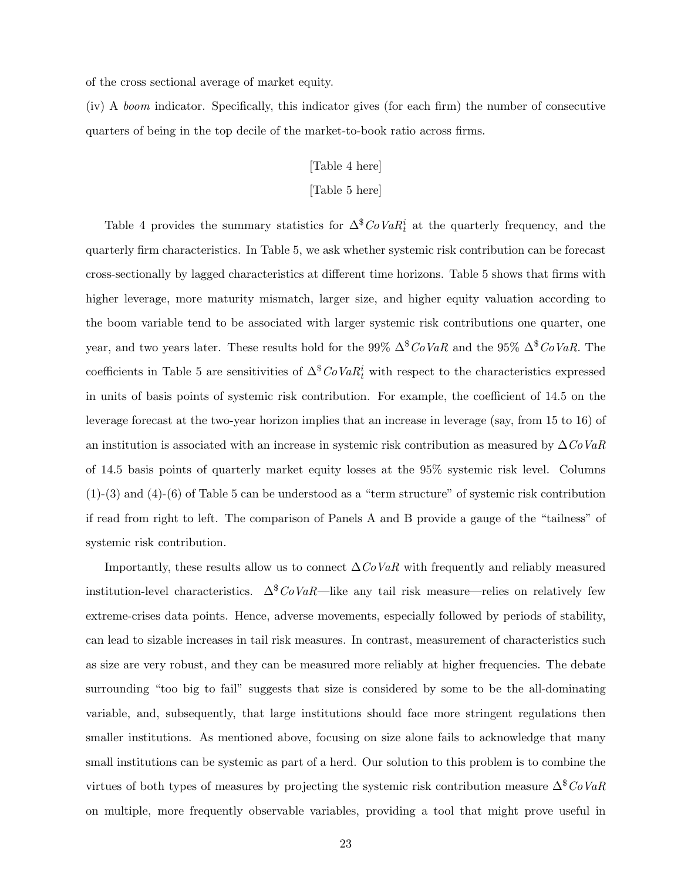of the cross sectional average of market equity.

(iv) A *boom* indicator. Specifically, this indicator gives (for each firm) the number of consecutive quarters of being in the top decile of the market-to-book ratio across firms.

[Table 4 here]

[Table 5 here]

Table 4 provides the summary statistics for $\Delta^{\$}CoVaR_t^i$ at the quarterly frequency, and the quarterly firm characteristics. In Table 5, we ask whether systemic risk contribution can be forecast cross-sectionally by lagged characteristics at different time horizons. Table 5 shows that firms with higher leverage, more maturity mismatch, larger size, and higher equity valuation according to the boom variable tend to be associated with larger systemic risk contributions one quarter, one year, and two years later. These results hold for the 99% $\Delta^{\$}CoVaR$ and the 95% $\Delta^{\$}CoVaR$. The coefficients in Table 5 are sensitivities of $\Delta^{\$}CoVaR_t^i$ with respect to the characteristics expressed in units of basis points of systemic risk contribution. For example, the coefficient of 14.5 on the leverage forecast at the two-year horizon implies that an increase in leverage (say, from 15 to 16) of an institution is associated with an increase in systemic risk contribution as measured by $\Delta CoVaR$ of 14.5 basis points of quarterly market equity losses at the 95% systemic risk level. Columns (1)-(3) and (4)-(6) of Table 5 can be understood as a "term structure" of systemic risk contribution if read from right to left. The comparison of Panels A and B provide a gauge of the "tailness" of systemic risk contribution.

Importantly, these results allow us to connect $\Delta CoVaR$ with frequently and reliably measured institution-level characteristics. $\Delta^{\$}CoVaR$—like any tail risk measure—relies on relatively few extreme-crises data points. Hence, adverse movements, especially followed by periods of stability, can lead to sizable increases in tail risk measures. In contrast, measurement of characteristics such as size are very robust, and they can be measured more reliably at higher frequencies. The debate surrounding "too big to fail" suggests that size is considered by some to be the all-dominating variable, and, subsequently, that large institutions should face more stringent regulations then smaller institutions. As mentioned above, focusing on size alone fails to acknowledge that many small institutions can be systemic as part of a herd. Our solution to this problem is to combine the virtues of both types of measures by projecting the systemic risk contribution measure $\Delta^{\$}CoVaR$ on multiple, more frequently observable variables, providing a tool that might prove useful in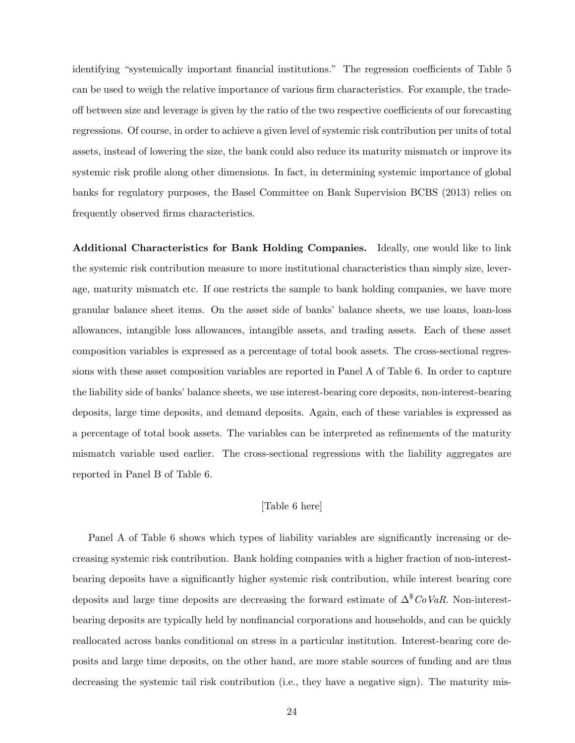identifying "systemically important financial institutions." The regression coefficients of Table 5 can be used to weigh the relative importance of various firm characteristics. For example, the trade-off between size and leverage is given by the ratio of the two respective coefficients of our forecasting regressions. Of course, in order to achieve a given level of systemic risk contribution per units of total assets, instead of lowering the size, the bank could also reduce its maturity mismatch or improve its systemic risk profile along other dimensions. In fact, in determining systemic importance of global banks for regulatory purposes, the Basel Committee on Bank Supervision BCBS (2013) relies on frequently observed firms characteristics.

**Additional Characteristics for Bank Holding Companies.** Ideally, one would like to link the systemic risk contribution measure to more institutional characteristics than simply size, leverage, maturity mismatch etc. If one restricts the sample to bank holding companies, we have more granular balance sheet items. On the asset side of banks' balance sheets, we use loans, loan-loss allowances, intangible loss allowances, intangible assets, and trading assets. Each of these asset composition variables is expressed as a percentage of total book assets. The cross-sectional regressions with these asset composition variables are reported in Panel A of Table 6. In order to capture the liability side of banks' balance sheets, we use interest-bearing core deposits, non-interest-bearing deposits, large time deposits, and demand deposits. Again, each of these variables is expressed as a percentage of total book assets. The variables can be interpreted as refinements of the maturity mismatch variable used earlier. The cross-sectional regressions with the liability aggregates are reported in Panel B of Table 6.

[Table 6 here]

Panel A of Table 6 shows which types of liability variables are significantly increasing or decreasing systemic risk contribution. Bank holding companies with a higher fraction of non-interest-bearing deposits have a significantly higher systemic risk contribution, while interest bearing core deposits and large time deposits are decreasing the forward estimate of $\Delta^{\$}CoVaR$. Non-interest-bearing deposits are typically held by nonfinancial corporations and households, and can be quickly reallocated across banks conditional on stress in a particular institution. Interest-bearing core deposits and large time deposits, on the other hand, are more stable sources of funding and are thus decreasing the systemic tail risk contribution (i.e., they have a negative sign). The maturity mis-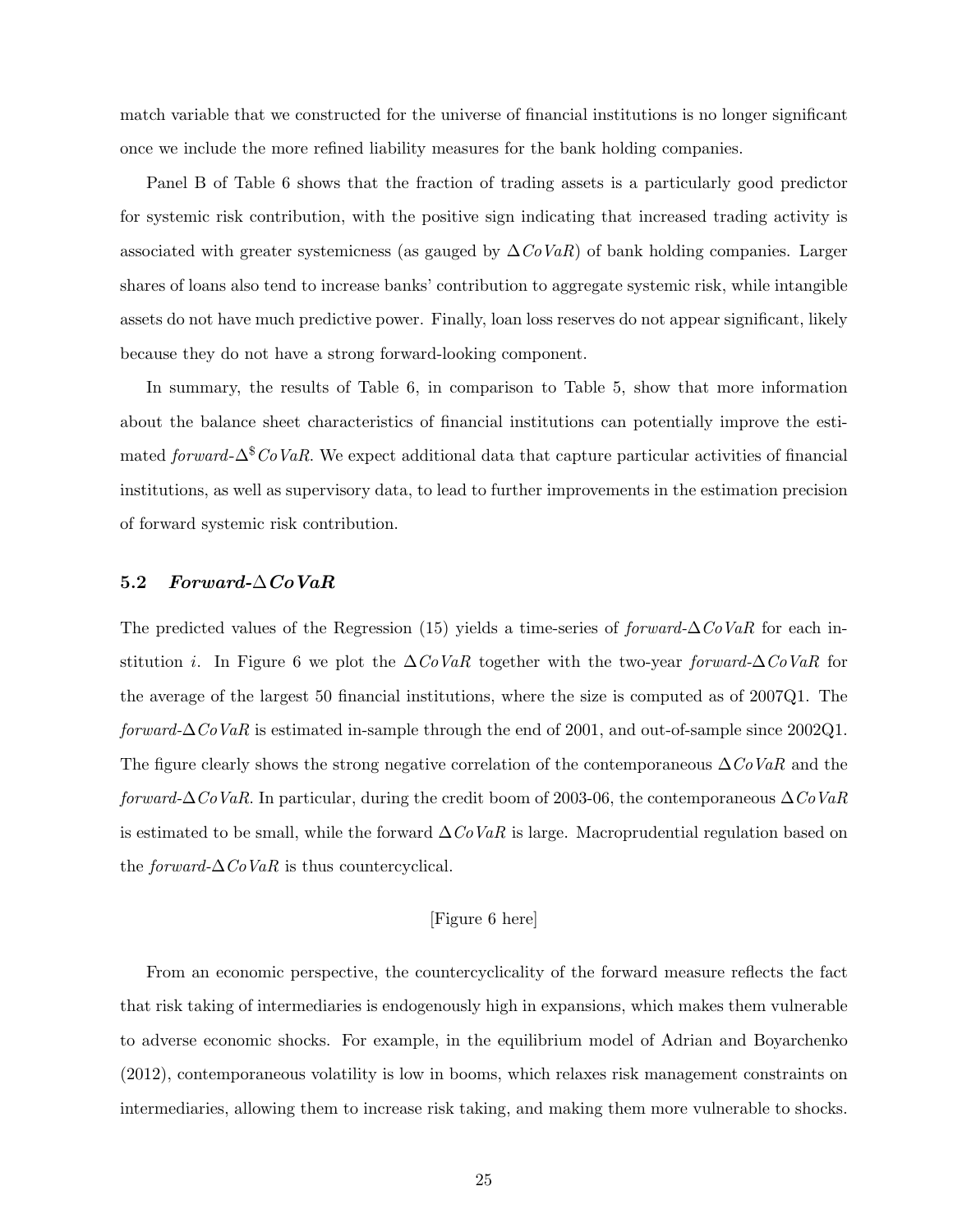match variable that we constructed for the universe of financial institutions is no longer significant once we include the more refined liability measures for the bank holding companies.

Panel B of Table 6 shows that the fraction of trading assets is a particularly good predictor for systemic risk contribution, with the positive sign indicating that increased trading activity is associated with greater systemicness (as gauged by $\Delta CoVaR$) of bank holding companies. Larger shares of loans also tend to increase banks' contribution to aggregate systemic risk, while intangible assets do not have much predictive power. Finally, loan loss reserves do not appear significant, likely because they do not have a strong forward-looking component.

In summary, the results of Table 6, in comparison to Table 5, show that more information about the balance sheet characteristics of financial institutions can potentially improve the estimated *forward*-$\Delta^{\$}CoVaR$. We expect additional data that capture particular activities of financial institutions, as well as supervisory data, to lead to further improvements in the estimation precision of forward systemic risk contribution.

### 5.2 *Forward*-$\Delta CoVaR$

The predicted values of the Regression (15) yields a time-series of *forward*-$\Delta CoVaR$ for each institution $i$. In Figure 6 we plot the $\Delta CoVaR$ together with the two-year *forward*-$\Delta CoVaR$ for the average of the largest 50 financial institutions, where the size is computed as of 2007Q1. The *forward*-$\Delta CoVaR$ is estimated in-sample through the end of 2001, and out-of-sample since 2002Q1. The figure clearly shows the strong negative correlation of the contemporaneous $\Delta CoVaR$ and the *forward*-$\Delta CoVaR$. In particular, during the credit boom of 2003-06, the contemporaneous $\Delta CoVaR$ is estimated to be small, while the forward $\Delta CoVaR$ is large. Macroprudential regulation based on the *forward*-$\Delta CoVaR$ is thus countercyclical.

[Figure 6 here]

From an economic perspective, the countercyclicality of the forward measure reflects the fact that risk taking of intermediaries is endogenously high in expansions, which makes them vulnerable to adverse economic shocks. For example, in the equilibrium model of Adrian and Boyarchenko (2012), contemporaneous volatility is low in booms, which relaxes risk management constraints on intermediaries, allowing them to increase risk taking, and making them more vulnerable to shocks.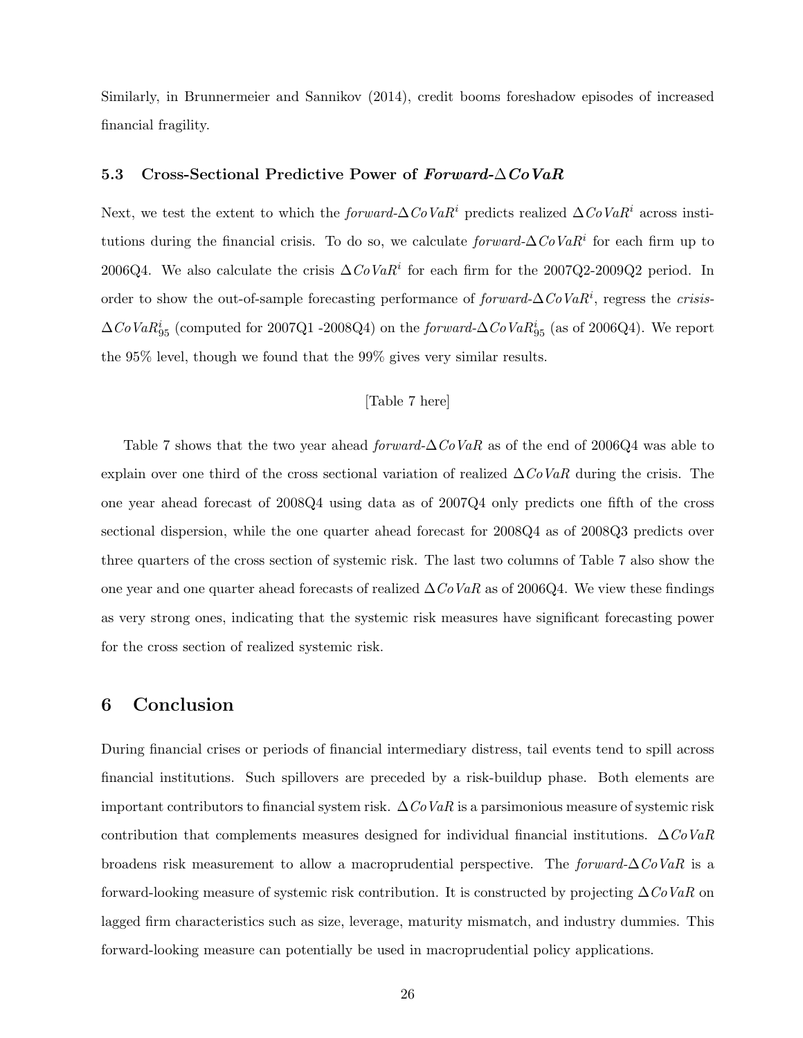Similarly, in Brunnermeier and Sannikov (2014), credit booms foreshadow episodes of increased financial fragility.

### 5.3 Cross-Sectional Predictive Power of *Forward*-$\Delta CoVaR$

Next, we test the extent to which the *forward*-$\Delta CoVaR^i$ predicts realized $\Delta CoVaR^i$ across institutions during the financial crisis. To do so, we calculate *forward*-$\Delta CoVaR^i$ for each firm up to 2006Q4. We also calculate the crisis $\Delta CoVaR^i$ for each firm for the 2007Q2-2009Q2 period. In order to show the out-of-sample forecasting performance of *forward*-$\Delta CoVaR^i$, regress the *crisis*-$\Delta CoVaR^i_{95}$ (computed for 2007Q1 -2008Q4) on the *forward*-$\Delta CoVaR^i_{95}$ (as of 2006Q4). We report the 95% level, though we found that the 99% gives very similar results.

[Table 7 here]

Table 7 shows that the two year ahead *forward*-$\Delta CoVaR$ as of the end of 2006Q4 was able to explain over one third of the cross sectional variation of realized $\Delta CoVaR$ during the crisis. The one year ahead forecast of 2008Q4 using data as of 2007Q4 only predicts one fifth of the cross sectional dispersion, while the one quarter ahead forecast for 2008Q4 as of 2008Q3 predicts over three quarters of the cross section of systemic risk. The last two columns of Table 7 also show the one year and one quarter ahead forecasts of realized $\Delta CoVaR$ as of 2006Q4. We view these findings as very strong ones, indicating that the systemic risk measures have significant forecasting power for the cross section of realized systemic risk.

## 6 Conclusion

During financial crises or periods of financial intermediary distress, tail events tend to spill across financial institutions. Such spillovers are preceded by a risk-buildup phase. Both elements are important contributors to financial system risk. $\Delta CoVaR$ is a parsimonious measure of systemic risk contribution that complements measures designed for individual financial institutions. $\Delta CoVaR$ broadens risk measurement to allow a macroprudential perspective. The *forward*-$\Delta CoVaR$ is a forward-looking measure of systemic risk contribution. It is constructed by projecting $\Delta CoVaR$ on lagged firm characteristics such as size, leverage, maturity mismatch, and industry dummies. This forward-looking measure can potentially be used in macroprudential policy applications.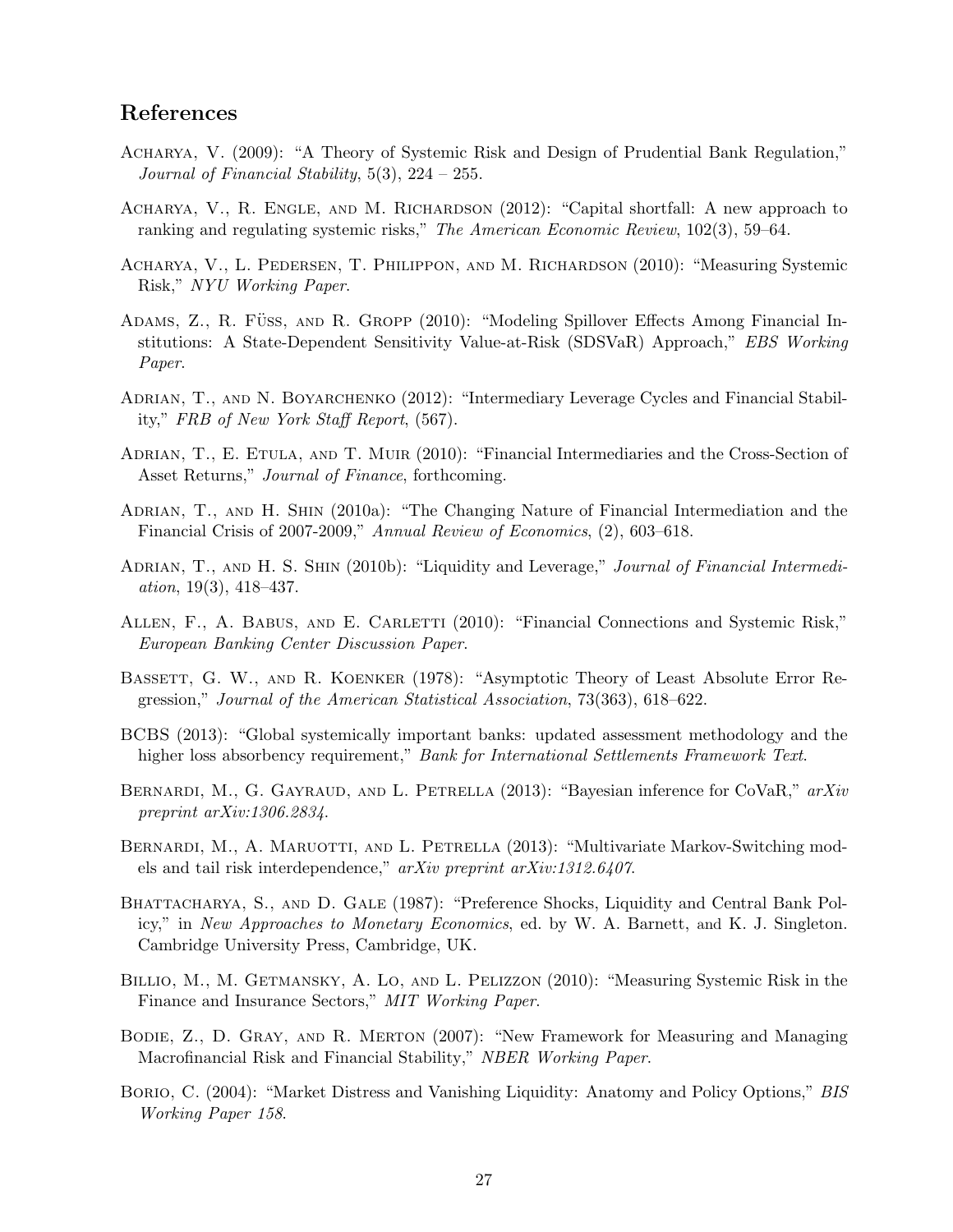## References

Acharya, V. (2009): "A Theory of Systemic Risk and Design of Prudential Bank Regulation," *Journal of Financial Stability*, 5(3), 224 – 255.

Acharya, V., R. Engle, and M. Richardson (2012): "Capital shortfall: A new approach to ranking and regulating systemic risks," *The American Economic Review*, 102(3), 59–64.

Acharya, V., L. Pedersen, T. Philippon, and M. Richardson (2010): "Measuring Systemic Risk," *NYU Working Paper*.

Adams, Z., R. Füss, and R. Gropp (2010): "Modeling Spillover Effects Among Financial Institutions: A State-Dependent Sensitivity Value-at-Risk (SDSVaR) Approach," *EBS Working Paper*.

Adrian, T., and N. Boyarchenko (2012): "Intermediary Leverage Cycles and Financial Stability," *FRB of New York Staff Report*, (567).

Adrian, T., E. Etula, and T. Muir (2010): "Financial Intermediaries and the Cross-Section of Asset Returns," *Journal of Finance*, forthcoming.

Adrian, T., and H. Shin (2010a): "The Changing Nature of Financial Intermediation and the Financial Crisis of 2007-2009," *Annual Review of Economics*, (2), 603–618.

Adrian, T., and H. S. Shin (2010b): "Liquidity and Leverage," *Journal of Financial Intermediation*, 19(3), 418–437.

Allen, F., A. Babus, and E. Carletti (2010): "Financial Connections and Systemic Risk," *European Banking Center Discussion Paper*.

Bassett, G. W., and R. Koenker (1978): "Asymptotic Theory of Least Absolute Error Regression," *Journal of the American Statistical Association*, 73(363), 618–622.

BCBS (2013): "Global systemically important banks: updated assessment methodology and the higher loss absorbency requirement," *Bank for International Settlements Framework Text*.

Bernardi, M., G. Gayraud, and L. Petrella (2013): "Bayesian inference for CoVaR," *arXiv preprint arXiv:1306.2834*.

Bernardi, M., A. Maruotti, and L. Petrella (2013): "Multivariate Markov-Switching models and tail risk interdependence," *arXiv preprint arXiv:1312.6407*.

Bhattacharya, S., and D. Gale (1987): "Preference Shocks, Liquidity and Central Bank Policy," in *New Approaches to Monetary Economics*, ed. by W. A. Barnett, and K. J. Singleton. Cambridge University Press, Cambridge, UK.

Billio, M., M. Getmansky, A. Lo, and L. Pelizzon (2010): "Measuring Systemic Risk in the Finance and Insurance Sectors," *MIT Working Paper*.

Bodie, Z., D. Gray, and R. Merton (2007): "New Framework for Measuring and Managing Macrofinancial Risk and Financial Stability," *NBER Working Paper*.

Borio, C. (2004): "Market Distress and Vanishing Liquidity: Anatomy and Policy Options," *BIS Working Paper 158*.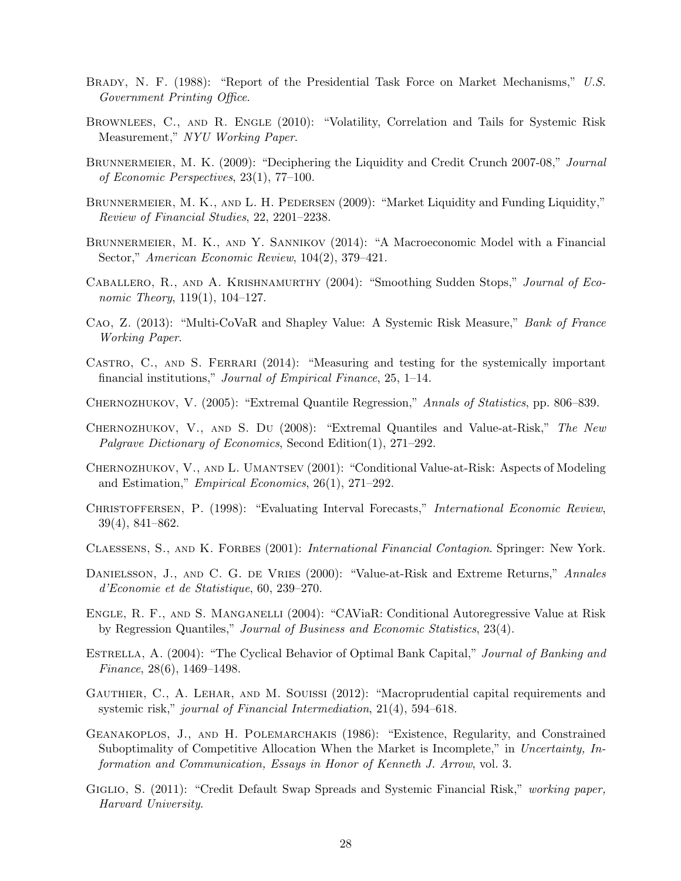Brady, N. F. (1988): "Report of the Presidential Task Force on Market Mechanisms," *U.S. Government Printing Office*.

Brownlees, C., and R. Engle (2010): "Volatility, Correlation and Tails for Systemic Risk Measurement," *NYU Working Paper*.

Brunnermeier, M. K. (2009): "Deciphering the Liquidity and Credit Crunch 2007-08," *Journal of Economic Perspectives*, 23(1), 77–100.

Brunnermeier, M. K., and L. H. Pedersen (2009): "Market Liquidity and Funding Liquidity," *Review of Financial Studies*, 22, 2201–2238.

Brunnermeier, M. K., and Y. Sannikov (2014): "A Macroeconomic Model with a Financial Sector," *American Economic Review*, 104(2), 379–421.

Caballero, R., and A. Krishnamurthy (2004): "Smoothing Sudden Stops," *Journal of Economic Theory*, 119(1), 104–127.

Cao, Z. (2013): "Multi-CoVaR and Shapley Value: A Systemic Risk Measure," *Bank of France Working Paper*.

Castro, C., and S. Ferrari (2014): "Measuring and testing for the systemically important financial institutions," *Journal of Empirical Finance*, 25, 1–14.

Chernozhukov, V. (2005): "Extremal Quantile Regression," *Annals of Statistics*, pp. 806–839.

Chernozhukov, V., and S. Du (2008): "Extremal Quantiles and Value-at-Risk," *The New Palgrave Dictionary of Economics*, Second Edition(1), 271–292.

Chernozhukov, V., and L. Umantsev (2001): "Conditional Value-at-Risk: Aspects of Modeling and Estimation," *Empirical Economics*, 26(1), 271–292.

Christoffersen, P. (1998): "Evaluating Interval Forecasts," *International Economic Review*, 39(4), 841–862.

Claessens, S., and K. Forbes (2001): *International Financial Contagion*. Springer: New York.

Danielsson, J., and C. G. de Vries (2000): "Value-at-Risk and Extreme Returns," *Annales d'Economie et de Statistique*, 60, 239–270.

Engle, R. F., and S. Manganelli (2004): "CAViaR: Conditional Autoregressive Value at Risk by Regression Quantiles," *Journal of Business and Economic Statistics*, 23(4).

Estrella, A. (2004): "The Cyclical Behavior of Optimal Bank Capital," *Journal of Banking and Finance*, 28(6), 1469–1498.

Gauthier, C., A. Lehar, and M. Souissi (2012): "Macroprudential capital requirements and systemic risk," *journal of Financial Intermediation*, 21(4), 594–618.

Geanakoplos, J., and H. Polemarchakis (1986): "Existence, Regularity, and Constrained Suboptimality of Competitive Allocation When the Market is Incomplete," in *Uncertainty, Information and Communication, Essays in Honor of Kenneth J. Arrow*, vol. 3.

Giglio, S. (2011): "Credit Default Swap Spreads and Systemic Financial Risk," *working paper, Harvard University*.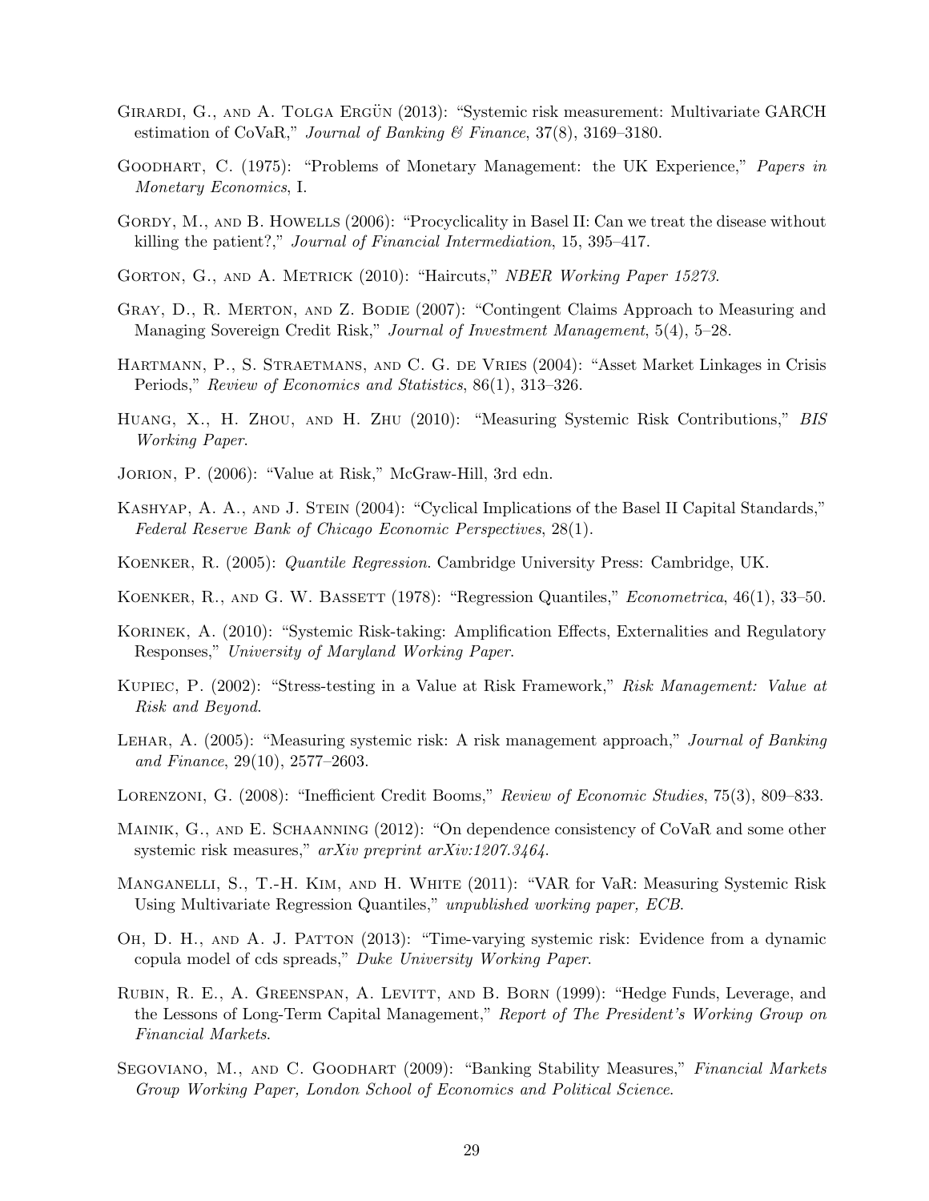Girardi, G., and A. Tolga Ergün (2013): "Systemic risk measurement: Multivariate GARCH estimation of CoVaR," *Journal of Banking & Finance*, 37(8), 3169–3180.

Goodhart, C. (1975): "Problems of Monetary Management: the UK Experience," *Papers in Monetary Economics*, I.

Gordy, M., and B. Howells (2006): "Procyclicality in Basel II: Can we treat the disease without killing the patient?," *Journal of Financial Intermediation*, 15, 395–417.

Gorton, G., and A. Metrick (2010): "Haircuts," *NBER Working Paper 15273*.

Gray, D., R. Merton, and Z. Bodie (2007): "Contingent Claims Approach to Measuring and Managing Sovereign Credit Risk," *Journal of Investment Management*, 5(4), 5–28.

Hartmann, P., S. Straetmans, and C. G. de Vries (2004): "Asset Market Linkages in Crisis Periods," *Review of Economics and Statistics*, 86(1), 313–326.

Huang, X., H. Zhou, and H. Zhu (2010): "Measuring Systemic Risk Contributions," *BIS Working Paper*.

Jorion, P. (2006): "Value at Risk," McGraw-Hill, 3rd edn.

Kashyap, A. A., and J. Stein (2004): "Cyclical Implications of the Basel II Capital Standards," *Federal Reserve Bank of Chicago Economic Perspectives*, 28(1).

Koenker, R. (2005): *Quantile Regression*. Cambridge University Press: Cambridge, UK.

Koenker, R., and G. W. Bassett (1978): "Regression Quantiles," *Econometrica*, 46(1), 33–50.

Korinek, A. (2010): "Systemic Risk-taking: Amplification Effects, Externalities and Regulatory Responses," *University of Maryland Working Paper*.

Kupiec, P. (2002): "Stress-testing in a Value at Risk Framework," *Risk Management: Value at Risk and Beyond*.

Lehar, A. (2005): "Measuring systemic risk: A risk management approach," *Journal of Banking and Finance*, 29(10), 2577–2603.

Lorenzoni, G. (2008): "Inefficient Credit Booms," *Review of Economic Studies*, 75(3), 809–833.

Mainik, G., and E. Schaanning (2012): "On dependence consistency of CoVaR and some other systemic risk measures," *arXiv preprint arXiv:1207.3464*.

Manganelli, S., T.-H. Kim, and H. White (2011): "VAR for VaR: Measuring Systemic Risk Using Multivariate Regression Quantiles," *unpublished working paper, ECB*.

Oh, D. H., and A. J. Patton (2013): "Time-varying systemic risk: Evidence from a dynamic copula model of cds spreads," *Duke University Working Paper*.

Rubin, R. E., A. Greenspan, A. Levitt, and B. Born (1999): "Hedge Funds, Leverage, and the Lessons of Long-Term Capital Management," *Report of The President's Working Group on Financial Markets*.

Segoviano, M., and C. Goodhart (2009): "Banking Stability Measures," *Financial Markets Group Working Paper, London School of Economics and Political Science*.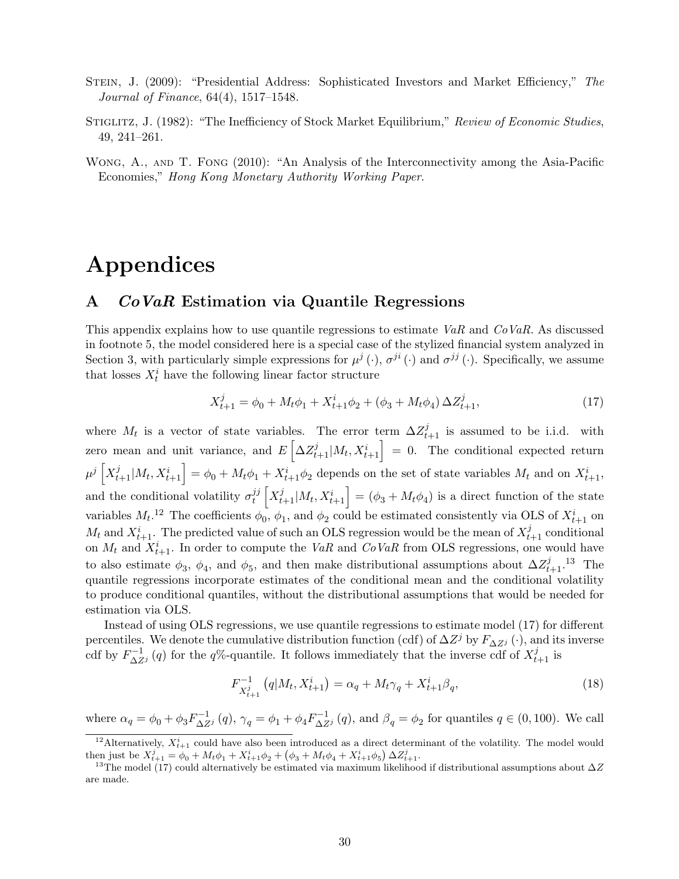Stein, J. (2009): "Presidential Address: Sophisticated Investors and Market Efficiency," *The Journal of Finance*, 64(4), 1517–1548.

Stiglitz, J. (1982): "The Inefficiency of Stock Market Equilibrium," *Review of Economic Studies*, 49, 241–261.

Wong, A., and T. Fong (2010): "An Analysis of the Interconnectivity among the Asia-Pacific Economies," *Hong Kong Monetary Authority Working Paper.*

# Appendices

## A *CoVaR* Estimation via Quantile Regressions

This appendix explains how to use quantile regressions to estimate *VaR* and *CoVaR*. As discussed in footnote 5, the model considered here is a special case of the stylized financial system analyzed in Section 3, with particularly simple expressions for $\mu^j(\cdot)$, $\sigma^{ji}(\cdot)$ and $\sigma^{jj}(\cdot)$. Specifically, we assume that losses $X_t^i$ have the following linear factor structure

$$X_{t+1}^j = \phi_0 + M_t\phi_1 + X_{t+1}^i\phi_2 + (\phi_3 + M_t\phi_4)\,\Delta Z_{t+1}^j, \tag{17}$$

where $M_t$ is a vector of state variables. The error term $\Delta Z_{t+1}^j$ is assumed to be i.i.d. with zero mean and unit variance, and $E\left[\Delta Z_{t+1}^j | M_t, X_{t+1}^i\right] = 0$. The conditional expected return $\mu^j\left[X_{t+1}^j | M_t, X_{t+1}^i\right] = \phi_0 + M_t\phi_1 + X_{t+1}^i\phi_2$ depends on the set of state variables $M_t$ and on $X_{t+1}^i$, and the conditional volatility $\sigma_t^{jj}\left[X_{t+1}^j | M_t, X_{t+1}^i\right] = (\phi_3 + M_t\phi_4)$ is a direct function of the state variables $M_t$.[12] The coefficients $\phi_0$, $\phi_1$, and $\phi_2$ could be estimated consistently via OLS of $X_{t+1}^i$ on $M_t$ and $X_{t+1}^i$. The predicted value of such an OLS regression would be the mean of $X_{t+1}^j$ conditional on $M_t$ and $X_{t+1}^i$. In order to compute the *VaR* and *CoVaR* from OLS regressions, one would have to also estimate $\phi_3$, $\phi_4$, and $\phi_5$, and then make distributional assumptions about $\Delta Z_{t+1}^j$.[13] The quantile regressions incorporate estimates of the conditional mean and the conditional volatility to produce conditional quantiles, without the distributional assumptions that would be needed for estimation via OLS.

Instead of using OLS regressions, we use quantile regressions to estimate model (17) for different percentiles. We denote the cumulative distribution function (cdf) of $\Delta Z^j$ by $F_{\Delta Z^j}(\cdot)$, and its inverse cdf by $F_{\Delta Z^j}^{-1}(q)$ for the $q$%-quantile. It follows immediately that the inverse cdf of $X_{t+1}^j$ is

$$F_{X_{t+1}^j}^{-1}\left(q | M_t, X_{t+1}^i\right) = \alpha_q + M_t\gamma_q + X_{t+1}^i\beta_q, \tag{18}$$

where $\alpha_q = \phi_0 + \phi_3 F_{\Delta Z^j}^{-1}(q)$, $\gamma_q = \phi_1 + \phi_4 F_{\Delta Z^j}^{-1}(q)$, and $\beta_q = \phi_2$ for quantiles $q \in (0, 100)$. We call

[12] Alternatively, $X_{t+1}^i$ could have also been introduced as a direct determinant of the volatility. The model would then just be $X_{t+1}^j = \phi_0 + M_t\phi_1 + X_{t+1}^i\phi_2 + \left(\phi_3 + M_t\phi_4 + X_{t+1}^i\phi_5\right)\Delta Z_{t+1}^j$.

[13] The model (17) could alternatively be estimated via maximum likelihood if distributional assumptions about $\Delta Z$ are made.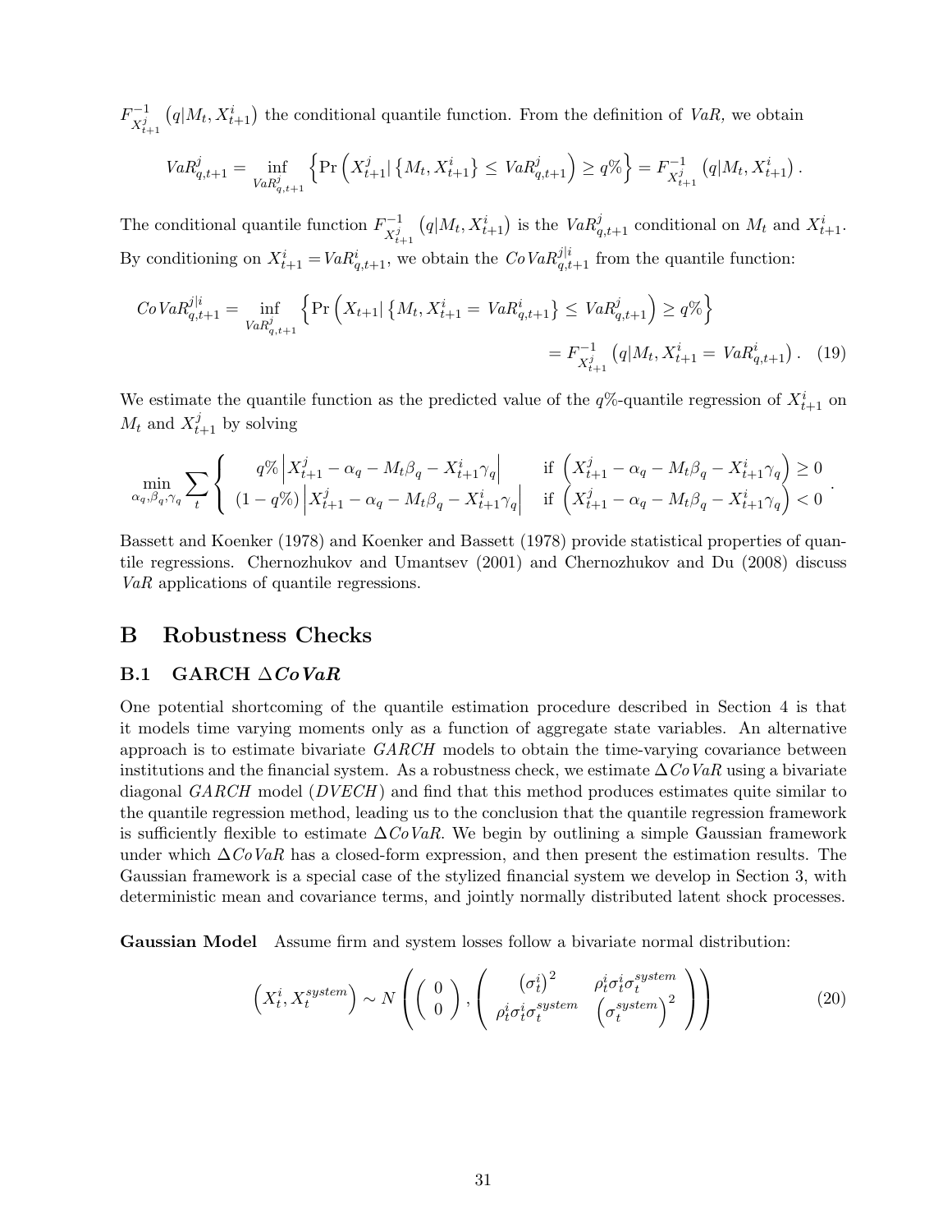$F^{-1}_{X^j_{t+1}}\left(q|M_t, X^i_{t+1}\right)$ the conditional quantile function. From the definition of *VaR,* we obtain

$$VaR^j_{q,t+1} = \inf_{VaR^j_{q,t+1}} \left\{ \Pr\left( X^j_{t+1} | \left\{ M_t, X^i_{t+1} \right\} \leq VaR^j_{q,t+1} \right) \geq q\% \right\} = F^{-1}_{X^j_{t+1}}\left(q|M_t, X^i_{t+1}\right).$$

The conditional quantile function $F^{-1}_{X^j_{t+1}}\left(q|M_t, X^i_{t+1}\right)$ is the $VaR^j_{q,t+1}$ conditional on $M_t$ and $X^i_{t+1}$. By conditioning on $X^i_{t+1} = VaR^i_{q,t+1}$, we obtain the $CoVaR^{j|i}_{q,t+1}$ from the quantile function:

$$\begin{aligned} CoVaR^{j|i}_{q,t+1} &= \inf_{VaR^j_{q,t+1}} \left\{ \Pr\left( X_{t+1} | \left\{ M_t, X^i_{t+1} = VaR^i_{q,t+1} \right\} \leq VaR^j_{q,t+1} \right) \geq q\% \right\} \\ &= F^{-1}_{X^j_{t+1}}\left(q|M_t, X^i_{t+1} = VaR^i_{q,t+1}\right). \quad (19) \end{aligned}$$

We estimate the quantile function as the predicted value of the $q$%-quantile regression of $X^i_{t+1}$ on $M_t$ and $X^j_{t+1}$ by solving

$$\min_{\alpha_q, \beta_q, \gamma_q} \sum_t \left\{ \begin{array}{ll} q\% \left| X^j_{t+1} - \alpha_q - M_t\beta_q - X^i_{t+1}\gamma_q \right| & \text{if } \left( X^j_{t+1} - \alpha_q - M_t\beta_q - X^i_{t+1}\gamma_q \right) \geq 0 \\ (1-q\%) \left| X^j_{t+1} - \alpha_q - M_t\beta_q - X^i_{t+1}\gamma_q \right| & \text{if } \left( X^j_{t+1} - \alpha_q - M_t\beta_q - X^i_{t+1}\gamma_q \right) < 0 \end{array} \right. .$$

Bassett and Koenker (1978) and Koenker and Bassett (1978) provide statistical properties of quantile regressions. Chernozhukov and Umantsev (2001) and Chernozhukov and Du (2008) discuss *VaR* applications of quantile regressions.

# B Robustness Checks

## B.1 GARCH $\Delta$*CoVaR*

One potential shortcoming of the quantile estimation procedure described in Section 4 is that it models time varying moments only as a function of aggregate state variables. An alternative approach is to estimate bivariate *GARCH* models to obtain the time-varying covariance between institutions and the financial system. As a robustness check, we estimate $\Delta CoVaR$ using a bivariate diagonal *GARCH* model (*DVECH*) and find that this method produces estimates quite similar to the quantile regression method, leading us to the conclusion that the quantile regression framework is sufficiently flexible to estimate $\Delta CoVaR$. We begin by outlining a simple Gaussian framework under which $\Delta CoVaR$ has a closed-form expression, and then present the estimation results. The Gaussian framework is a special case of the stylized financial system we develop in Section 3, with deterministic mean and covariance terms, and jointly normally distributed latent shock processes.

**Gaussian Model** Assume firm and system losses follow a bivariate normal distribution:

$$\left(X^i_t, X^{system}_t\right) \sim N\left( \left( \begin{array}{c} 0 \\ 0 \end{array} \right), \left( \begin{array}{cc} \left(\sigma^i_t\right)^2 & \rho^i_t\sigma^i_t\sigma^{system}_t \\ \rho^i_t\sigma^i_t\sigma^{system}_t & \left(\sigma^{system}_t\right)^2 \end{array} \right) \right) \quad (20)$$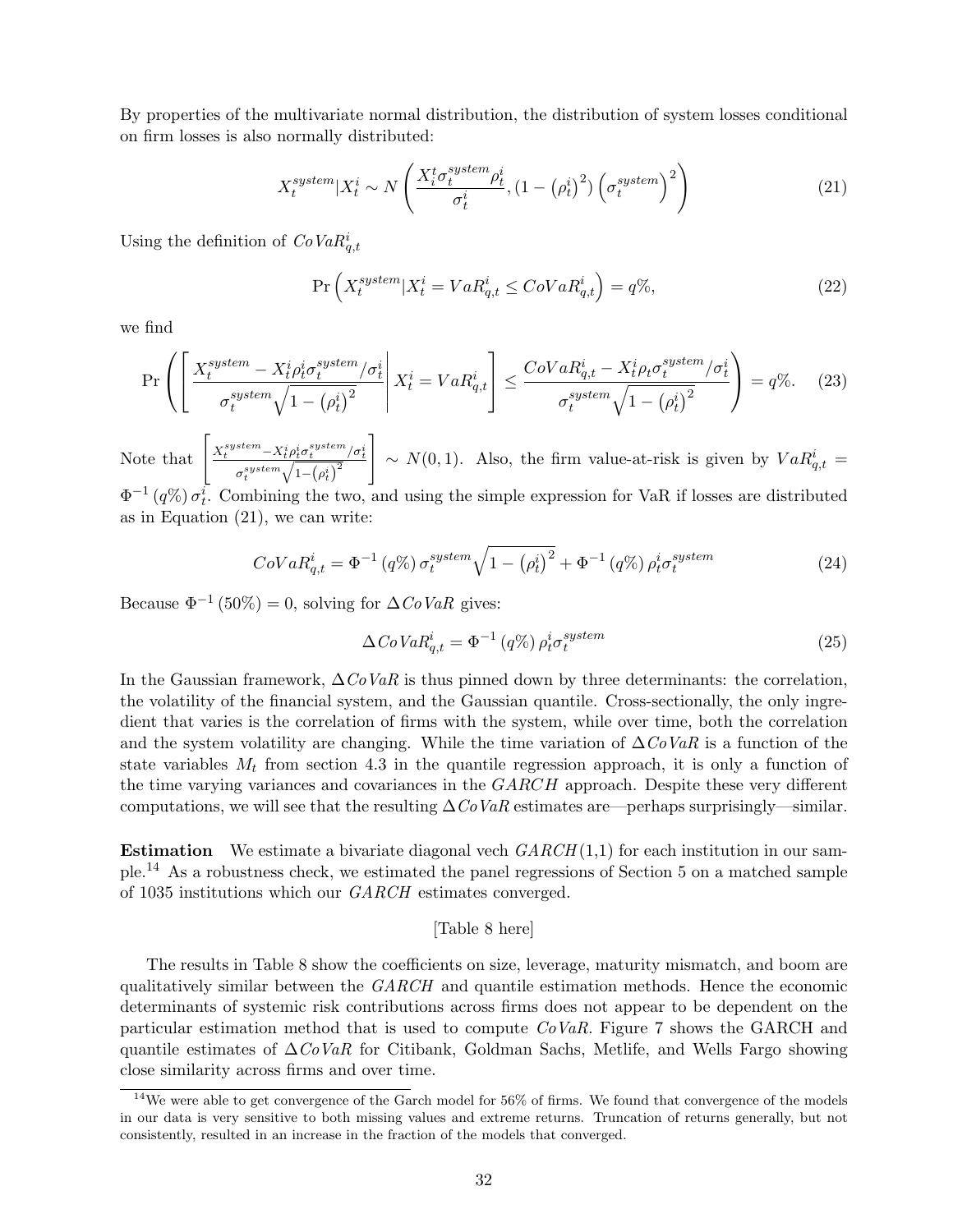By properties of the multivariate normal distribution, the distribution of system losses conditional on firm losses is also normally distributed:

$$X_t^{system}|X_t^i \sim N\left(\frac{X_i^t \sigma_t^{system} \rho_t^i}{\sigma_t^i}, (1 - \left(\rho_t^i\right)^2) \left(\sigma_t^{system}\right)^2\right) \tag{21}$$

Using the definition of $CoVaR_{q,t}^i$

$$\Pr\left(X_t^{system}|X_t^i = VaR_{q,t}^i \leq CoVaR_{q,t}^i\right) = q\%, \tag{22}$$

we find

$$\Pr\left(\left[\left.\frac{X_t^{system} - X_t^i \rho_t^i \sigma_t^{system}/\sigma_t^i}{\sigma_t^{system}\sqrt{1-\left(\rho_t^i\right)^2}}\right| X_t^i = VaR_{q,t}^i\right] \leq \frac{CoVaR_{q,t}^i - X_t^i \rho_t \sigma_t^{system}/\sigma_t^i}{\sigma_t^{system}\sqrt{1-\left(\rho_t^i\right)^2}}\right) = q\%. \tag{23}$$

Note that $\left[\frac{X_t^{system} - X_t^i \rho_t^i \sigma_t^{system}/\sigma_t^i}{\sigma_t^{system}\sqrt{1-\left(\rho_t^i\right)^2}}\right] \sim N(0,1)$. Also, the firm value-at-risk is given by $VaR_{q,t}^i = \Phi^{-1}(q\%)\,\sigma_t^i$. Combining the two, and using the simple expression for VaR if losses are distributed as in Equation (21), we can write:

$$CoVaR_{q,t}^i = \Phi^{-1}(q\%)\,\sigma_t^{system}\sqrt{1-\left(\rho_t^i\right)^2} + \Phi^{-1}(q\%)\,\rho_t^i \sigma_t^{system} \tag{24}$$

Because $\Phi^{-1}(50\%) = 0$, solving for $\Delta CoVaR$ gives:

$$\Delta CoVaR_{q,t}^i = \Phi^{-1}(q\%)\,\rho_t^i \sigma_t^{system} \tag{25}$$

In the Gaussian framework, $\Delta CoVaR$ is thus pinned down by three determinants: the correlation, the volatility of the financial system, and the Gaussian quantile. Cross-sectionally, the only ingredient that varies is the correlation of firms with the system, while over time, both the correlation and the system volatility are changing. While the time variation of $\Delta CoVaR$ is a function of the state variables $M_t$ from section 4.3 in the quantile regression approach, it is only a function of the time varying variances and covariances in the *GARCH* approach. Despite these very different computations, we will see that the resulting $\Delta CoVaR$ estimates are—perhaps surprisingly—similar.

**Estimation** We estimate a bivariate diagonal vech *GARCH*(1,1) for each institution in our sample.[14] As a robustness check, we estimated the panel regressions of Section 5 on a matched sample of 1035 institutions which our *GARCH* estimates converged.

[Table 8 here]

The results in Table 8 show the coefficients on size, leverage, maturity mismatch, and boom are qualitatively similar between the *GARCH* and quantile estimation methods. Hence the economic determinants of systemic risk contributions across firms does not appear to be dependent on the particular estimation method that is used to compute *CoVaR*. Figure 7 shows the GARCH and quantile estimates of $\Delta CoVaR$ for Citibank, Goldman Sachs, Metlife, and Wells Fargo showing close similarity across firms and over time.

[14] We were able to get convergence of the Garch model for 56% of firms. We found that convergence of the models in our data is very sensitive to both missing values and extreme returns. Truncation of returns generally, but not consistently, resulted in an increase in the fraction of the models that converged.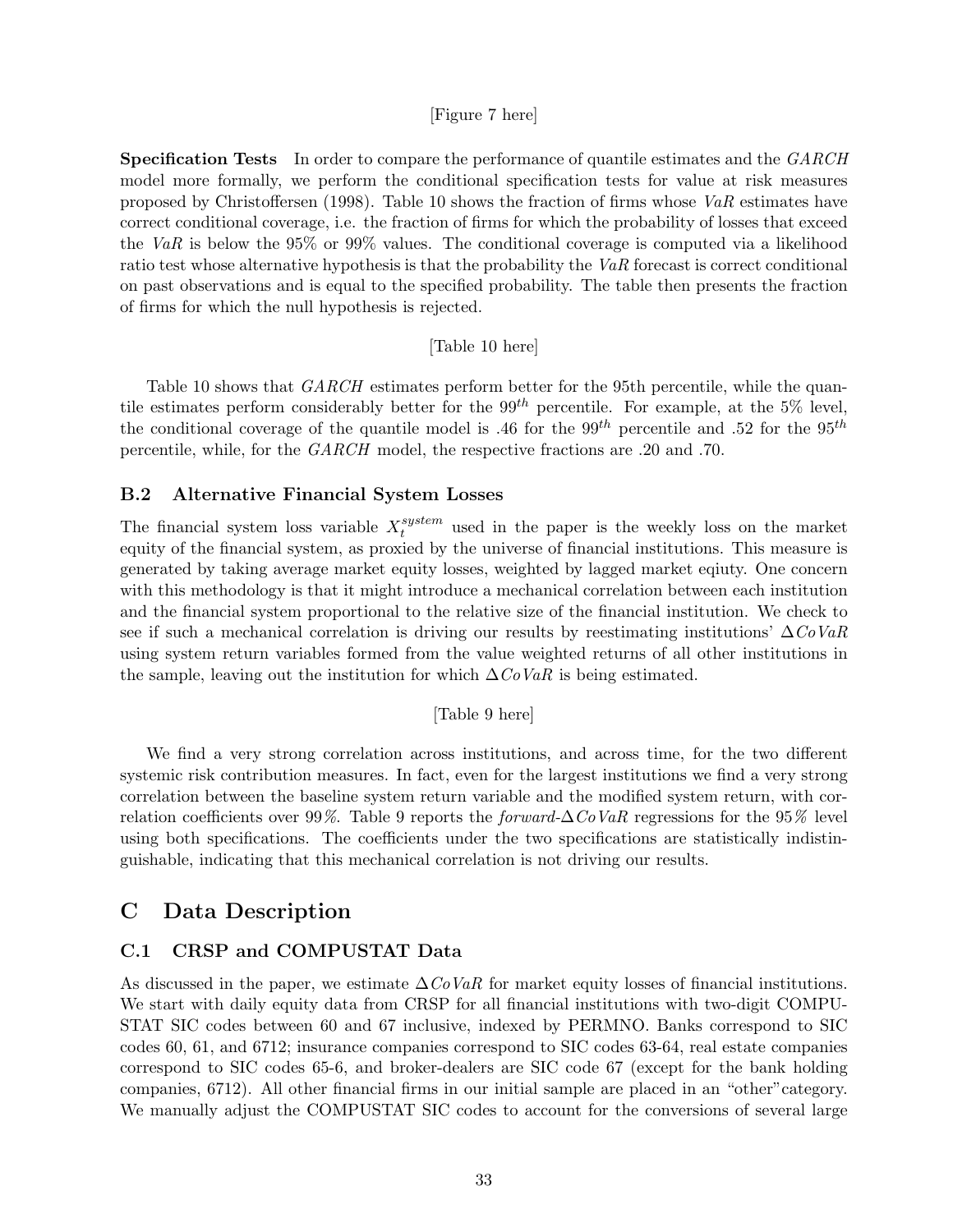[Figure 7 here]

**Specification Tests** In order to compare the performance of quantile estimates and the *GARCH* model more formally, we perform the conditional specification tests for value at risk measures proposed by Christoffersen (1998). Table 10 shows the fraction of firms whose *VaR* estimates have correct conditional coverage, i.e. the fraction of firms for which the probability of losses that exceed the *VaR* is below the 95% or 99% values. The conditional coverage is computed via a likelihood ratio test whose alternative hypothesis is that the probability the *VaR* forecast is correct conditional on past observations and is equal to the specified probability. The table then presents the fraction of firms for which the null hypothesis is rejected.

[Table 10 here]

Table 10 shows that *GARCH* estimates perform better for the 95th percentile, while the quantile estimates perform considerably better for the $99^{th}$ percentile. For example, at the 5% level, the conditional coverage of the quantile model is .46 for the $99^{th}$ percentile and .52 for the $95^{th}$ percentile, while, for the *GARCH* model, the respective fractions are .20 and .70.

### B.2 Alternative Financial System Losses

The financial system loss variable $X_t^{system}$ used in the paper is the weekly loss on the market equity of the financial system, as proxied by the universe of financial institutions. This measure is generated by taking average market equity losses, weighted by lagged market eqiuty. One concern with this methodology is that it might introduce a mechanical correlation between each institution and the financial system proportional to the relative size of the financial institution. We check to see if such a mechanical correlation is driving our results by reestimating institutions' $\Delta CoVaR$ using system return variables formed from the value weighted returns of all other institutions in the sample, leaving out the institution for which $\Delta CoVaR$ is being estimated.

[Table 9 here]

We find a very strong correlation across institutions, and across time, for the two different systemic risk contribution measures. In fact, even for the largest institutions we find a very strong correlation between the baseline system return variable and the modified system return, with correlation coefficients over 99%. Table 9 reports the *forward*-$\Delta CoVaR$ regressions for the 95% level using both specifications. The coefficients under the two specifications are statistically indistinguishable, indicating that this mechanical correlation is not driving our results.

## C Data Description

### C.1 CRSP and COMPUSTAT Data

As discussed in the paper, we estimate $\Delta CoVaR$ for market equity losses of financial institutions. We start with daily equity data from CRSP for all financial institutions with two-digit COMPUSTAT SIC codes between 60 and 67 inclusive, indexed by PERMNO. Banks correspond to SIC codes 60, 61, and 6712; insurance companies correspond to SIC codes 63-64, real estate companies correspond to SIC codes 65-6, and broker-dealers are SIC code 67 (except for the bank holding companies, 6712). All other financial firms in our initial sample are placed in an "other"category. We manually adjust the COMPUSTAT SIC codes to account for the conversions of several large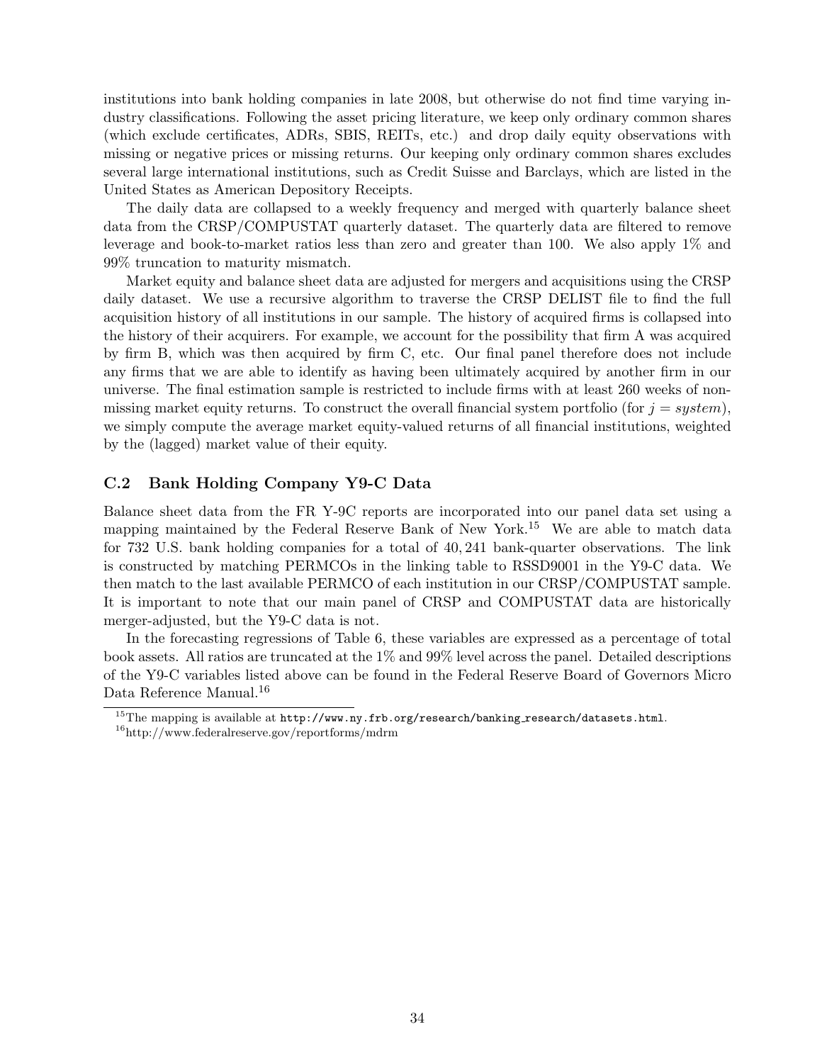institutions into bank holding companies in late 2008, but otherwise do not find time varying industry classifications. Following the asset pricing literature, we keep only ordinary common shares (which exclude certificates, ADRs, SBIS, REITs, etc.) and drop daily equity observations with missing or negative prices or missing returns. Our keeping only ordinary common shares excludes several large international institutions, such as Credit Suisse and Barclays, which are listed in the United States as American Depository Receipts.

The daily data are collapsed to a weekly frequency and merged with quarterly balance sheet data from the CRSP/COMPUSTAT quarterly dataset. The quarterly data are filtered to remove leverage and book-to-market ratios less than zero and greater than 100. We also apply 1% and 99% truncation to maturity mismatch.

Market equity and balance sheet data are adjusted for mergers and acquisitions using the CRSP daily dataset. We use a recursive algorithm to traverse the CRSP DELIST file to find the full acquisition history of all institutions in our sample. The history of acquired firms is collapsed into the history of their acquirers. For example, we account for the possibility that firm A was acquired by firm B, which was then acquired by firm C, etc. Our final panel therefore does not include any firms that we are able to identify as having been ultimately acquired by another firm in our universe. The final estimation sample is restricted to include firms with at least 260 weeks of non-missing market equity returns. To construct the overall financial system portfolio (for $j = system$), we simply compute the average market equity-valued returns of all financial institutions, weighted by the (lagged) market value of their equity.

## C.2 Bank Holding Company Y9-C Data

Balance sheet data from the FR Y-9C reports are incorporated into our panel data set using a mapping maintained by the Federal Reserve Bank of New York.[15] We are able to match data for 732 U.S. bank holding companies for a total of 40,241 bank-quarter observations. The link is constructed by matching PERMCOs in the linking table to RSSD9001 in the Y9-C data. We then match to the last available PERMCO of each institution in our CRSP/COMPUSTAT sample. It is important to note that our main panel of CRSP and COMPUSTAT data are historically merger-adjusted, but the Y9-C data is not.

In the forecasting regressions of Table 6, these variables are expressed as a percentage of total book assets. All ratios are truncated at the 1% and 99% level across the panel. Detailed descriptions of the Y9-C variables listed above can be found in the Federal Reserve Board of Governors Micro Data Reference Manual.[16]

[15] The mapping is available at http://www.ny.frb.org/research/banking_research/datasets.html.

[16] http://www.federalreserve.gov/reportforms/mdrm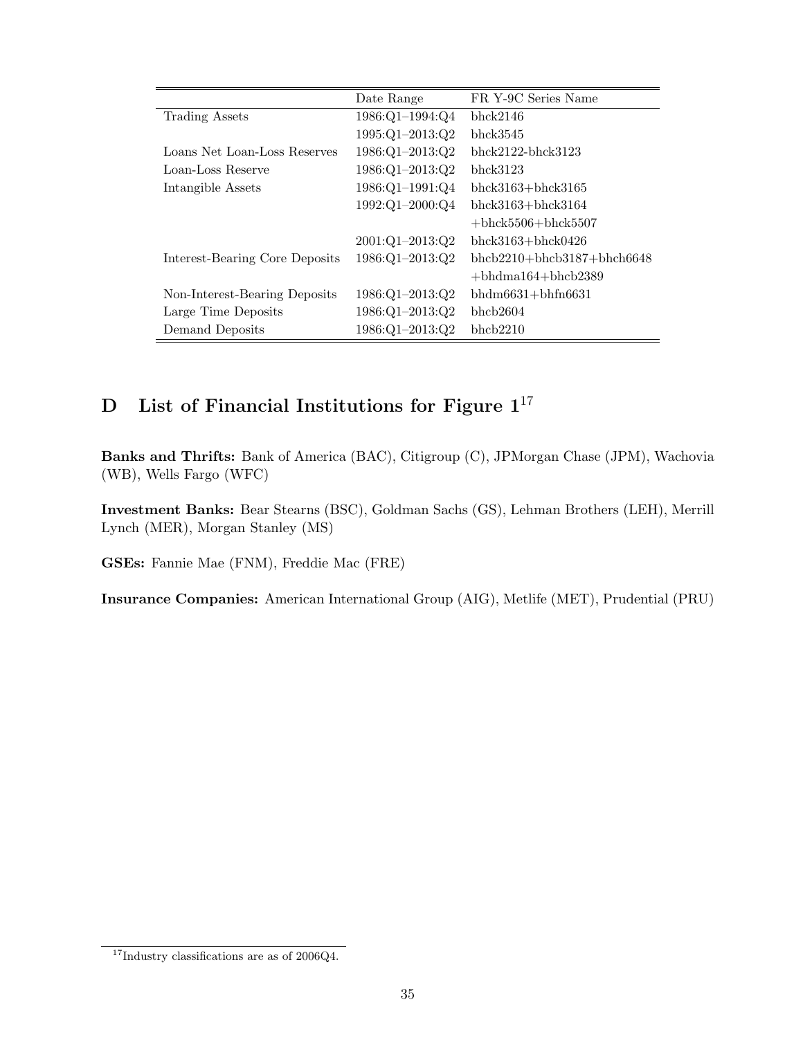| | Date Range | FR Y-9C Series Name |
|---|---|---|
| Trading Assets | 1986:Q1–1994:Q4 | bhck2146 |
| | 1995:Q1–2013:Q2 | bhck3545 |
| Loans Net Loan-Loss Reserves | 1986:Q1–2013:Q2 | bhck2122-bhck3123 |
| Loan-Loss Reserve | 1986:Q1–2013:Q2 | bhck3123 |
| Intangible Assets | 1986:Q1–1991:Q4 | bhck3163+bhck3165 |
| | 1992:Q1–2000:Q4 | bhck3163+bhck3164 +bhck5506+bhck5507 |
| | 2001:Q1–2013:Q2 | bhck3163+bhck0426 |
| Interest-Bearing Core Deposits | 1986:Q1–2013:Q2 | bhcb2210+bhcb3187+bhch6648 +bhdma164+bhcb2389 |
| Non-Interest-Bearing Deposits | 1986:Q1–2013:Q2 | bhdm6631+bhfn6631 |
| Large Time Deposits | 1986:Q1–2013:Q2 | bhcb2604 |
| Demand Deposits | 1986:Q1–2013:Q2 | bhcb2210 |

# D List of Financial Institutions for Figure 1[17]

**Banks and Thrifts:** Bank of America (BAC), Citigroup (C), JPMorgan Chase (JPM), Wachovia (WB), Wells Fargo (WFC)

**Investment Banks:** Bear Stearns (BSC), Goldman Sachs (GS), Lehman Brothers (LEH), Merrill Lynch (MER), Morgan Stanley (MS)

**GSEs:** Fannie Mae (FNM), Freddie Mac (FRE)

**Insurance Companies:** American International Group (AIG), Metlife (MET), Prudential (PRU)

[17] Industry classifications are as of 2006Q4.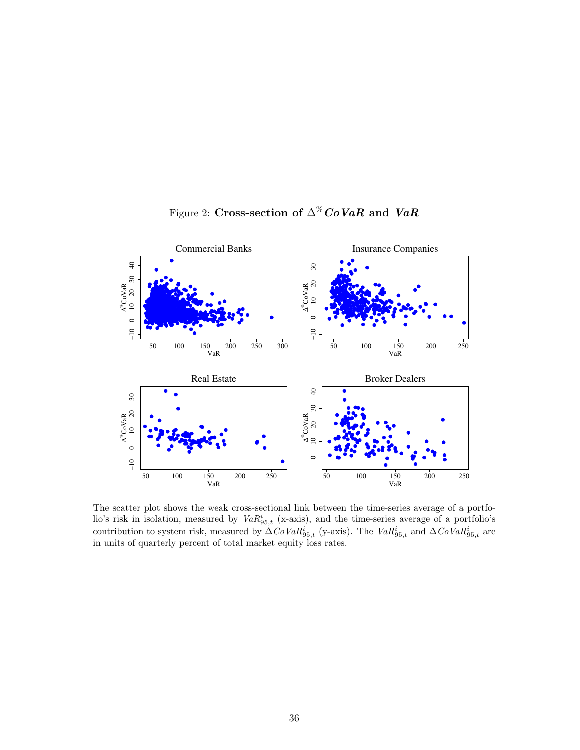Figure 2: **Cross-section of $\Delta^{\%}$*CoVaR* and *VaR***

The scatter plot shows the weak cross-sectional link between the time-series average of a portfolio's risk in isolation, measured by $VaR^i_{95,t}$ (x-axis), and the time-series average of a portfolio's contribution to system risk, measured by $\Delta CoVaR^i_{95,t}$ (y-axis). The $VaR^i_{95,t}$ and $\Delta CoVaR^i_{95,t}$ are in units of quarterly percent of total market equity loss rates.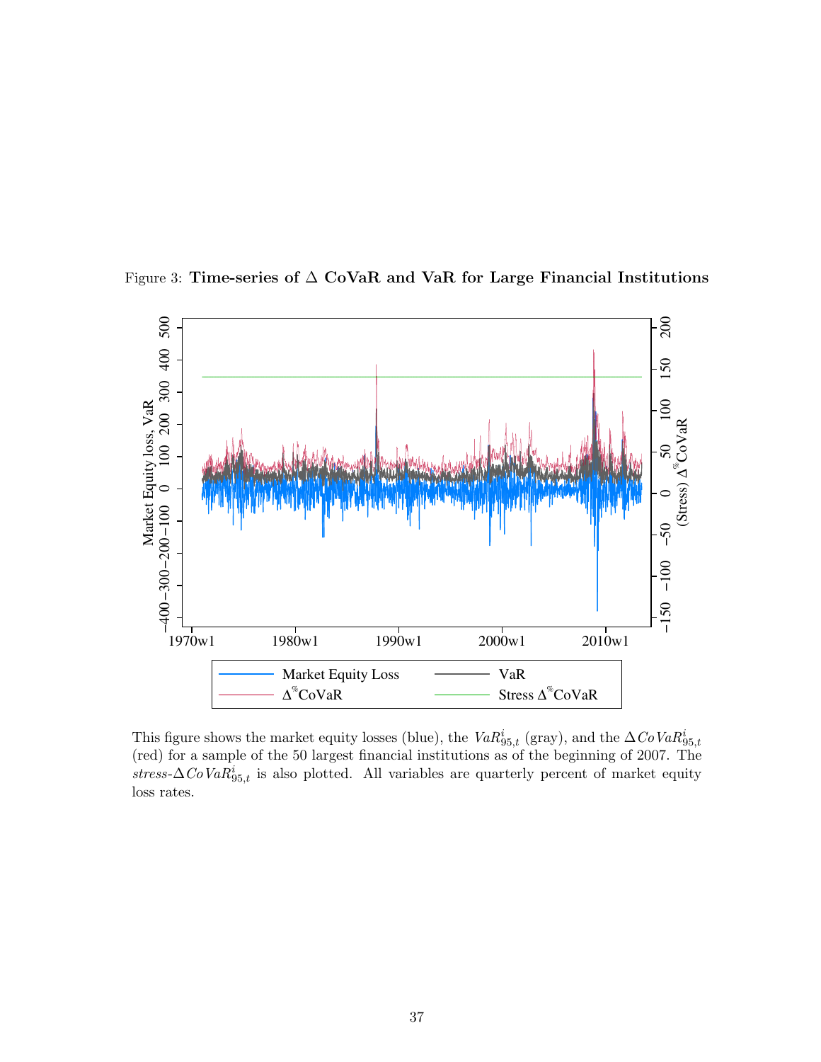Figure 3: **Time-series of $\Delta$ CoVaR and VaR for Large Financial Institutions**

This figure shows the market equity losses (blue), the $VaR^{i}_{95,t}$ (gray), and the $\Delta CoVaR^{i}_{95,t}$ (red) for a sample of the 50 largest financial institutions as of the beginning of 2007. The *stress*-$\Delta CoVaR^{i}_{95,t}$ is also plotted. All variables are quarterly percent of market equity loss rates.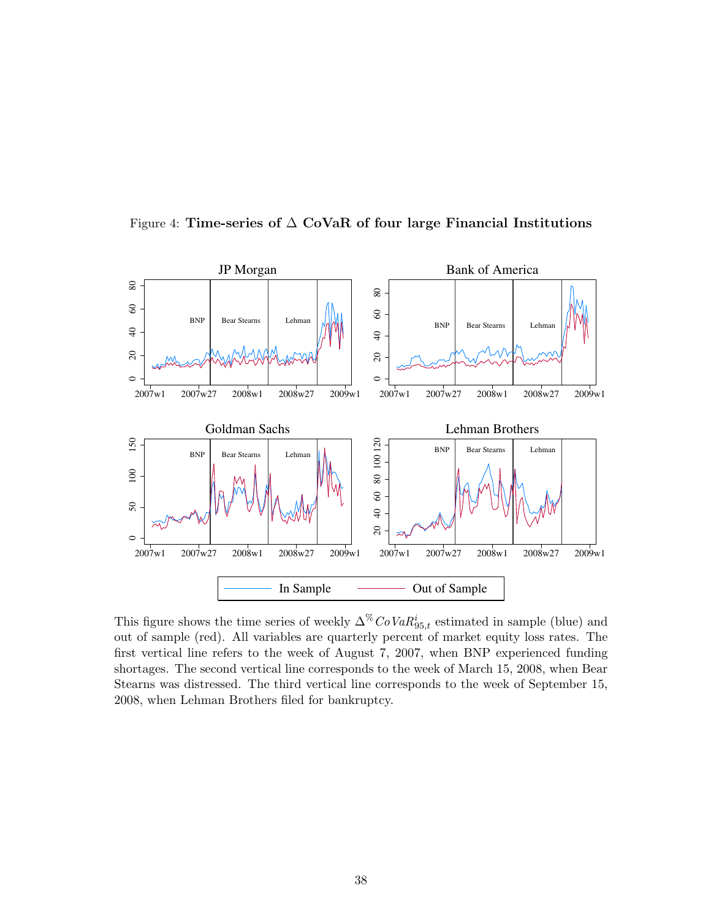Figure 4: **Time-series of $\Delta$ CoVaR of four large Financial Institutions**

This figure shows the time series of weekly $\Delta^{\%}CoVaR^{i}_{95,t}$ estimated in sample (blue) and out of sample (red). All variables are quarterly percent of market equity loss rates. The first vertical line refers to the week of August 7, 2007, when BNP experienced funding shortages. The second vertical line corresponds to the week of March 15, 2008, when Bear Stearns was distressed. The third vertical line corresponds to the week of September 15, 2008, when Lehman Brothers filed for bankruptcy.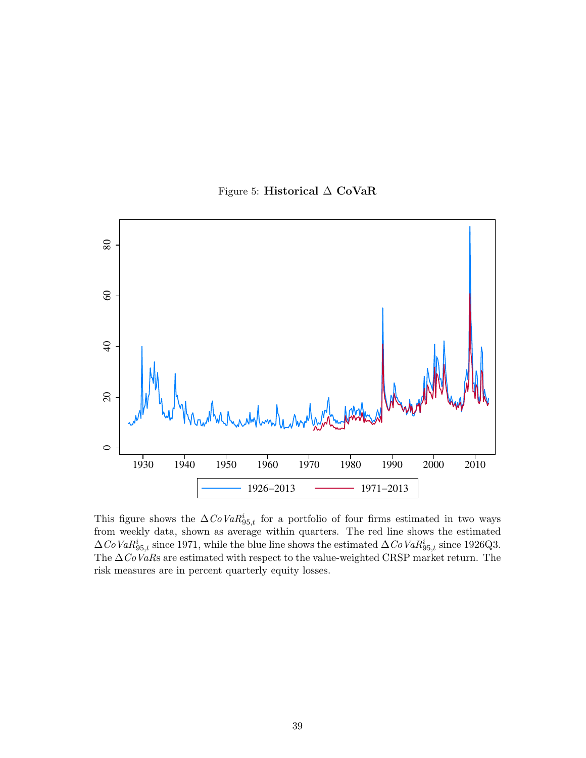Figure 5: **Historical Δ CoVaR**

This figure shows the $\Delta CoVaR^i_{95,t}$ for a portfolio of four firms estimated in two ways from weekly data, shown as average within quarters. The red line shows the estimated $\Delta CoVaR^i_{95,t}$ since 1971, while the blue line shows the estimated $\Delta CoVaR^i_{95,t}$ since 1926Q3. The $\Delta CoVaR$s are estimated with respect to the value-weighted CRSP market return. The risk measures are in percent quarterly equity losses.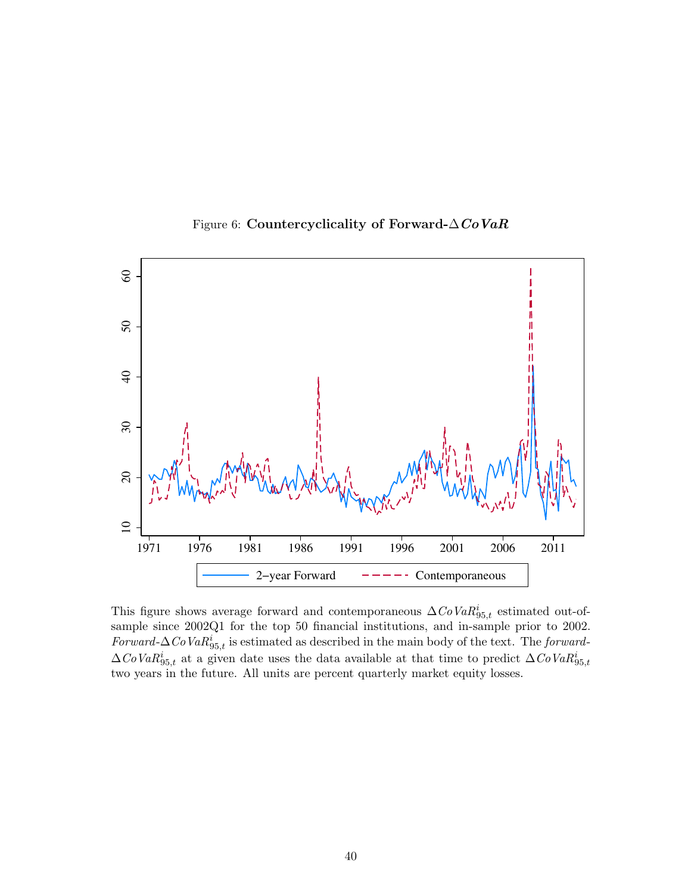Figure 6: **Countercyclicality of Forward-$\Delta$*CoVaR***

This figure shows average forward and contemporaneous $\Delta CoVaR^i_{95,t}$ estimated out-of-sample since 2002Q1 for the top 50 financial institutions, and in-sample prior to 2002. *Forward*-$\Delta CoVaR^i_{95,t}$ is estimated as described in the main body of the text. The *forward*-$\Delta CoVaR^i_{95,t}$ at a given date uses the data available at that time to predict $\Delta CoVaR^i_{95,t}$ two years in the future. All units are percent quarterly market equity losses.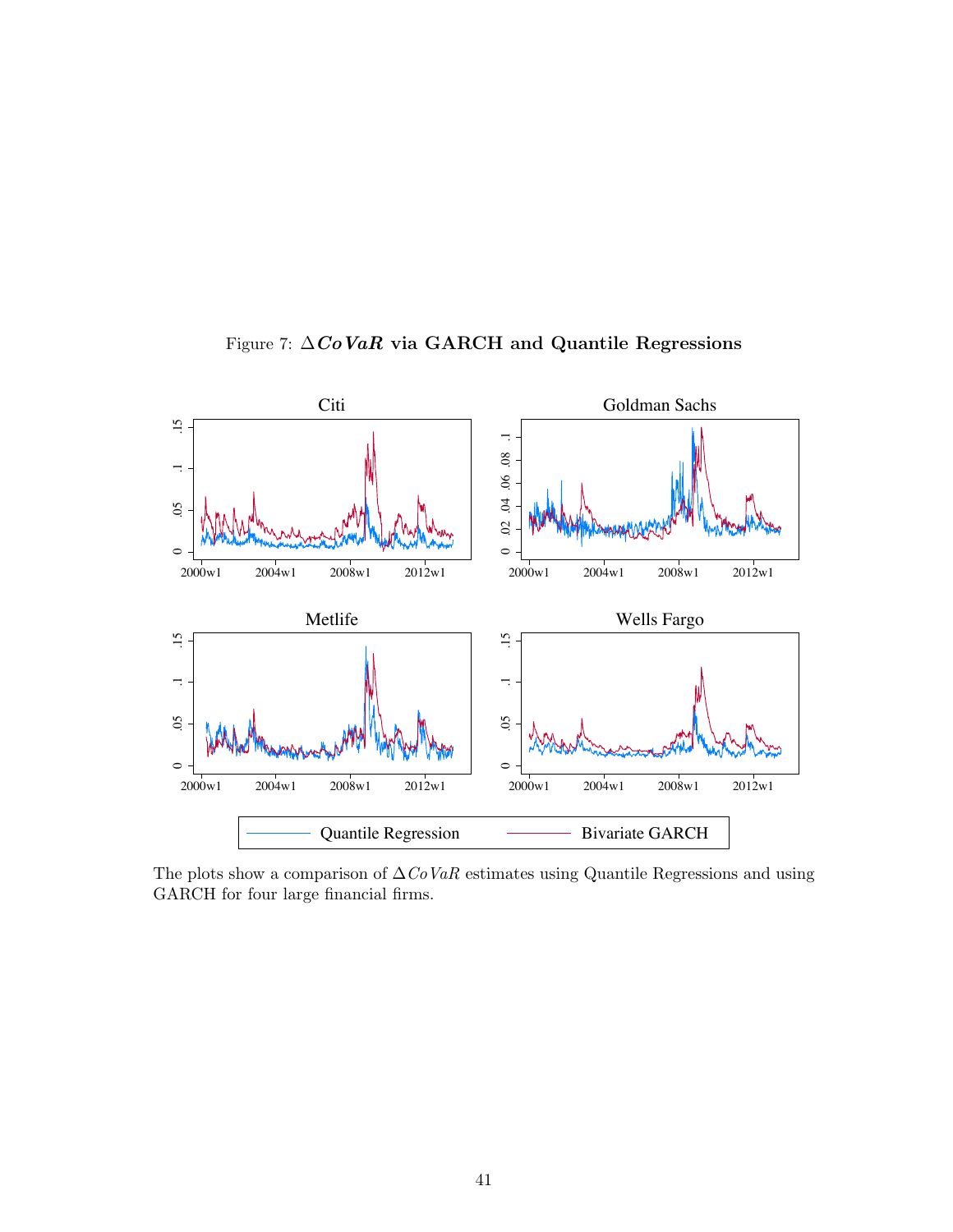Figure 7: $\Delta CoVaR$ **via GARCH and Quantile Regressions**

The plots show a comparison of $\Delta CoVaR$ estimates using Quantile Regressions and using GARCH for four large financial firms.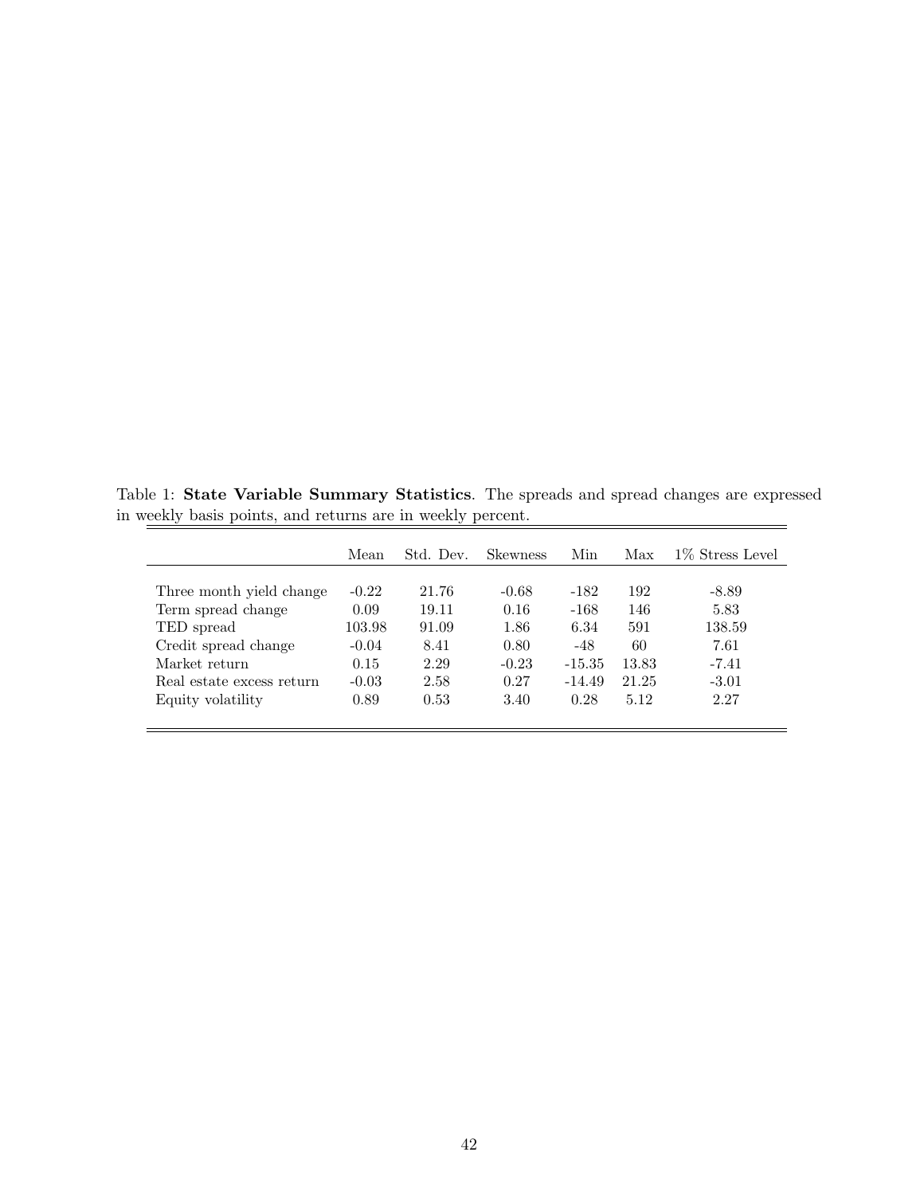Table 1: **State Variable Summary Statistics**. The spreads and spread changes are expressed in weekly basis points, and returns are in weekly percent.

| | Mean | Std. Dev. | Skewness | Min | Max | 1% Stress Level |
|---|---|---|---|---|---|---|
| Three month yield change | -0.22 | 21.76 | -0.68 | -182 | 192 | -8.89 |
| Term spread change | 0.09 | 19.11 | 0.16 | -168 | 146 | 5.83 |
| TED spread | 103.98 | 91.09 | 1.86 | 6.34 | 591 | 138.59 |
| Credit spread change | -0.04 | 8.41 | 0.80 | -48 | 60 | 7.61 |
| Market return | 0.15 | 2.29 | -0.23 | -15.35 | 13.83 | -7.41 |
| Real estate excess return | -0.03 | 2.58 | 0.27 | -14.49 | 21.25 | -3.01 |
| Equity volatility | 0.89 | 0.53 | 3.40 | 0.28 | 5.12 | 2.27 |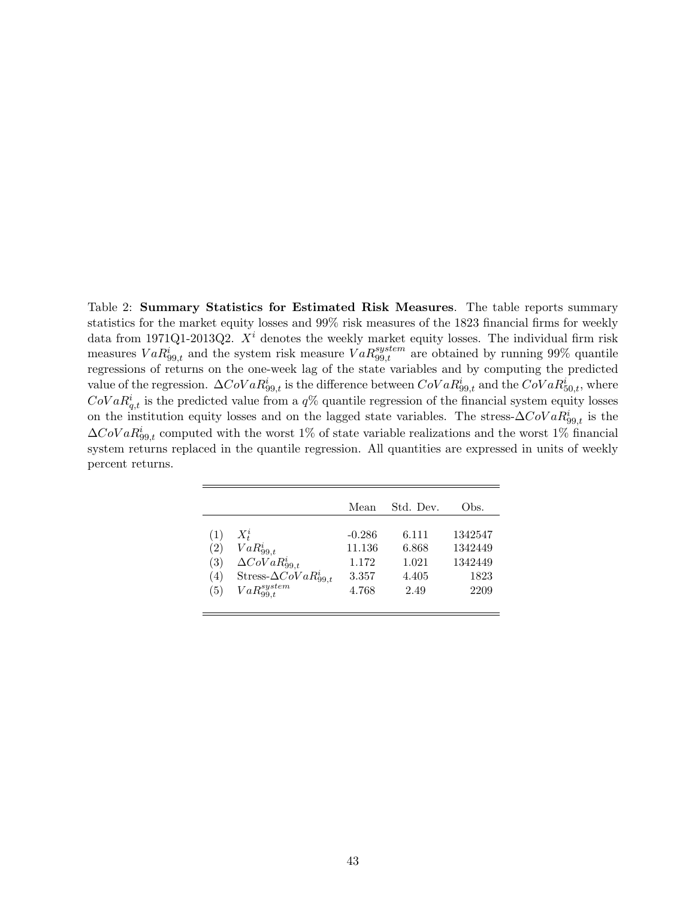Table 2: **Summary Statistics for Estimated Risk Measures**. The table reports summary statistics for the market equity losses and 99% risk measures of the 1823 financial firms for weekly data from 1971Q1-2013Q2. $X^i$ denotes the weekly market equity losses. The individual firm risk measures $VaR^i_{99,t}$ and the system risk measure $VaR^{system}_{99,t}$ are obtained by running 99% quantile regressions of returns on the one-week lag of the state variables and by computing the predicted value of the regression. $\Delta CoVaR^i_{99,t}$ is the difference between $CoVaR^i_{99,t}$ and the $CoVaR^i_{50,t}$, where $CoVaR^i_{q,t}$ is the predicted value from a $q$% quantile regression of the financial system equity losses on the institution equity losses and on the lagged state variables. The stress-$\Delta CoVaR^i_{99,t}$ is the $\Delta CoVaR^i_{99,t}$ computed with the worst 1% of state variable realizations and the worst 1% financial system returns replaced in the quantile regression. All quantities are expressed in units of weekly percent returns.

| | | Mean | Std. Dev. | Obs. |
|---|---|---|---|---|
| (1) | $X^i_t$ | -0.286 | 6.111 | 1342547 |
| (2) | $VaR^i_{99,t}$ | 11.136 | 6.868 | 1342449 |
| (3) | $\Delta CoVaR^i_{99,t}$ | 1.172 | 1.021 | 1342449 |
| (4) | Stress-$\Delta CoVaR^i_{99,t}$ | 3.357 | 4.405 | 1823 |
| (5) | $VaR^{system}_{99,t}$ | 4.768 | 2.49 | 2209 |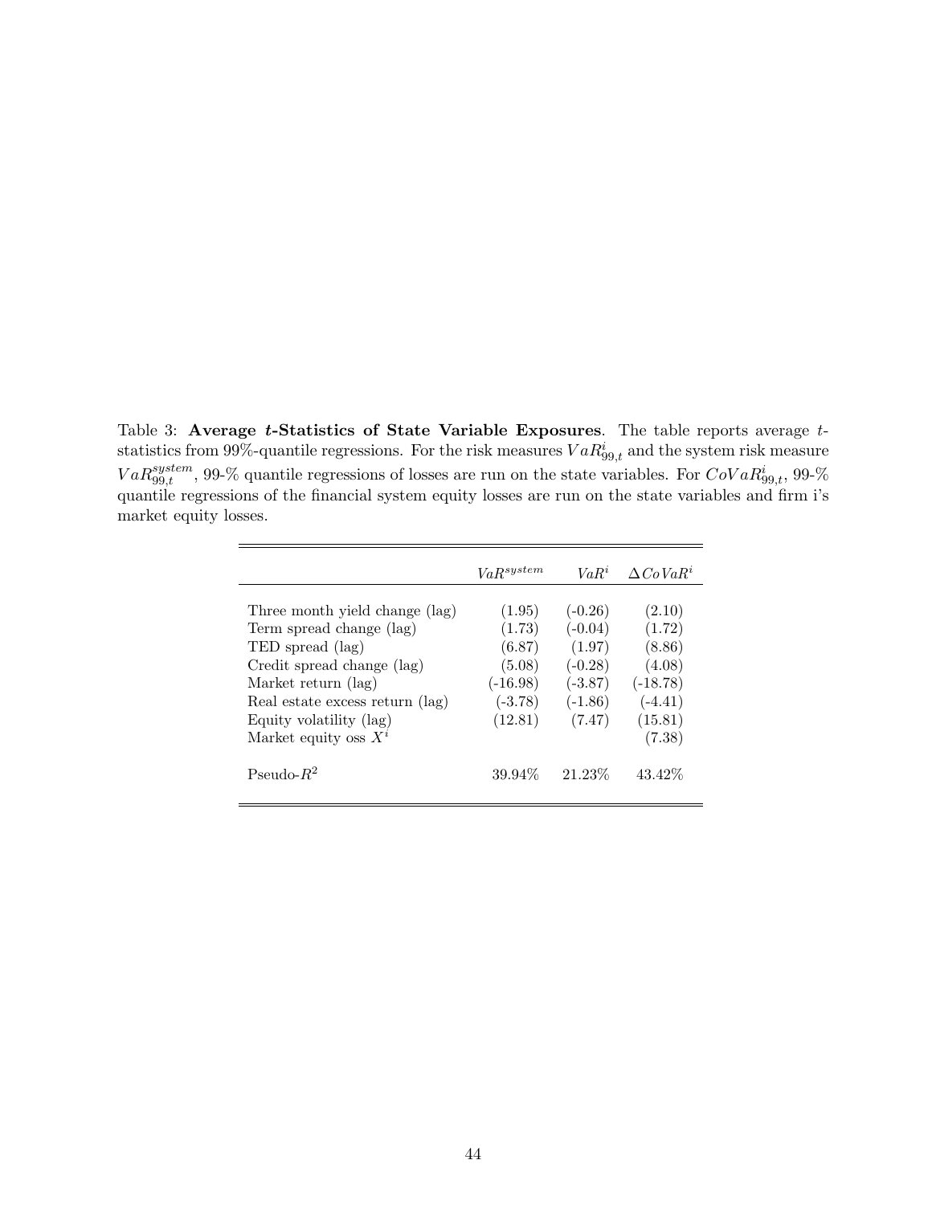Table 3: **Average $t$-Statistics of State Variable Exposures**. The table reports average $t$-statistics from 99%-quantile regressions. For the risk measures $VaR^{i}_{99,t}$ and the system risk measure $VaR^{system}_{99,t}$, 99-% quantile regressions of losses are run on the state variables. For $CoVaR^{i}_{99,t}$, 99-% quantile regressions of the financial system equity losses are run on the state variables and firm i's market equity losses.

| | $VaR^{system}$ | $VaR^{i}$ | $\Delta CoVaR^{i}$ |
|---|---|---|---|
| Three month yield change (lag) | (1.95) | (-0.26) | (2.10) |
| Term spread change (lag) | (1.73) | (-0.04) | (1.72) |
| TED spread (lag) | (6.87) | (1.97) | (8.86) |
| Credit spread change (lag) | (5.08) | (-0.28) | (4.08) |
| Market return (lag) | (-16.98) | (-3.87) | (-18.78) |
| Real estate excess return (lag) | (-3.78) | (-1.86) | (-4.41) |
| Equity volatility (lag) | (12.81) | (7.47) | (15.81) |
| Market equity oss $X^{i}$ | | | (7.38) |
| Pseudo-$R^2$ | 39.94% | 21.23% | 43.42% |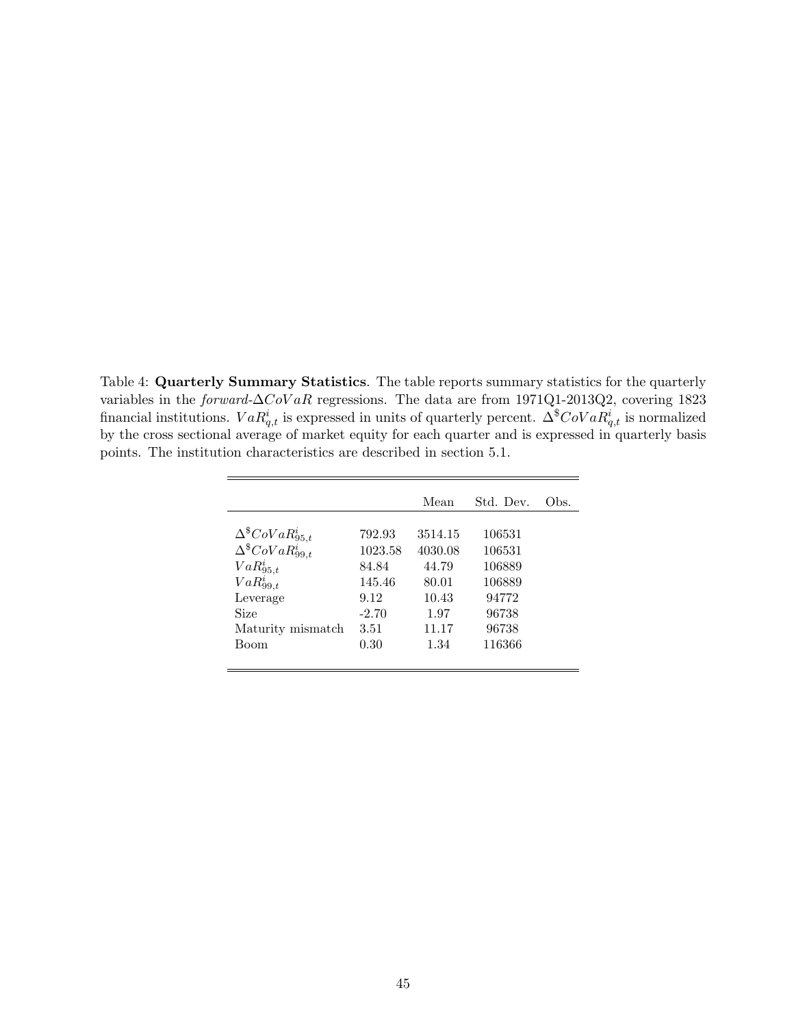Table 4: **Quarterly Summary Statistics**. The table reports summary statistics for the quarterly variables in the *forward*-$\Delta CoVaR$ regressions. The data are from 1971Q1-2013Q2, covering 1823 financial institutions. $VaR^i_{q,t}$ is expressed in units of quarterly percent. $\Delta^{\$}CoVaR^i_{q,t}$ is normalized by the cross sectional average of market equity for each quarter and is expressed in quarterly basis points. The institution characteristics are described in section 5.1.

| | | Mean | Std. Dev. | Obs. |
|---|---|---|---|---|
| $\Delta^{\$}CoVaR^i_{95,t}$ | 792.93 | 3514.15 | 106531 | |
| $\Delta^{\$}CoVaR^i_{99,t}$ | 1023.58 | 4030.08 | 106531 | |
| $VaR^i_{95,t}$ | 84.84 | 44.79 | 106889 | |
| $VaR^i_{99,t}$ | 145.46 | 80.01 | 106889 | |
| Leverage | 9.12 | 10.43 | 94772 | |
| Size | -2.70 | 1.97 | 96738 | |
| Maturity mismatch | 3.51 | 11.17 | 96738 | |
| Boom | 0.30 | 1.34 | 116366 | |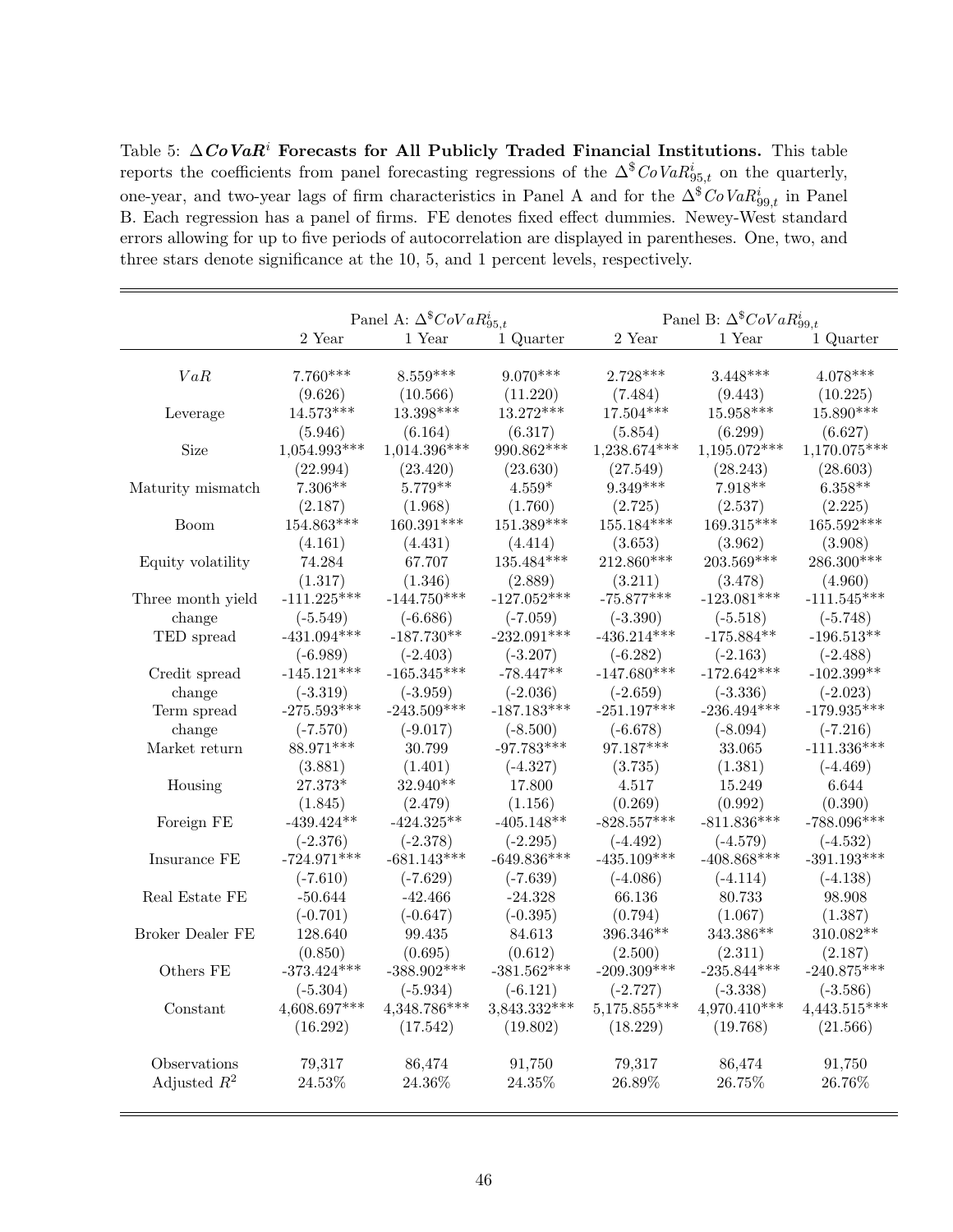Table 5: **$\Delta CoVaR^i$ Forecasts for All Publicly Traded Financial Institutions.** This table reports the coefficients from panel forecasting regressions of the $\Delta^{\$}CoVaR^i_{95,t}$ on the quarterly, one-year, and two-year lags of firm characteristics in Panel A and for the $\Delta^{\$}CoVaR^i_{99,t}$ in Panel B. Each regression has a panel of firms. FE denotes fixed effect dummies. Newey-West standard errors allowing for up to five periods of autocorrelation are displayed in parentheses. One, two, and three stars denote significance at the 10, 5, and 1 percent levels, respectively.

| | Panel A: $\Delta^{\$}CoVaR^i_{95,t}$ | | | Panel B: $\Delta^{\$}CoVaR^i_{99,t}$ | | |
|---|---|---|---|---|---|---|
| | 2 Year | 1 Year | 1 Quarter | 2 Year | 1 Year | 1 Quarter |
| $VaR$ | 7.760*** | 8.559*** | 9.070*** | 2.728*** | 3.448*** | 4.078*** |
| | (9.626) | (10.566) | (11.220) | (7.484) | (9.443) | (10.225) |
| Leverage | 14.573*** | 13.398*** | 13.272*** | 17.504*** | 15.958*** | 15.890*** |
| | (5.946) | (6.164) | (6.317) | (5.854) | (6.299) | (6.627) |
| Size | 1,054.993*** | 1,014.396*** | 990.862*** | 1,238.674*** | 1,195.072*** | 1,170.075*** |
| | (22.994) | (23.420) | (23.630) | (27.549) | (28.243) | (28.603) |
| Maturity mismatch | 7.306** | 5.779** | 4.559* | 9.349*** | 7.918** | 6.358** |
| | (2.187) | (1.968) | (1.760) | (2.725) | (2.537) | (2.225) |
| Boom | 154.863*** | 160.391*** | 151.389*** | 155.184*** | 169.315*** | 165.592*** |
| | (4.161) | (4.431) | (4.414) | (3.653) | (3.962) | (3.908) |
| Equity volatility | 74.284 | 67.707 | 135.484*** | 212.860*** | 203.569*** | 286.300*** |
| | (1.317) | (1.346) | (2.889) | (3.211) | (3.478) | (4.960) |
| Three month yield change | -111.225*** | -144.750*** | -127.052*** | -75.877*** | -123.081*** | -111.545*** |
| | (-5.549) | (-6.686) | (-7.059) | (-3.390) | (-5.518) | (-5.748) |
| TED spread | -431.094*** | -187.730** | -232.091*** | -436.214*** | -175.884** | -196.513** |
| | (-6.989) | (-2.403) | (-3.207) | (-6.282) | (-2.163) | (-2.488) |
| Credit spread change | -145.121*** | -165.345*** | -78.447** | -147.680*** | -172.642*** | -102.399** |
| | (-3.319) | (-3.959) | (-2.036) | (-2.659) | (-3.336) | (-2.023) |
| Term spread change | -275.593*** | -243.509*** | -187.183*** | -251.197*** | -236.494*** | -179.935*** |
| | (-7.570) | (-9.017) | (-8.500) | (-6.678) | (-8.094) | (-7.216) |
| Market return | 88.971*** | 30.799 | -97.783*** | 97.187*** | 33.065 | -111.336*** |
| | (3.881) | (1.401) | (-4.327) | (3.735) | (1.381) | (-4.469) |
| Housing | 27.373* | 32.940** | 17.800 | 4.517 | 15.249 | 6.644 |
| | (1.845) | (2.479) | (1.156) | (0.269) | (0.992) | (0.390) |
| Foreign FE | -439.424** | -424.325** | -405.148** | -828.557*** | -811.836*** | -788.096*** |
| | (-2.376) | (-2.378) | (-2.295) | (-4.492) | (-4.579) | (-4.532) |
| Insurance FE | -724.971*** | -681.143*** | -649.836*** | -435.109*** | -408.868*** | -391.193*** |
| | (-7.610) | (-7.629) | (-7.639) | (-4.086) | (-4.114) | (-4.138) |
| Real Estate FE | -50.644 | -42.466 | -24.328 | 66.136 | 80.733 | 98.908 |
| | (-0.701) | (-0.647) | (-0.395) | (0.794) | (1.067) | (1.387) |
| Broker Dealer FE | 128.640 | 99.435 | 84.613 | 396.346** | 343.386** | 310.082** |
| | (0.850) | (0.695) | (0.612) | (2.500) | (2.311) | (2.187) |
| Others FE | -373.424*** | -388.902*** | -381.562*** | -209.309*** | -235.844*** | -240.875*** |
| | (-5.304) | (-5.934) | (-6.121) | (-2.727) | (-3.338) | (-3.586) |
| Constant | 4,608.697*** | 4,348.786*** | 3,843.332*** | 5,175.855*** | 4,970.410*** | 4,443.515*** |
| | (16.292) | (17.542) | (19.802) | (18.229) | (19.768) | (21.566) |
| Observations | 79,317 | 86,474 | 91,750 | 79,317 | 86,474 | 91,750 |
| Adjusted $R^2$ | 24.53% | 24.36% | 24.35% | 26.89% | 26.75% | 26.76% |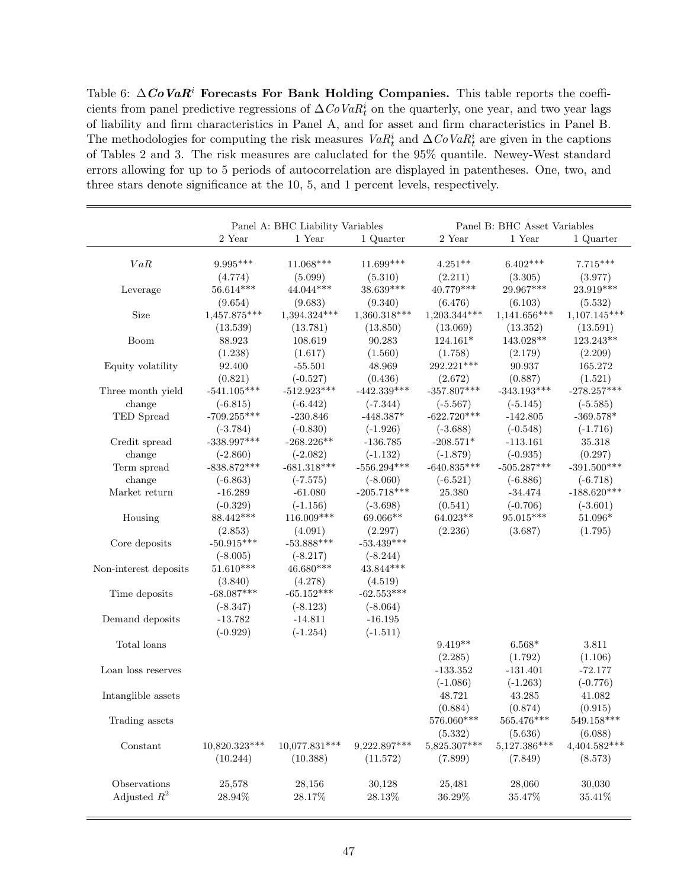Table 6: **$\Delta CoVaR^i$ Forecasts For Bank Holding Companies.** This table reports the coefficients from panel predictive regressions of $\Delta CoVaR_t^i$ on the quarterly, one year, and two year lags of liability and firm characteristics in Panel A, and for asset and firm characteristics in Panel B. The methodologies for computing the risk measures $VaR_t^i$ and $\Delta CoVaR_t^i$ are given in the captions of Tables 2 and 3. The risk measures are caluclated for the 95% quantile. Newey-West standard errors allowing for up to 5 periods of autocorrelation are displayed in patentheses. One, two, and three stars denote significance at the 10, 5, and 1 percent levels, respectively.

| | Panel A: BHC Liability Variables | | | Panel B: BHC Asset Variables | | |
|---|---|---|---|---|---|---|
| | 2 Year | 1 Year | 1 Quarter | 2 Year | 1 Year | 1 Quarter |
| $VaR$ | 9.995*** | 11.068*** | 11.699*** | 4.251** | 6.402*** | 7.715*** |
| | (4.774) | (5.099) | (5.310) | (2.211) | (3.305) | (3.977) |
| Leverage | 56.614*** | 44.044*** | 38.639*** | 40.779*** | 29.967*** | 23.919*** |
| | (9.654) | (9.683) | (9.340) | (6.476) | (6.103) | (5.532) |
| Size | 1,457.875*** | 1,394.324*** | 1,360.318*** | 1,203.344*** | 1,141.656*** | 1,107.145*** |
| | (13.539) | (13.781) | (13.850) | (13.069) | (13.352) | (13.591) |
| Boom | 88.923 | 108.619 | 90.283 | 124.161* | 143.028** | 123.243** |
| | (1.238) | (1.617) | (1.560) | (1.758) | (2.179) | (2.209) |
| Equity volatility | 92.400 | -55.501 | 48.969 | 292.221*** | 90.937 | 165.272 |
| | (0.821) | (-0.527) | (0.436) | (2.672) | (0.887) | (1.521) |
| Three month yield change | -541.105*** | -512.923*** | -442.339*** | -357.807*** | -343.193*** | -278.257*** |
| | (-6.815) | (-6.442) | (-7.344) | (-5.567) | (-5.145) | (-5.585) |
| TED Spread | -709.255*** | -230.846 | -448.387* | -622.720*** | -142.805 | -369.578* |
| | (-3.784) | (-0.830) | (-1.926) | (-3.688) | (-0.548) | (-1.716) |
| Credit spread change | -338.997*** | -268.226** | -136.785 | -208.571* | -113.161 | 35.318 |
| | (-2.860) | (-2.082) | (-1.132) | (-1.879) | (-0.935) | (0.297) |
| Term spread change | -838.872*** | -681.318*** | -556.294*** | -640.835*** | -505.287*** | -391.500*** |
| | (-6.863) | (-7.575) | (-8.060) | (-6.521) | (-6.886) | (-6.718) |
| Market return | -16.289 | -61.080 | -205.718*** | 25.380 | -34.474 | -188.620*** |
| | (-0.329) | (-1.156) | (-3.698) | (0.541) | (-0.706) | (-3.601) |
| Housing | 88.442*** | 116.009*** | 69.066** | 64.023** | 95.015*** | 51.096* |
| | (2.853) | (4.091) | (2.297) | (2.236) | (3.687) | (1.795) |
| Core deposits | -50.915*** | -53.888*** | -53.439*** | | | |
| | (-8.005) | (-8.217) | (-8.244) | | | |
| Non-interest deposits | 51.610*** | 46.680*** | 43.844*** | | | |
| | (3.840) | (4.278) | (4.519) | | | |
| Time deposits | -68.087*** | -65.152*** | -62.553*** | | | |
| | (-8.347) | (-8.123) | (-8.064) | | | |
| Demand deposits | -13.782 | -14.811 | -16.195 | | | |
| | (-0.929) | (-1.254) | (-1.511) | | | |
| Total loans | | | | 9.419** | 6.568* | 3.811 |
| | | | | (2.285) | (1.792) | (1.106) |
| Loan loss reserves | | | | -133.352 | -131.401 | -72.177 |
| | | | | (-1.086) | (-1.263) | (-0.776) |
| Intanglible assets | | | | 48.721 | 43.285 | 41.082 |
| | | | | (0.884) | (0.874) | (0.915) |
| Trading assets | | | | 576.060*** | 565.476*** | 549.158*** |
| | | | | (5.332) | (5.636) | (6.088) |
| Constant | 10,820.323*** | 10,077.831*** | 9,222.897*** | 5,825.307*** | 5,127.386*** | 4,404.582*** |
| | (10.244) | (10.388) | (11.572) | (7.899) | (7.849) | (8.573) |
| Observations | 25,578 | 28,156 | 30,128 | 25,481 | 28,060 | 30,030 |
| Adjusted $R^2$ | 28.94% | 28.17% | 28.13% | 36.29% | 35.47% | 35.41% |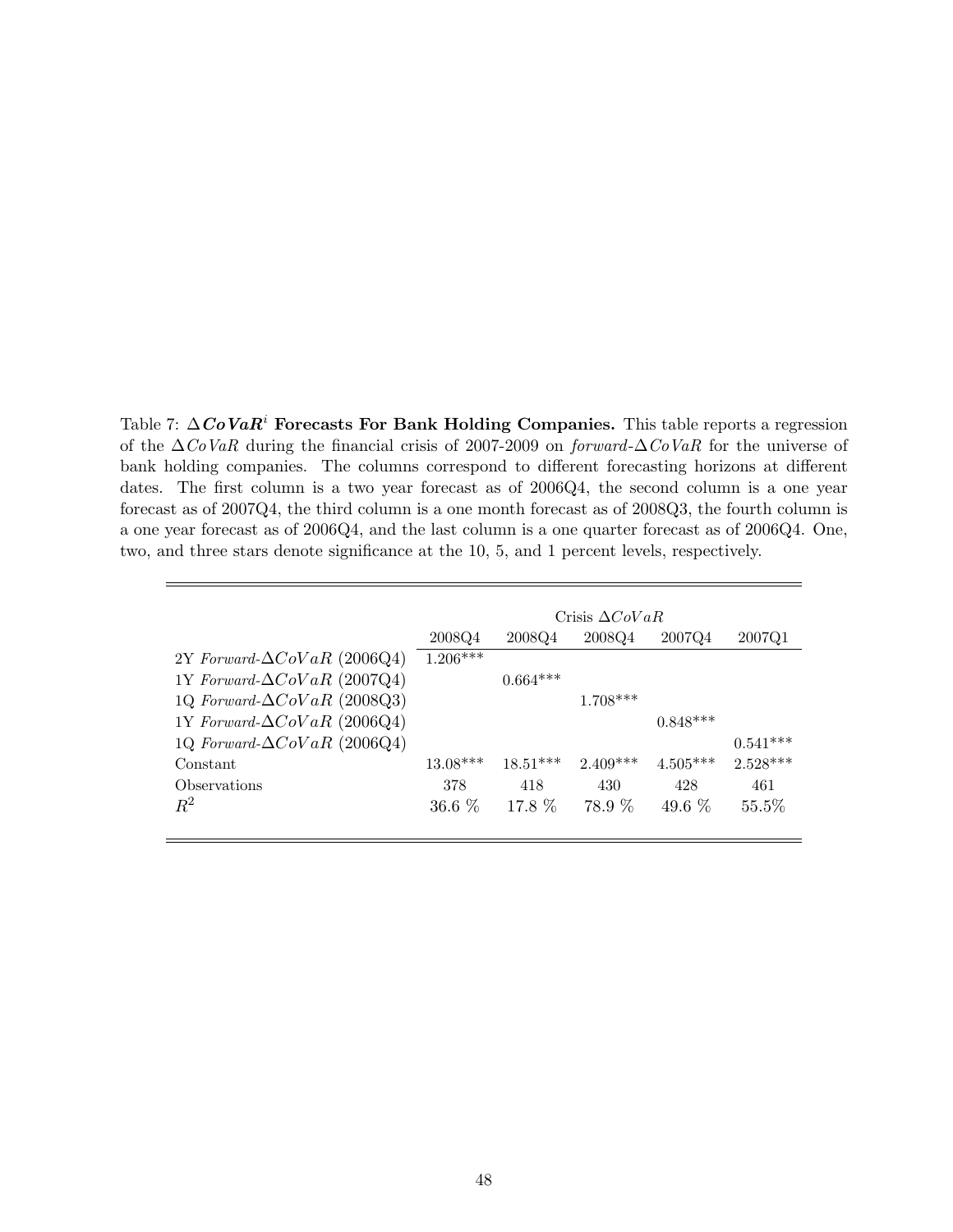Table 7: **$\Delta CoVaR^i$ Forecasts For Bank Holding Companies.** This table reports a regression of the $\Delta CoVaR$ during the financial crisis of 2007-2009 on *forward*-$\Delta CoVaR$ for the universe of bank holding companies. The columns correspond to different forecasting horizons at different dates. The first column is a two year forecast as of 2006Q4, the second column is a one year forecast as of 2007Q4, the third column is a one month forecast as of 2008Q3, the fourth column is a one year forecast as of 2006Q4, and the last column is a one quarter forecast as of 2006Q4. One, two, and three stars denote significance at the 10, 5, and 1 percent levels, respectively.

| | Crisis $\Delta CoVaR$ | | | | |
|---|---|---|---|---|---|
| | 2008Q4 | 2008Q4 | 2008Q4 | 2007Q4 | 2007Q1 |
| 2Y *Forward*-$\Delta CoVaR$ (2006Q4) | 1.206*** | | | | |
| 1Y *Forward*-$\Delta CoVaR$ (2007Q4) | | 0.664*** | | | |
| 1Q *Forward*-$\Delta CoVaR$ (2008Q3) | | | 1.708*** | | |
| 1Y *Forward*-$\Delta CoVaR$ (2006Q4) | | | | 0.848*** | |
| 1Q *Forward*-$\Delta CoVaR$ (2006Q4) | | | | | 0.541*** |
| Constant | 13.08*** | 18.51*** | 2.409*** | 4.505*** | 2.528*** |
| Observations | 378 | 418 | 430 | 428 | 461 |
| $R^2$ | 36.6 % | 17.8 % | 78.9 % | 49.6 % | 55.5% |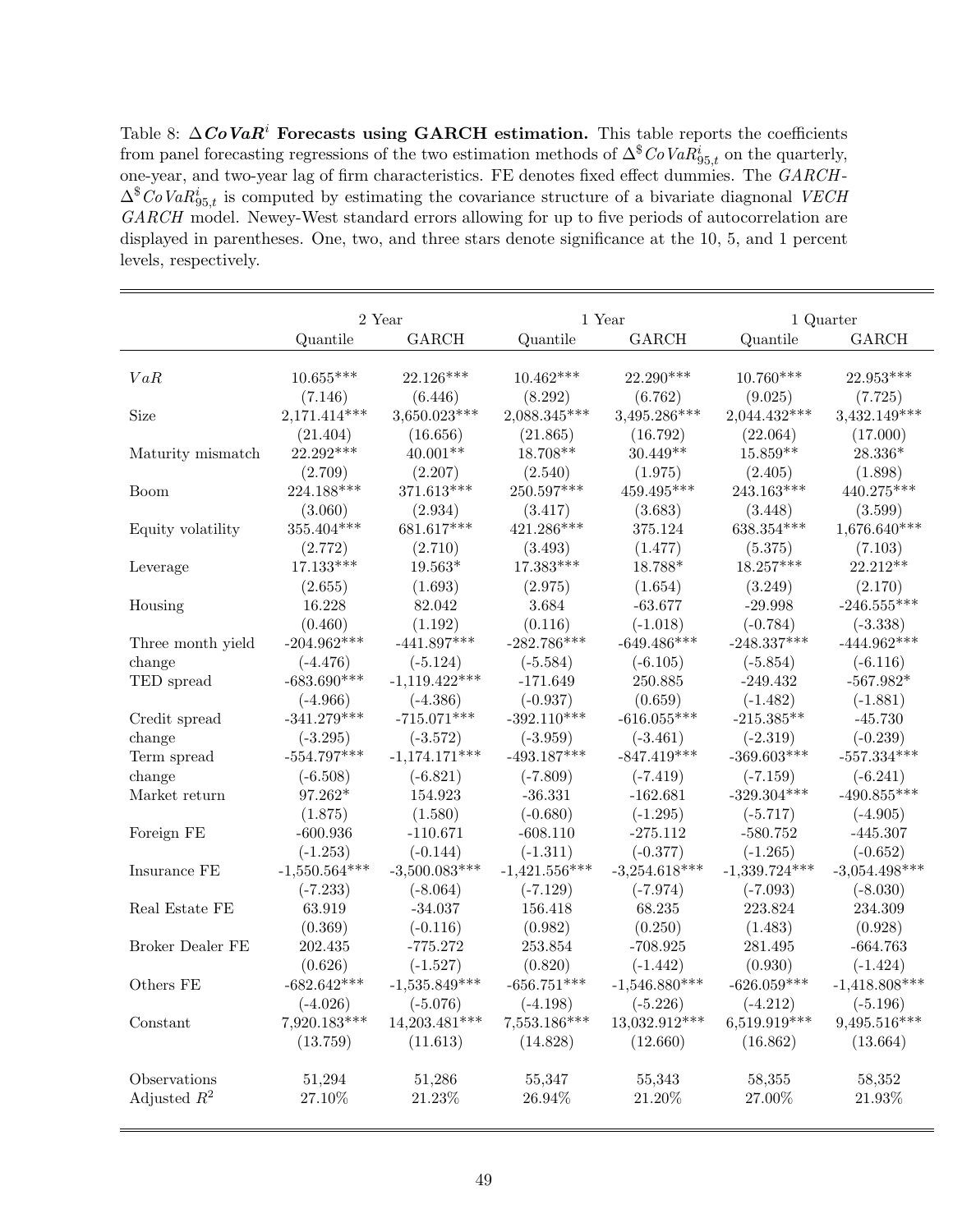Table 8: **$\Delta CoVaR^i$ Forecasts using GARCH estimation.** This table reports the coefficients from panel forecasting regressions of the two estimation methods of $\Delta^{\$}CoVaR^{i}_{95,t}$ on the quarterly, one-year, and two-year lag of firm characteristics. FE denotes fixed effect dummies. The *GARCH*-$\Delta^{\$}CoVaR^{i}_{95,t}$ is computed by estimating the covariance structure of a bivariate diagnonal *VECH GARCH* model. Newey-West standard errors allowing for up to five periods of autocorrelation are displayed in parentheses. One, two, and three stars denote significance at the 10, 5, and 1 percent levels, respectively.

| | 2 Year | | 1 Year | | 1 Quarter | |
|---|---|---|---|---|---|---|
| | Quantile | GARCH | Quantile | GARCH | Quantile | GARCH |
| $VaR$ | 10.655*** | 22.126*** | 10.462*** | 22.290*** | 10.760*** | 22.953*** |
| | (7.146) | (6.446) | (8.292) | (6.762) | (9.025) | (7.725) |
| Size | 2,171.414*** | 3,650.023*** | 2,088.345*** | 3,495.286*** | 2,044.432*** | 3,432.149*** |
| | (21.404) | (16.656) | (21.865) | (16.792) | (22.064) | (17.000) |
| Maturity mismatch | 22.292*** | 40.001** | 18.708** | 30.449** | 15.859** | 28.336* |
| | (2.709) | (2.207) | (2.540) | (1.975) | (2.405) | (1.898) |
| Boom | 224.188*** | 371.613*** | 250.597*** | 459.495*** | 243.163*** | 440.275*** |
| | (3.060) | (2.934) | (3.417) | (3.683) | (3.448) | (3.599) |
| Equity volatility | 355.404*** | 681.617*** | 421.286*** | 375.124 | 638.354*** | 1,676.640*** |
| | (2.772) | (2.710) | (3.493) | (1.477) | (5.375) | (7.103) |
| Leverage | 17.133*** | 19.563* | 17.383*** | 18.788* | 18.257*** | 22.212** |
| | (2.655) | (1.693) | (2.975) | (1.654) | (3.249) | (2.170) |
| Housing | 16.228 | 82.042 | 3.684 | -63.677 | -29.998 | -246.555*** |
| | (0.460) | (1.192) | (0.116) | (-1.018) | (-0.784) | (-3.338) |
| Three month yield change | -204.962*** | -441.897*** | -282.786*** | -649.486*** | -248.337*** | -444.962*** |
| | (-4.476) | (-5.124) | (-5.584) | (-6.105) | (-5.854) | (-6.116) |
| TED spread | -683.690*** | -1,119.422*** | -171.649 | 250.885 | -249.432 | -567.982* |
| | (-4.966) | (-4.386) | (-0.937) | (0.659) | (-1.482) | (-1.881) |
| Credit spread change | -341.279*** | -715.071*** | -392.110*** | -616.055*** | -215.385** | -45.730 |
| | (-3.295) | (-3.572) | (-3.959) | (-3.461) | (-2.319) | (-0.239) |
| Term spread change | -554.797*** | -1,174.171*** | -493.187*** | -847.419*** | -369.603*** | -557.334*** |
| | (-6.508) | (-6.821) | (-7.809) | (-7.419) | (-7.159) | (-6.241) |
| Market return | 97.262* | 154.923 | -36.331 | -162.681 | -329.304*** | -490.855*** |
| | (1.875) | (1.580) | (-0.680) | (-1.295) | (-5.717) | (-4.905) |
| Foreign FE | -600.936 | -110.671 | -608.110 | -275.112 | -580.752 | -445.307 |
| | (-1.253) | (-0.144) | (-1.311) | (-0.377) | (-1.265) | (-0.652) |
| Insurance FE | -1,550.564*** | -3,500.083*** | -1,421.556*** | -3,254.618*** | -1,339.724*** | -3,054.498*** |
| | (-7.233) | (-8.064) | (-7.129) | (-7.974) | (-7.093) | (-8.030) |
| Real Estate FE | 63.919 | -34.037 | 156.418 | 68.235 | 223.824 | 234.309 |
| | (0.369) | (-0.116) | (0.982) | (0.250) | (1.483) | (0.928) |
| Broker Dealer FE | 202.435 | -775.272 | 253.854 | -708.925 | 281.495 | -664.763 |
| | (0.626) | (-1.527) | (0.820) | (-1.442) | (0.930) | (-1.424) |
| Others FE | -682.642*** | -1,535.849*** | -656.751*** | -1,546.880*** | -626.059*** | -1,418.808*** |
| | (-4.026) | (-5.076) | (-4.198) | (-5.226) | (-4.212) | (-5.196) |
| Constant | 7,920.183*** | 14,203.481*** | 7,553.186*** | 13,032.912*** | 6,519.919*** | 9,495.516*** |
| | (13.759) | (11.613) | (14.828) | (12.660) | (16.862) | (13.664) |
| Observations | 51,294 | 51,286 | 55,347 | 55,343 | 58,355 | 58,352 |
| Adjusted $R^2$ | 27.10% | 21.23% | 26.94% | 21.20% | 27.00% | 21.93% |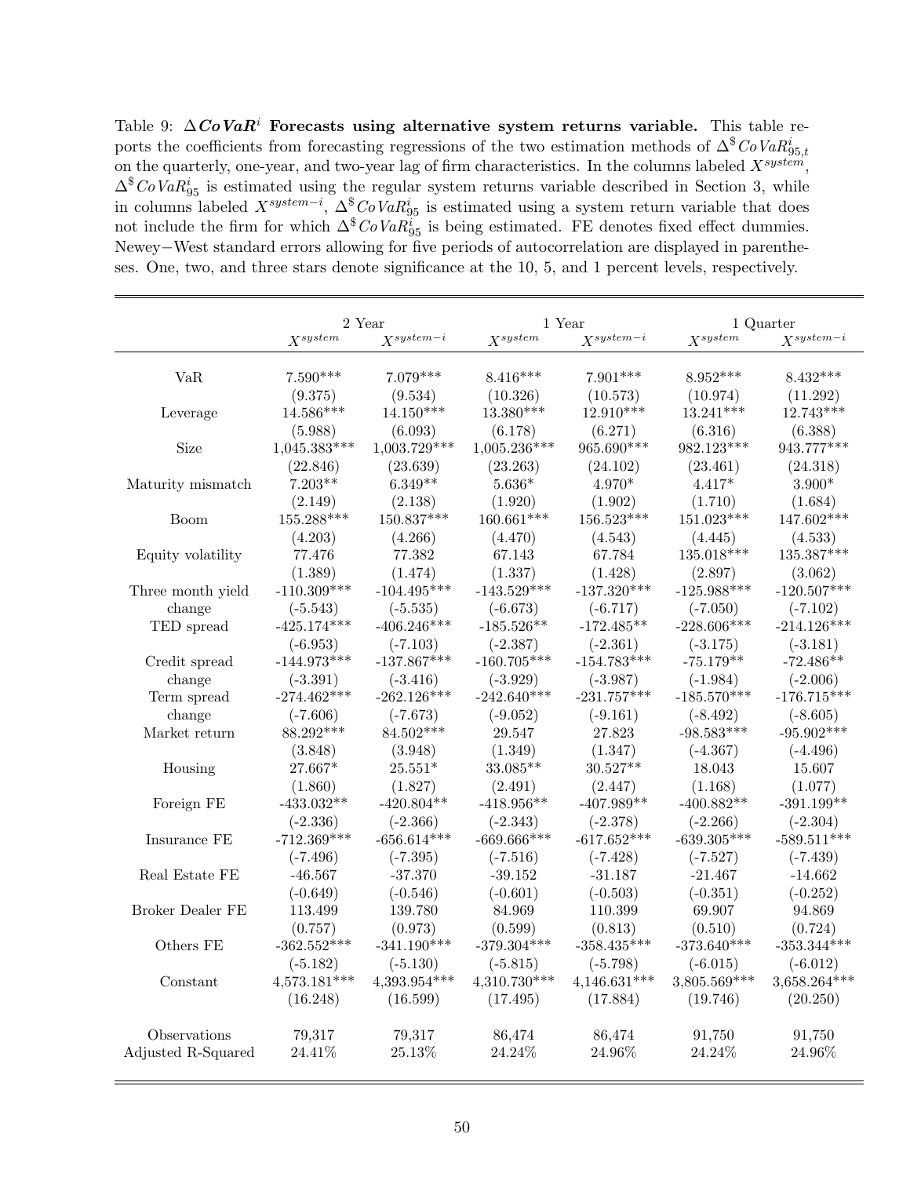Table 9: **$\Delta CoVaR^i$ Forecasts using alternative system returns variable.** This table reports the coefficients from forecasting regressions of the two estimation methods of $\Delta^{\$}CoVaR^i_{95,t}$ on the quarterly, one-year, and two-year lag of firm characteristics. In the columns labeled $X^{system}$, $\Delta^{\$}CoVaR^i_{95}$ is estimated using the regular system returns variable described in Section 3, while in columns labeled $X^{system-i}$, $\Delta^{\$}CoVaR^i_{95}$ is estimated using a system return variable that does not include the firm for which $\Delta^{\$}CoVaR^i_{95}$ is being estimated. FE denotes fixed effect dummies. Newey−West standard errors allowing for five periods of autocorrelation are displayed in parentheses. One, two, and three stars denote significance at the 10, 5, and 1 percent levels, respectively.

| | 2 Year | | 1 Year | | 1 Quarter | |
|---|---|---|---|---|---|---|
| | $X^{system}$ | $X^{system-i}$ | $X^{system}$ | $X^{system-i}$ | $X^{system}$ | $X^{system-i}$ |
| VaR | 7.590*** | 7.079*** | 8.416*** | 7.901*** | 8.952*** | 8.432*** |
| | (9.375) | (9.534) | (10.326) | (10.573) | (10.974) | (11.292) |
| Leverage | 14.586*** | 14.150*** | 13.380*** | 12.910*** | 13.241*** | 12.743*** |
| | (5.988) | (6.093) | (6.178) | (6.271) | (6.316) | (6.388) |
| Size | 1,045.383*** | 1,003.729*** | 1,005.236*** | 965.690*** | 982.123*** | 943.777*** |
| | (22.846) | (23.639) | (23.263) | (24.102) | (23.461) | (24.318) |
| Maturity mismatch | 7.203** | 6.349** | 5.636* | 4.970* | 4.417* | 3.900* |
| | (2.149) | (2.138) | (1.920) | (1.902) | (1.710) | (1.684) |
| Boom | 155.288*** | 150.837*** | 160.661*** | 156.523*** | 151.023*** | 147.602*** |
| | (4.203) | (4.266) | (4.470) | (4.543) | (4.445) | (4.533) |
| Equity volatility | 77.476 | 77.382 | 67.143 | 67.784 | 135.018*** | 135.387*** |
| | (1.389) | (1.474) | (1.337) | (1.428) | (2.897) | (3.062) |
| Three month yield change | -110.309*** | -104.495*** | -143.529*** | -137.320*** | -125.988*** | -120.507*** |
| | (-5.543) | (-5.535) | (-6.673) | (-6.717) | (-7.050) | (-7.102) |
| TED spread | -425.174*** | -406.246*** | -185.526** | -172.485** | -228.606*** | -214.126*** |
| | (-6.953) | (-7.103) | (-2.387) | (-2.361) | (-3.175) | (-3.181) |
| Credit spread change | -144.973*** | -137.867*** | -160.705*** | -154.783*** | -75.179** | -72.486** |
| | (-3.391) | (-3.416) | (-3.929) | (-3.987) | (-1.984) | (-2.006) |
| Term spread change | -274.462*** | -262.126*** | -242.640*** | -231.757*** | -185.570*** | -176.715*** |
| | (-7.606) | (-7.673) | (-9.052) | (-9.161) | (-8.492) | (-8.605) |
| Market return | 88.292*** | 84.502*** | 29.547 | 27.823 | -98.583*** | -95.902*** |
| | (3.848) | (3.948) | (1.349) | (1.347) | (-4.367) | (-4.496) |
| Housing | 27.667* | 25.551* | 33.085** | 30.527** | 18.043 | 15.607 |
| | (1.860) | (1.827) | (2.491) | (2.447) | (1.168) | (1.077) |
| Foreign FE | -433.032** | -420.804** | -418.956** | -407.989** | -400.882** | -391.199** |
| | (-2.336) | (-2.366) | (-2.343) | (-2.378) | (-2.266) | (-2.304) |
| Insurance FE | -712.369*** | -656.614*** | -669.666*** | -617.652*** | -639.305*** | -589.511*** |
| | (-7.496) | (-7.395) | (-7.516) | (-7.428) | (-7.527) | (-7.439) |
| Real Estate FE | -46.567 | -37.370 | -39.152 | -31.187 | -21.467 | -14.662 |
| | (-0.649) | (-0.546) | (-0.601) | (-0.503) | (-0.351) | (-0.252) |
| Broker Dealer FE | 113.499 | 139.780 | 84.969 | 110.399 | 69.907 | 94.869 |
| | (0.757) | (0.973) | (0.599) | (0.813) | (0.510) | (0.724) |
| Others FE | -362.552*** | -341.190*** | -379.304*** | -358.435*** | -373.640*** | -353.344*** |
| | (-5.182) | (-5.130) | (-5.815) | (-5.798) | (-6.015) | (-6.012) |
| Constant | 4,573.181*** | 4,393.954*** | 4,310.730*** | 4,146.631*** | 3,805.569*** | 3,658.264*** |
| | (16.248) | (16.599) | (17.495) | (17.884) | (19.746) | (20.250) |
| Observations | 79,317 | 79,317 | 86,474 | 86,474 | 91,750 | 91,750 |
| Adjusted R-Squared | 24.41% | 25.13% | 24.24% | 24.96% | 24.24% | 24.96% |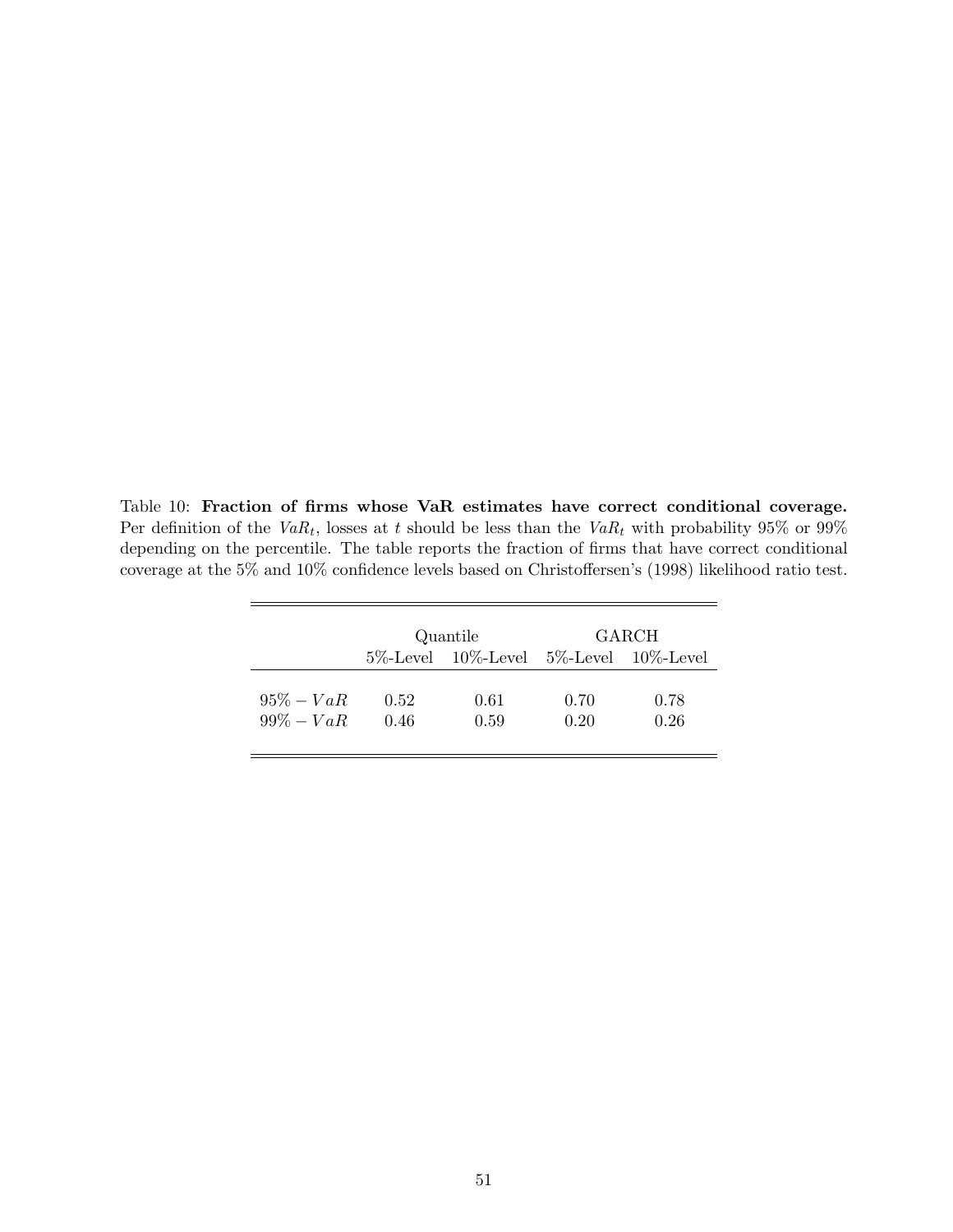Table 10: **Fraction of firms whose VaR estimates have correct conditional coverage.** Per definition of the $VaR_t$, losses at $t$ should be less than the $VaR_t$ with probability 95% or 99% depending on the percentile. The table reports the fraction of firms that have correct conditional coverage at the 5% and 10% confidence levels based on Christoffersen's (1998) likelihood ratio test.

| | Quantile | | GARCH | |
|---|---|---|---|---|
| | 5%-Level | 10%-Level | 5%-Level | 10%-Level |
| $95\% - VaR$ | 0.52 | 0.61 | 0.70 | 0.78 |
| $99\% - VaR$ | 0.46 | 0.59 | 0.20 | 0.26 |